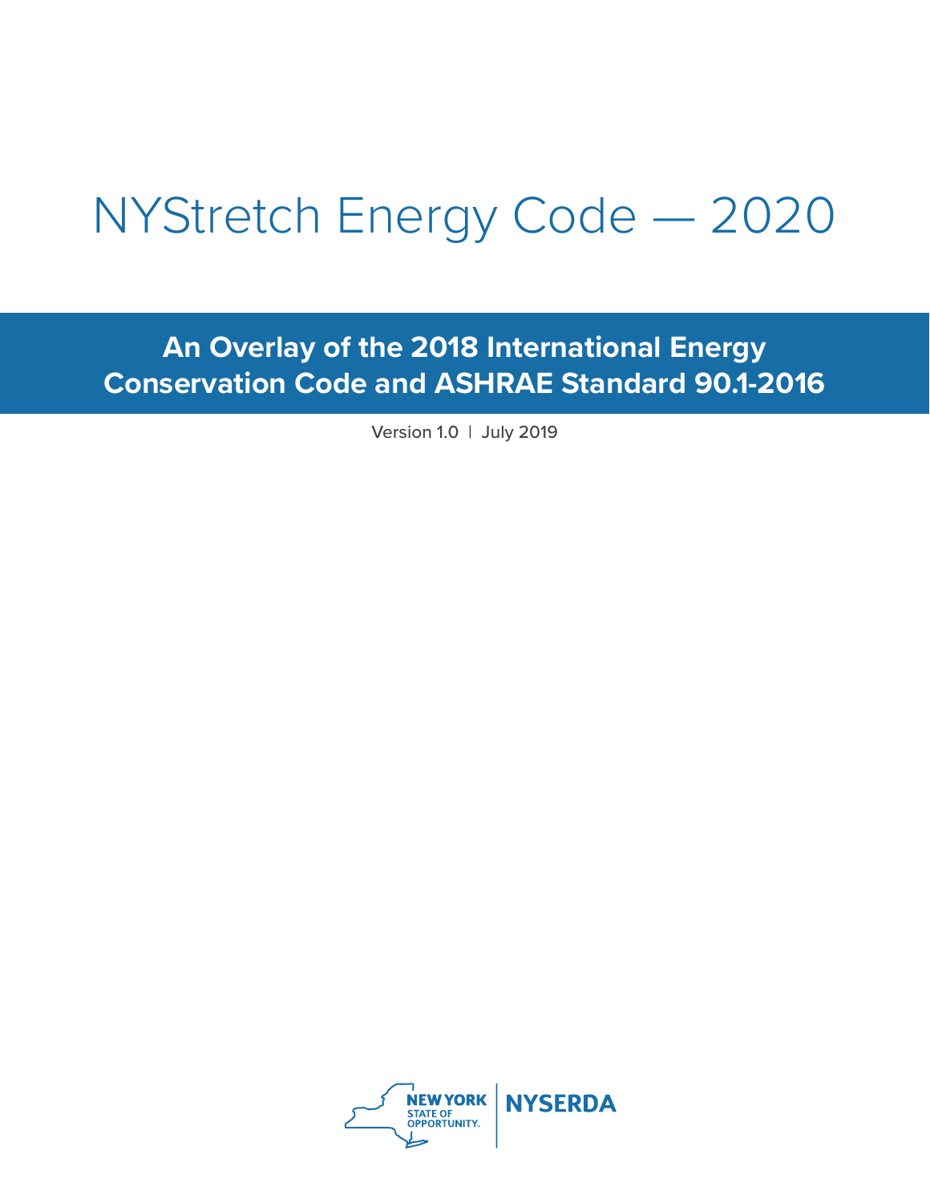# NYStretch Energy Code — 2020

## An Overlay of the 2018 International Energy Conservation Code and ASHRAE Standard 90.1-2016

Version 1.0 | July 2019

NEW YORK STATE OF OPPORTUNITY. | NYSERDA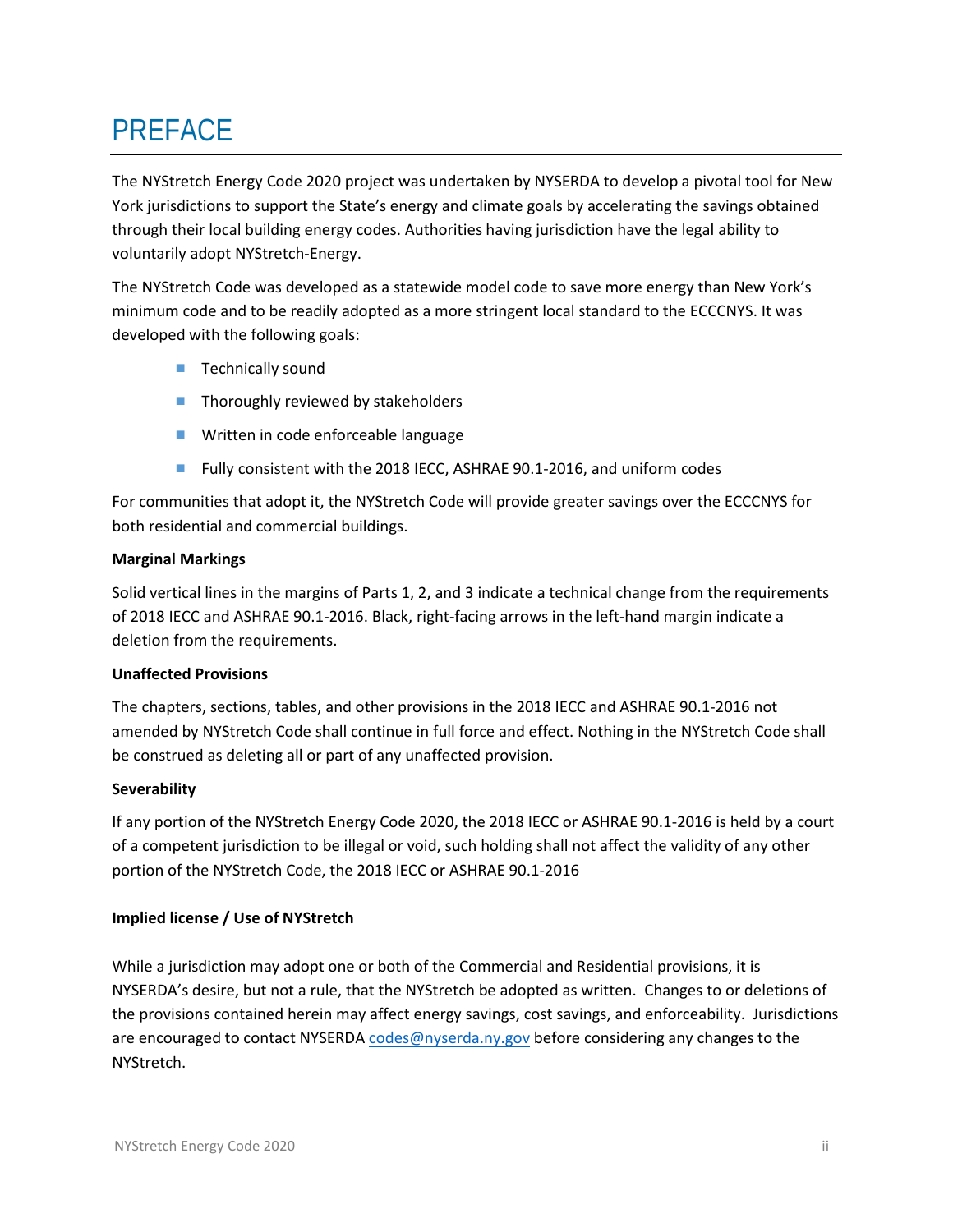# PREFACE

The NYStretch Energy Code 2020 project was undertaken by NYSERDA to develop a pivotal tool for New York jurisdictions to support the State's energy and climate goals by accelerating the savings obtained through their local building energy codes. Authorities having jurisdiction have the legal ability to voluntarily adopt NYStretch-Energy.

The NYStretch Code was developed as a statewide model code to save more energy than New York's minimum code and to be readily adopted as a more stringent local standard to the ECCCNYS. It was developed with the following goals:

- Technically sound
- Thoroughly reviewed by stakeholders
- Written in code enforceable language
- Fully consistent with the 2018 IECC, ASHRAE 90.1-2016, and uniform codes

For communities that adopt it, the NYStretch Code will provide greater savings over the ECCCNYS for both residential and commercial buildings.

**Marginal Markings**

Solid vertical lines in the margins of Parts 1, 2, and 3 indicate a technical change from the requirements of 2018 IECC and ASHRAE 90.1-2016. Black, right-facing arrows in the left-hand margin indicate a deletion from the requirements.

**Unaffected Provisions**

The chapters, sections, tables, and other provisions in the 2018 IECC and ASHRAE 90.1-2016 not amended by NYStretch Code shall continue in full force and effect. Nothing in the NYStretch Code shall be construed as deleting all or part of any unaffected provision.

**Severability**

If any portion of the NYStretch Energy Code 2020, the 2018 IECC or ASHRAE 90.1-2016 is held by a court of a competent jurisdiction to be illegal or void, such holding shall not affect the validity of any other portion of the NYStretch Code, the 2018 IECC or ASHRAE 90.1-2016

**Implied license / Use of NYStretch**

While a jurisdiction may adopt one or both of the Commercial and Residential provisions, it is NYSERDA's desire, but not a rule, that the NYStretch be adopted as written. Changes to or deletions of the provisions contained herein may affect energy savings, cost savings, and enforceability. Jurisdictions are encouraged to contact NYSERDA codes@nyserda.ny.gov before considering any changes to the NYStretch.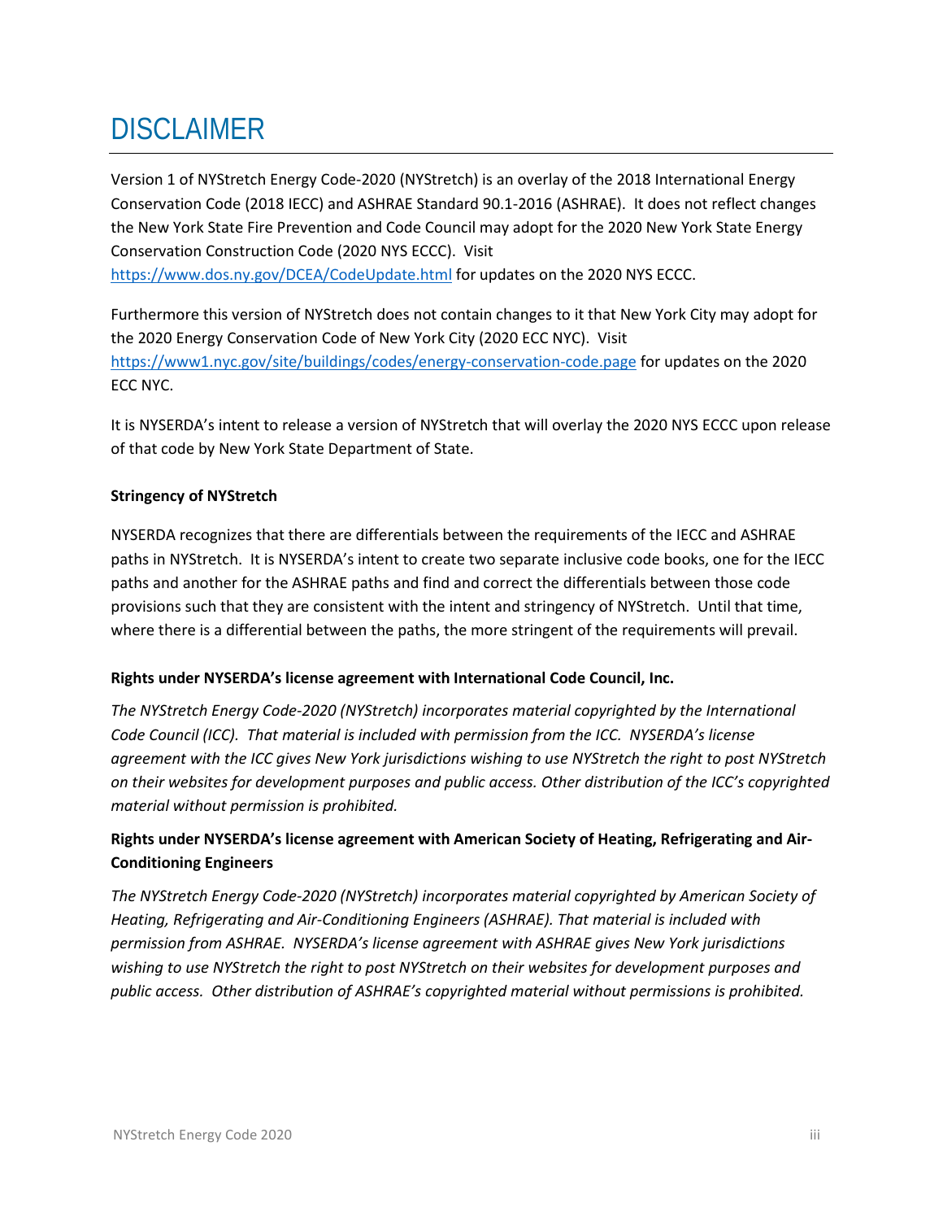# DISCLAIMER

Version 1 of NYStretch Energy Code-2020 (NYStretch) is an overlay of the 2018 International Energy Conservation Code (2018 IECC) and ASHRAE Standard 90.1-2016 (ASHRAE). It does not reflect changes the New York State Fire Prevention and Code Council may adopt for the 2020 New York State Energy Conservation Construction Code (2020 NYS ECCC). Visit https://www.dos.ny.gov/DCEA/CodeUpdate.html for updates on the 2020 NYS ECCC.

Furthermore this version of NYStretch does not contain changes to it that New York City may adopt for the 2020 Energy Conservation Code of New York City (2020 ECC NYC). Visit https://www1.nyc.gov/site/buildings/codes/energy-conservation-code.page for updates on the 2020 ECC NYC.

It is NYSERDA's intent to release a version of NYStretch that will overlay the 2020 NYS ECCC upon release of that code by New York State Department of State.

**Stringency of NYStretch**

NYSERDA recognizes that there are differentials between the requirements of the IECC and ASHRAE paths in NYStretch. It is NYSERDA's intent to create two separate inclusive code books, one for the IECC paths and another for the ASHRAE paths and find and correct the differentials between those code provisions such that they are consistent with the intent and stringency of NYStretch. Until that time, where there is a differential between the paths, the more stringent of the requirements will prevail.

**Rights under NYSERDA's license agreement with International Code Council, Inc.**

*The NYStretch Energy Code-2020 (NYStretch) incorporates material copyrighted by the International Code Council (ICC). That material is included with permission from the ICC. NYSERDA's license agreement with the ICC gives New York jurisdictions wishing to use NYStretch the right to post NYStretch on their websites for development purposes and public access. Other distribution of the ICC's copyrighted material without permission is prohibited.*

**Rights under NYSERDA's license agreement with American Society of Heating, Refrigerating and Air-Conditioning Engineers**

*The NYStretch Energy Code-2020 (NYStretch) incorporates material copyrighted by American Society of Heating, Refrigerating and Air-Conditioning Engineers (ASHRAE). That material is included with permission from ASHRAE. NYSERDA's license agreement with ASHRAE gives New York jurisdictions wishing to use NYStretch the right to post NYStretch on their websites for development purposes and public access. Other distribution of ASHRAE's copyrighted material without permissions is prohibited.*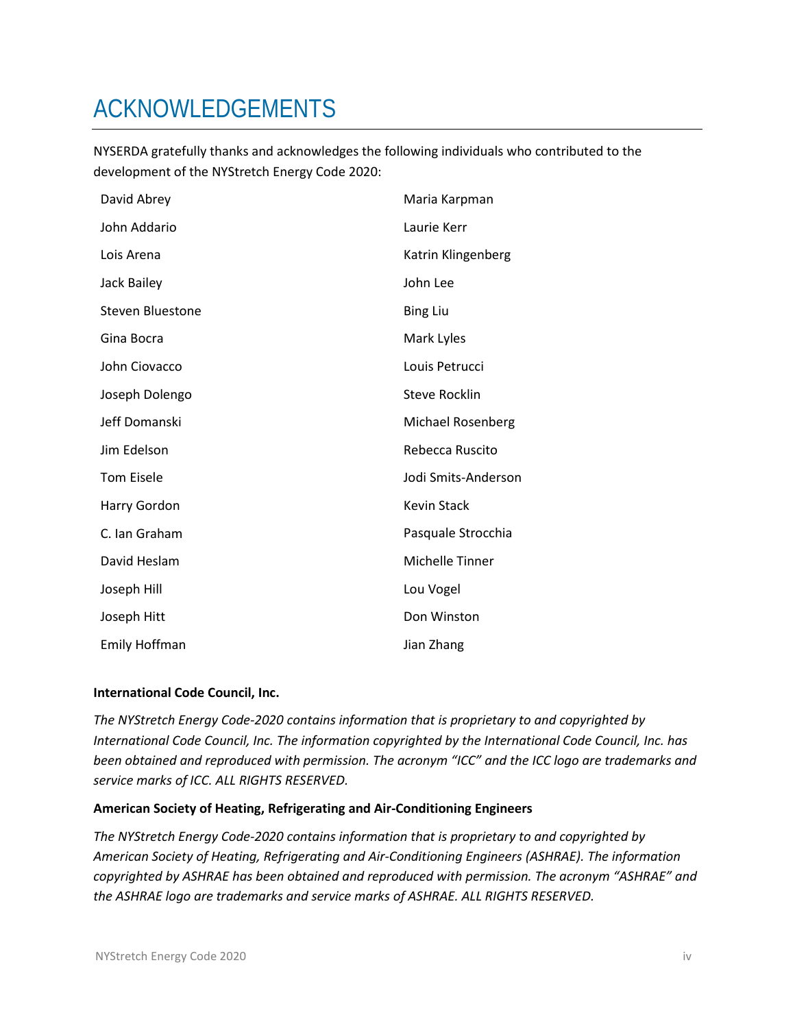# ACKNOWLEDGEMENTS

NYSERDA gratefully thanks and acknowledges the following individuals who contributed to the development of the NYStretch Energy Code 2020:

David Abrey
John Addario
Lois Arena
Jack Bailey
Steven Bluestone
Gina Bocra
John Ciovacco
Joseph Dolengo
Jeff Domanski
Jim Edelson
Tom Eisele
Harry Gordon
C. Ian Graham
David Heslam
Joseph Hill
Joseph Hitt
Emily Hoffman
Maria Karpman
Laurie Kerr
Katrin Klingenberg
John Lee
Bing Liu
Mark Lyles
Louis Petrucci
Steve Rocklin
Michael Rosenberg
Rebecca Ruscito
Jodi Smits-Anderson
Kevin Stack
Pasquale Strocchia
Michelle Tinner
Lou Vogel
Don Winston
Jian Zhang

**International Code Council, Inc.**

*The NYStretch Energy Code-2020 contains information that is proprietary to and copyrighted by International Code Council, Inc. The information copyrighted by the International Code Council, Inc. has been obtained and reproduced with permission. The acronym "ICC" and the ICC logo are trademarks and service marks of ICC. ALL RIGHTS RESERVED.*

**American Society of Heating, Refrigerating and Air-Conditioning Engineers**

*The NYStretch Energy Code-2020 contains information that is proprietary to and copyrighted by American Society of Heating, Refrigerating and Air-Conditioning Engineers (ASHRAE). The information copyrighted by ASHRAE has been obtained and reproduced with permission. The acronym "ASHRAE" and the ASHRAE logo are trademarks and service marks of ASHRAE. ALL RIGHTS RESERVED.*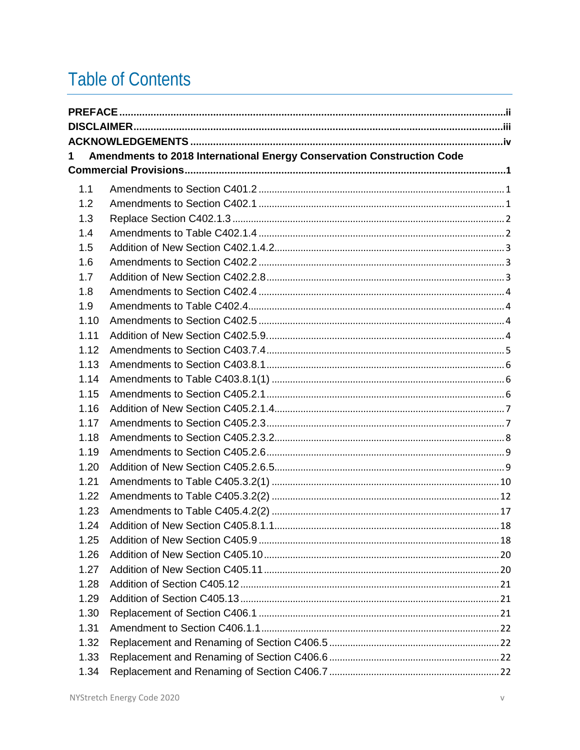# Table of Contents

**PREFACE** ........ ii

**DISCLAIMER** ........ iii

**ACKNOWLEDGEMENTS** ........ iv

**1 Amendments to 2018 International Energy Conservation Construction Code Commercial Provisions** ........ 1

- 1.1 Amendments to Section C401.2 ........ 1
- 1.2 Amendments to Section C402.1 ........ 1
- 1.3 Replace Section C402.1.3 ........ 2
- 1.4 Amendments to Table C402.1.4 ........ 2
- 1.5 Addition of New Section C402.1.4.2 ........ 3
- 1.6 Amendments to Section C402.2 ........ 3
- 1.7 Addition of New Section C402.2.8 ........ 3
- 1.8 Amendments to Section C402.4 ........ 4
- 1.9 Amendments to Table C402.4 ........ 4
- 1.10 Amendments to Section C402.5 ........ 4
- 1.11 Addition of New Section C402.5.9. ........ 4
- 1.12 Amendments to Section C403.7.4 ........ 5
- 1.13 Amendments to Section C403.8.1 ........ 6
- 1.14 Amendments to Table C403.8.1(1) ........ 6
- 1.15 Amendments to Section C405.2.1 ........ 6
- 1.16 Addition of New Section C405.2.1.4 ........ 7
- 1.17 Amendments to Section C405.2.3 ........ 7
- 1.18 Amendments to Section C405.2.3.2 ........ 8
- 1.19 Amendments to Section C405.2.6 ........ 9
- 1.20 Addition of New Section C405.2.6.5 ........ 9
- 1.21 Amendments to Table C405.3.2(1) ........ 10
- 1.22 Amendments to Table C405.3.2(2) ........ 12
- 1.23 Amendments to Table C405.4.2(2) ........ 17
- 1.24 Addition of New Section C405.8.1.1 ........ 18
- 1.25 Addition of New Section C405.9 ........ 18
- 1.26 Addition of New Section C405.10 ........ 20
- 1.27 Addition of New Section C405.11 ........ 20
- 1.28 Addition of Section C405.12 ........ 21
- 1.29 Addition of Section C405.13 ........ 21
- 1.30 Replacement of Section C406.1 ........ 21
- 1.31 Amendment to Section C406.1.1 ........ 22
- 1.32 Replacement and Renaming of Section C406.5 ........ 22
- 1.33 Replacement and Renaming of Section C406.6 ........ 22
- 1.34 Replacement and Renaming of Section C406.7 ........ 22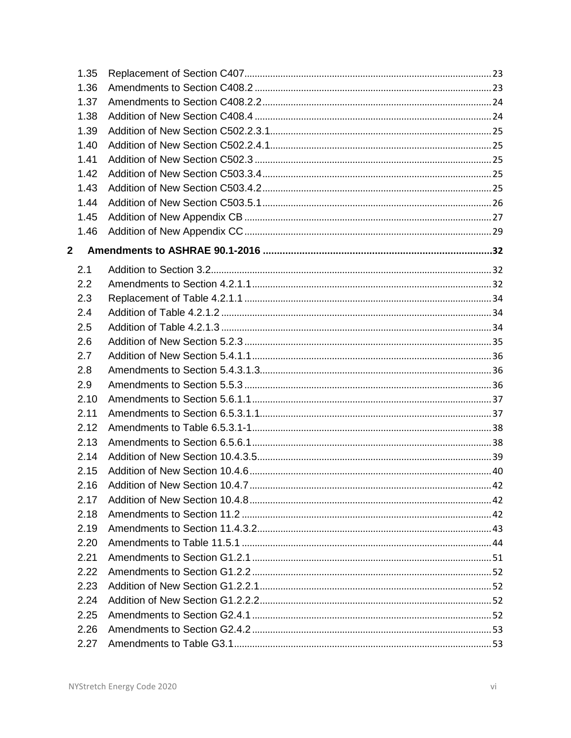1.35 Replacement of Section C407 ........ 23
1.36 Amendments to Section C408.2 ........ 23
1.37 Amendments to Section C408.2.2 ........ 24
1.38 Addition of New Section C408.4 ........ 24
1.39 Addition of New Section C502.2.3.1 ........ 25
1.40 Addition of New Section C502.2.4.1 ........ 25
1.41 Addition of New Section C502.3 ........ 25
1.42 Addition of New Section C503.3.4 ........ 25
1.43 Addition of New Section C503.4.2 ........ 25
1.44 Addition of New Section C503.5.1 ........ 26
1.45 Addition of New Appendix CB ........ 27
1.46 Addition of New Appendix CC ........ 29

**2 Amendments to ASHRAE 90.1-2016 ........ 32**

2.1 Addition to Section 3.2 ........ 32
2.2 Amendments to Section 4.2.1.1 ........ 32
2.3 Replacement of Table 4.2.1.1 ........ 34
2.4 Addition of Table 4.2.1.2 ........ 34
2.5 Addition of Table 4.2.1.3 ........ 34
2.6 Addition of New Section 5.2.3 ........ 35
2.7 Addition of New Section 5.4.1.1 ........ 36
2.8 Amendments to Section 5.4.3.1.3 ........ 36
2.9 Amendments to Section 5.5.3 ........ 36
2.10 Amendments to Section 5.6.1.1 ........ 37
2.11 Amendments to Section 6.5.3.1.1 ........ 37
2.12 Amendments to Table 6.5.3.1-1 ........ 38
2.13 Amendments to Section 6.5.6.1 ........ 38
2.14 Addition of New Section 10.4.3.5 ........ 39
2.15 Addition of New Section 10.4.6 ........ 40
2.16 Addition of New Section 10.4.7 ........ 42
2.17 Addition of New Section 10.4.8 ........ 42
2.18 Amendments to Section 11.2 ........ 42
2.19 Amendments to Section 11.4.3.2 ........ 43
2.20 Amendments to Table 11.5.1 ........ 44
2.21 Amendments to Section G1.2.1 ........ 51
2.22 Amendments to Section G1.2.2 ........ 52
2.23 Addition of New Section G1.2.2.1 ........ 52
2.24 Addition of New Section G1.2.2.2 ........ 52
2.25 Amendments to Section G2.4.1 ........ 52
2.26 Amendments to Section G2.4.2 ........ 53
2.27 Amendments to Table G3.1 ........ 53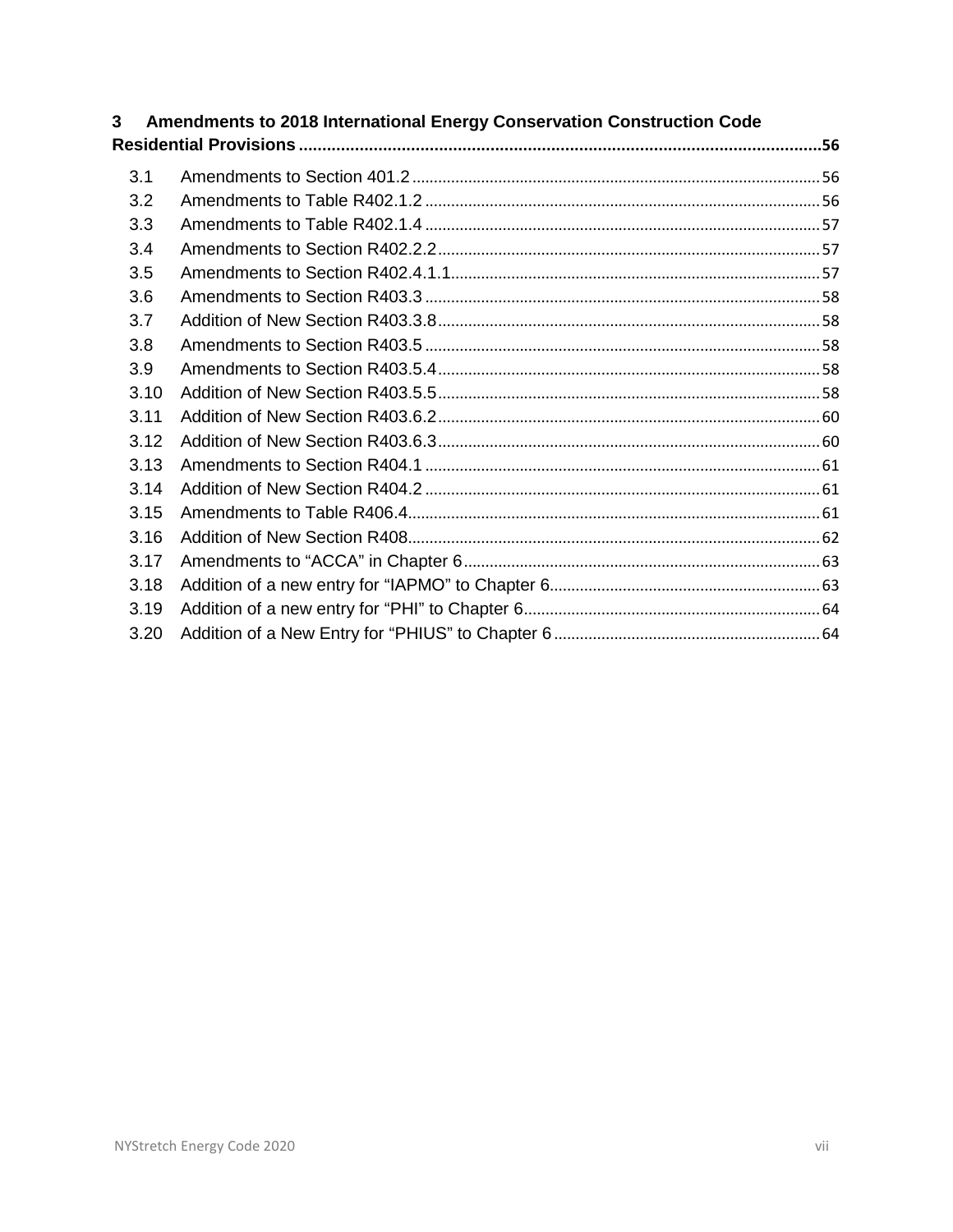3 Amendments to 2018 International Energy Conservation Construction Code Residential Provisions ..... 56

- 3.1 Amendments to Section 401.2 ..... 56
- 3.2 Amendments to Table R402.1.2 ..... 56
- 3.3 Amendments to Table R402.1.4 ..... 57
- 3.4 Amendments to Section R402.2.2 ..... 57
- 3.5 Amendments to Section R402.4.1.1 ..... 57
- 3.6 Amendments to Section R403.3 ..... 58
- 3.7 Addition of New Section R403.3.8 ..... 58
- 3.8 Amendments to Section R403.5 ..... 58
- 3.9 Amendments to Section R403.5.4 ..... 58
- 3.10 Addition of New Section R403.5.5 ..... 58
- 3.11 Addition of New Section R403.6.2 ..... 60
- 3.12 Addition of New Section R403.6.3 ..... 60
- 3.13 Amendments to Section R404.1 ..... 61
- 3.14 Addition of New Section R404.2 ..... 61
- 3.15 Amendments to Table R406.4 ..... 61
- 3.16 Addition of New Section R408 ..... 62
- 3.17 Amendments to “ACCA” in Chapter 6 ..... 63
- 3.18 Addition of a new entry for “IAPMO” to Chapter 6 ..... 63
- 3.19 Addition of a new entry for “PHI” to Chapter 6 ..... 64
- 3.20 Addition of a New Entry for “PHIUS” to Chapter 6 ..... 64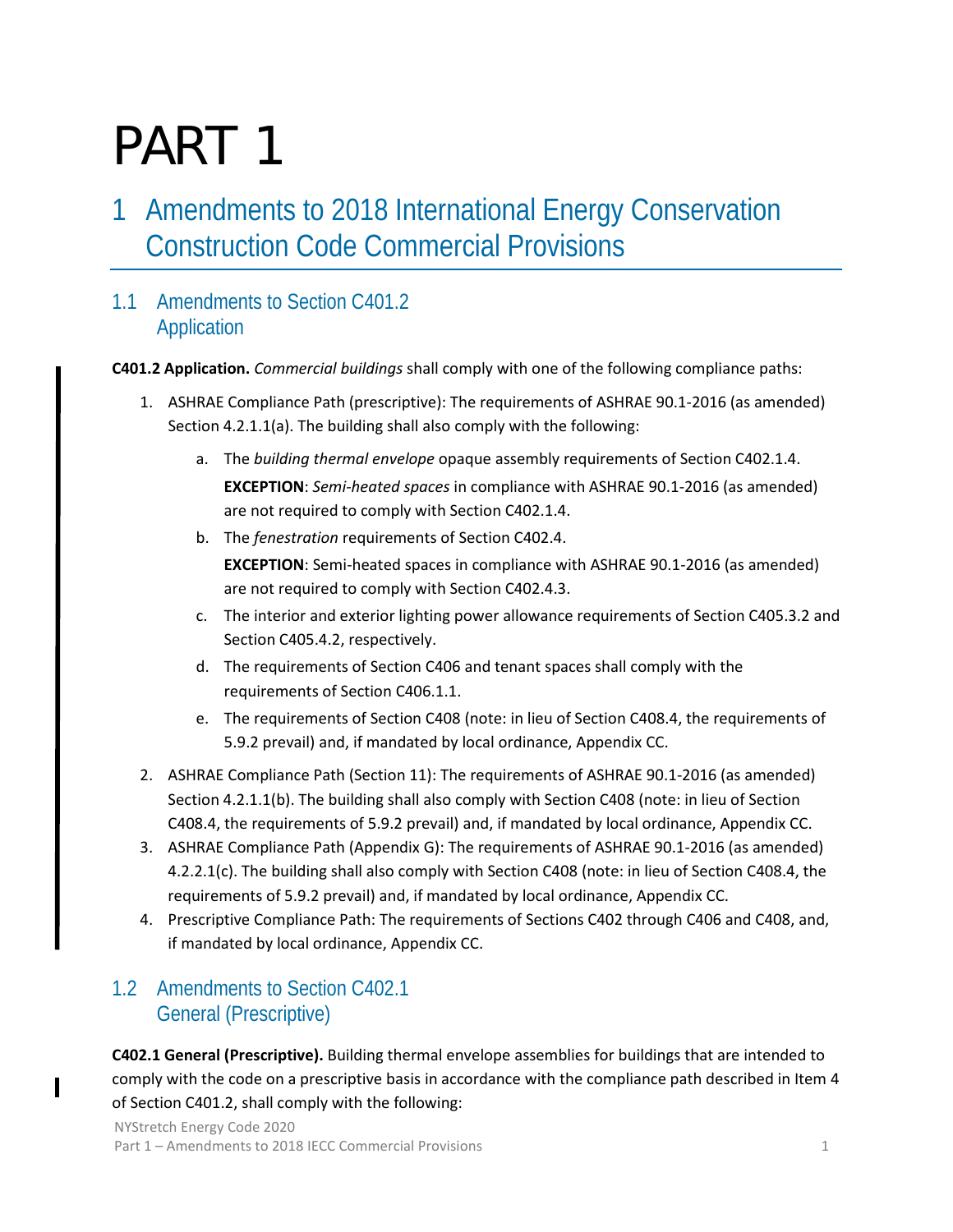# PART 1

## 1 Amendments to 2018 International Energy Conservation Construction Code Commercial Provisions

### 1.1 Amendments to Section C401.2 Application

**C401.2 Application.** *Commercial buildings* shall comply with one of the following compliance paths:

1. ASHRAE Compliance Path (prescriptive): The requirements of ASHRAE 90.1-2016 (as amended) Section 4.2.1.1(a). The building shall also comply with the following:
   a. The *building thermal envelope* opaque assembly requirements of Section C402.1.4.
      **EXCEPTION**: *Semi-heated spaces* in compliance with ASHRAE 90.1-2016 (as amended) are not required to comply with Section C402.1.4.
   b. The *fenestration* requirements of Section C402.4.
      **EXCEPTION**: Semi-heated spaces in compliance with ASHRAE 90.1-2016 (as amended) are not required to comply with Section C402.4.3.
   c. The interior and exterior lighting power allowance requirements of Section C405.3.2 and Section C405.4.2, respectively.
   d. The requirements of Section C406 and tenant spaces shall comply with the requirements of Section C406.1.1.
   e. The requirements of Section C408 (note: in lieu of Section C408.4, the requirements of 5.9.2 prevail) and, if mandated by local ordinance, Appendix CC.
2. ASHRAE Compliance Path (Section 11): The requirements of ASHRAE 90.1-2016 (as amended) Section 4.2.1.1(b). The building shall also comply with Section C408 (note: in lieu of Section C408.4, the requirements of 5.9.2 prevail) and, if mandated by local ordinance, Appendix CC.
3. ASHRAE Compliance Path (Appendix G): The requirements of ASHRAE 90.1-2016 (as amended) 4.2.2.1(c). The building shall also comply with Section C408 (note: in lieu of Section C408.4, the requirements of 5.9.2 prevail) and, if mandated by local ordinance, Appendix CC.
4. Prescriptive Compliance Path: The requirements of Sections C402 through C406 and C408, and, if mandated by local ordinance, Appendix CC.

### 1.2 Amendments to Section C402.1 General (Prescriptive)

**C402.1 General (Prescriptive).** Building thermal envelope assemblies for buildings that are intended to comply with the code on a prescriptive basis in accordance with the compliance path described in Item 4 of Section C401.2, shall comply with the following: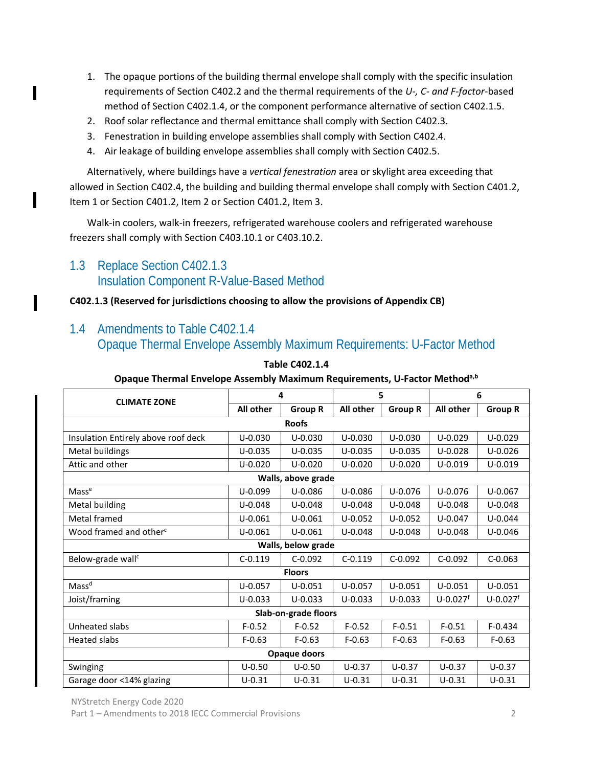1. The opaque portions of the building thermal envelope shall comply with the specific insulation requirements of Section C402.2 and the thermal requirements of the *U-, C- and F-factor*-based method of Section C402.1.4, or the component performance alternative of section C402.1.5.
2. Roof solar reflectance and thermal emittance shall comply with Section C402.3.
3. Fenestration in building envelope assemblies shall comply with Section C402.4.
4. Air leakage of building envelope assemblies shall comply with Section C402.5.

Alternatively, where buildings have a *vertical fenestration* area or skylight area exceeding that allowed in Section C402.4, the building and building thermal envelope shall comply with Section C401.2, Item 1 or Section C401.2, Item 2 or Section C401.2, Item 3.

Walk-in coolers, walk-in freezers, refrigerated warehouse coolers and refrigerated warehouse freezers shall comply with Section C403.10.1 or C403.10.2.

## 1.3 Replace Section C402.1.3 Insulation Component R-Value-Based Method

**C402.1.3 (Reserved for jurisdictions choosing to allow the provisions of Appendix CB)**

## 1.4 Amendments to Table C402.1.4 Opaque Thermal Envelope Assembly Maximum Requirements: U-Factor Method

**Table C402.1.4**

**Opaque Thermal Envelope Assembly Maximum Requirements, U-Factor Method[a,b]**

| CLIMATE ZONE | 4 | | 5 | | 6 | |
|---|---|---|---|---|---|---|
| | **All other** | **Group R** | **All other** | **Group R** | **All other** | **Group R** |
| **Roofs** | | | | | | |
| Insulation Entirely above roof deck | U-0.030 | U-0.030 | U-0.030 | U-0.030 | U-0.029 | U-0.029 |
| Metal buildings | U-0.035 | U-0.035 | U-0.035 | U-0.035 | U-0.028 | U-0.026 |
| Attic and other | U-0.020 | U-0.020 | U-0.020 | U-0.020 | U-0.019 | U-0.019 |
| **Walls, above grade** | | | | | | |
| Mass[e] | U-0.099 | U-0.086 | U-0.086 | U-0.076 | U-0.076 | U-0.067 |
| Metal building | U-0.048 | U-0.048 | U-0.048 | U-0.048 | U-0.048 | U-0.048 |
| Metal framed | U-0.061 | U-0.061 | U-0.052 | U-0.052 | U-0.047 | U-0.044 |
| Wood framed and other[c] | U-0.061 | U-0.061 | U-0.048 | U-0.048 | U-0.048 | U-0.046 |
| **Walls, below grade** | | | | | | |
| Below-grade wall[c] | C-0.119 | C-0.092 | C-0.119 | C-0.092 | C-0.092 | C-0.063 |
| **Floors** | | | | | | |
| Mass[d] | U-0.057 | U-0.051 | U-0.057 | U-0.051 | U-0.051 | U-0.051 |
| Joist/framing | U-0.033 | U-0.033 | U-0.033 | U-0.033 | U-0.027[f] | U-0.027[f] |
| **Slab-on-grade floors** | | | | | | |
| Unheated slabs | F-0.52 | F-0.52 | F-0.52 | F-0.51 | F-0.51 | F-0.434 |
| Heated slabs | F-0.63 | F-0.63 | F-0.63 | F-0.63 | F-0.63 | F-0.63 |
| **Opaque doors** | | | | | | |
| Swinging | U-0.50 | U-0.50 | U-0.37 | U-0.37 | U-0.37 | U-0.37 |
| Garage door <14% glazing | U-0.31 | U-0.31 | U-0.31 | U-0.31 | U-0.31 | U-0.31 |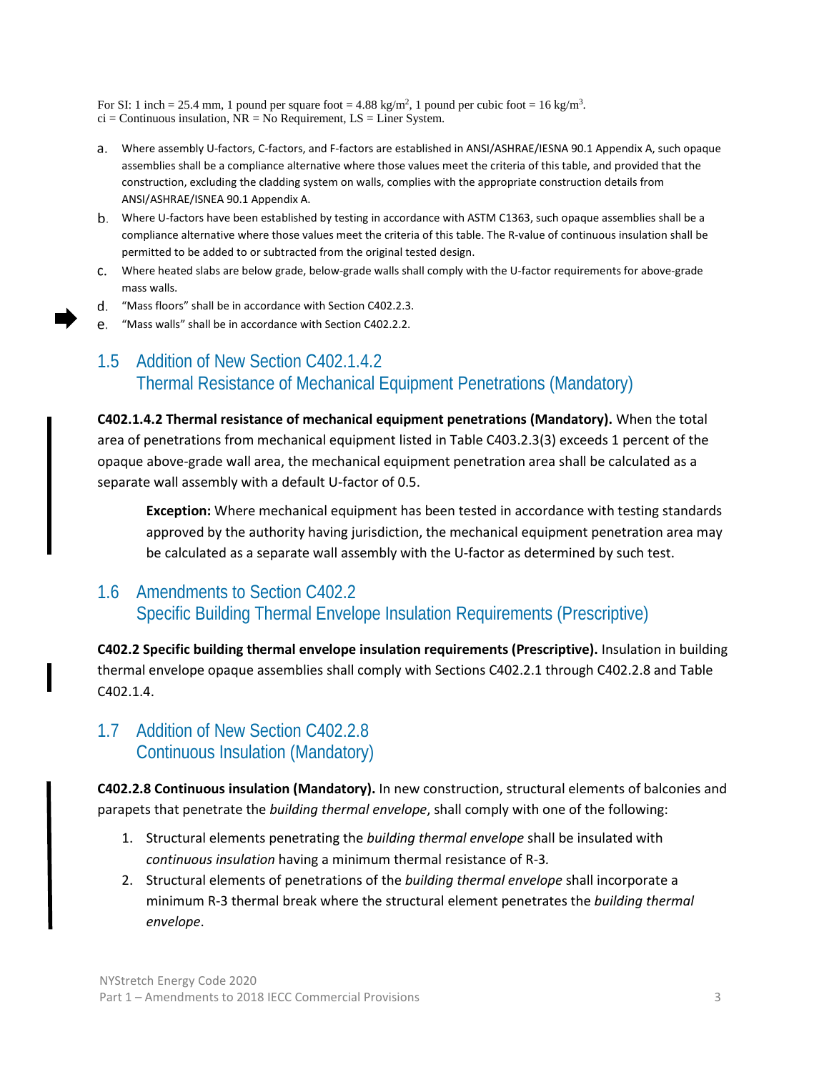For SI: 1 inch = 25.4 mm, 1 pound per square foot = 4.88 kg/m$^2$, 1 pound per cubic foot = 16 kg/m$^3$.
ci = Continuous insulation, NR = No Requirement, LS = Liner System.

a. Where assembly U-factors, C-factors, and F-factors are established in ANSI/ASHRAE/IESNA 90.1 Appendix A, such opaque assemblies shall be a compliance alternative where those values meet the criteria of this table, and provided that the construction, excluding the cladding system on walls, complies with the appropriate construction details from ANSI/ASHRAE/ISNEA 90.1 Appendix A.

b. Where U-factors have been established by testing in accordance with ASTM C1363, such opaque assemblies shall be a compliance alternative where those values meet the criteria of this table. The R-value of continuous insulation shall be permitted to be added to or subtracted from the original tested design.

c. Where heated slabs are below grade, below-grade walls shall comply with the U-factor requirements for above-grade mass walls.

d. "Mass floors" shall be in accordance with Section C402.2.3.

e. "Mass walls" shall be in accordance with Section C402.2.2.

## 1.5 Addition of New Section C402.1.4.2 Thermal Resistance of Mechanical Equipment Penetrations (Mandatory)

**C402.1.4.2 Thermal resistance of mechanical equipment penetrations (Mandatory).** When the total area of penetrations from mechanical equipment listed in Table C403.2.3(3) exceeds 1 percent of the opaque above-grade wall area, the mechanical equipment penetration area shall be calculated as a separate wall assembly with a default U-factor of 0.5.

> **Exception:** Where mechanical equipment has been tested in accordance with testing standards approved by the authority having jurisdiction, the mechanical equipment penetration area may be calculated as a separate wall assembly with the U-factor as determined by such test.

## 1.6 Amendments to Section C402.2 Specific Building Thermal Envelope Insulation Requirements (Prescriptive)

**C402.2 Specific building thermal envelope insulation requirements (Prescriptive).** Insulation in building thermal envelope opaque assemblies shall comply with Sections C402.2.1 through C402.2.8 and Table C402.1.4.

## 1.7 Addition of New Section C402.2.8 Continuous Insulation (Mandatory)

**C402.2.8 Continuous insulation (Mandatory).** In new construction, structural elements of balconies and parapets that penetrate the *building thermal envelope*, shall comply with one of the following:

1. Structural elements penetrating the *building thermal envelope* shall be insulated with *continuous insulation* having a minimum thermal resistance of R-3.
2. Structural elements of penetrations of the *building thermal envelope* shall incorporate a minimum R-3 thermal break where the structural element penetrates the *building thermal envelope*.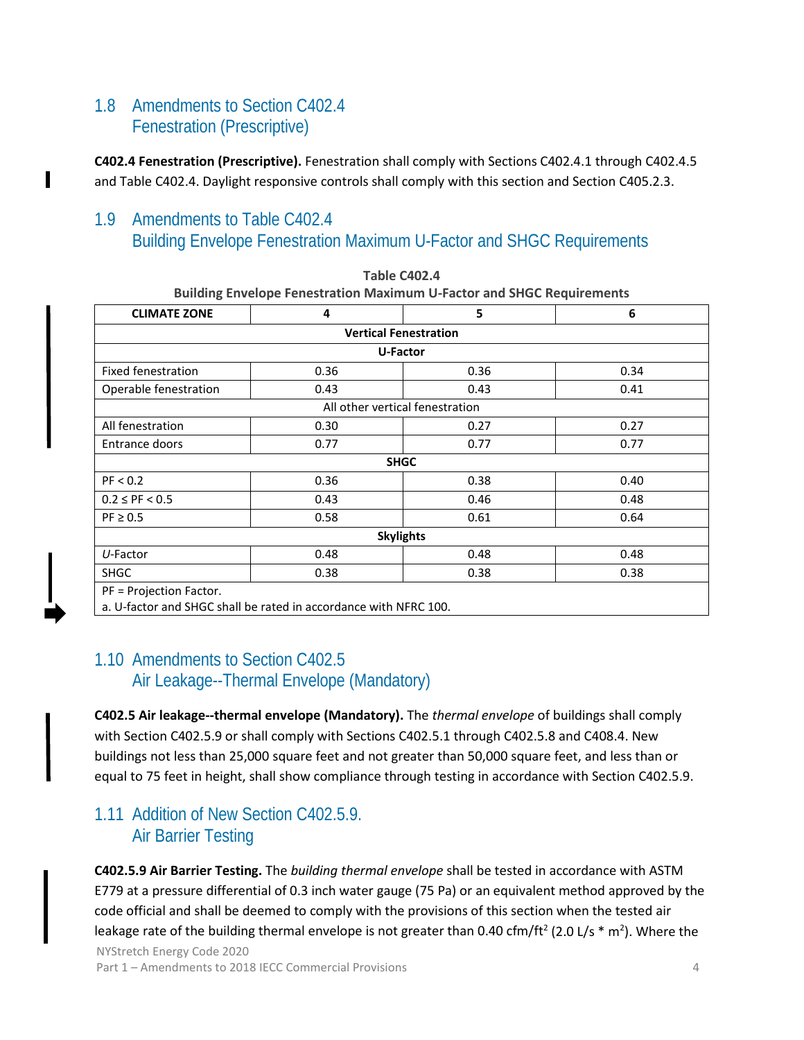## 1.8 Amendments to Section C402.4 Fenestration (Prescriptive)

**C402.4 Fenestration (Prescriptive).** Fenestration shall comply with Sections C402.4.1 through C402.4.5 and Table C402.4. Daylight responsive controls shall comply with this section and Section C405.2.3.

## 1.9 Amendments to Table C402.4 Building Envelope Fenestration Maximum U-Factor and SHGC Requirements

**Table C402.4**
**Building Envelope Fenestration Maximum U-Factor and SHGC Requirements**

| CLIMATE ZONE | 4 | 5 | 6 |
|---|---|---|---|
| **Vertical Fenestration** | | | |
| **U-Factor** | | | |
| Fixed fenestration | 0.36 | 0.36 | 0.34 |
| Operable fenestration | 0.43 | 0.43 | 0.41 |
| All other vertical fenestration | | | |
| All fenestration | 0.30 | 0.27 | 0.27 |
| Entrance doors | 0.77 | 0.77 | 0.77 |
| **SHGC** | | | |
| PF < 0.2 | 0.36 | 0.38 | 0.40 |
| 0.2 ≤ PF < 0.5 | 0.43 | 0.46 | 0.48 |
| PF ≥ 0.5 | 0.58 | 0.61 | 0.64 |
| **Skylights** | | | |
| *U*-Factor | 0.48 | 0.48 | 0.48 |
| SHGC | 0.38 | 0.38 | 0.38 |

PF = Projection Factor.
a. U-factor and SHGC shall be rated in accordance with NFRC 100.

## 1.10 Amendments to Section C402.5 Air Leakage--Thermal Envelope (Mandatory)

**C402.5 Air leakage--thermal envelope (Mandatory).** The *thermal envelope* of buildings shall comply with Section C402.5.9 or shall comply with Sections C402.5.1 through C402.5.8 and C408.4. New buildings not less than 25,000 square feet and not greater than 50,000 square feet, and less than or equal to 75 feet in height, shall show compliance through testing in accordance with Section C402.5.9.

## 1.11 Addition of New Section C402.5.9. Air Barrier Testing

**C402.5.9 Air Barrier Testing.** The *building thermal envelope* shall be tested in accordance with ASTM E779 at a pressure differential of 0.3 inch water gauge (75 Pa) or an equivalent method approved by the code official and shall be deemed to comply with the provisions of this section when the tested air leakage rate of the building thermal envelope is not greater than 0.40 cfm/ft$^2$ (2.0 L/s * m$^2$). Where the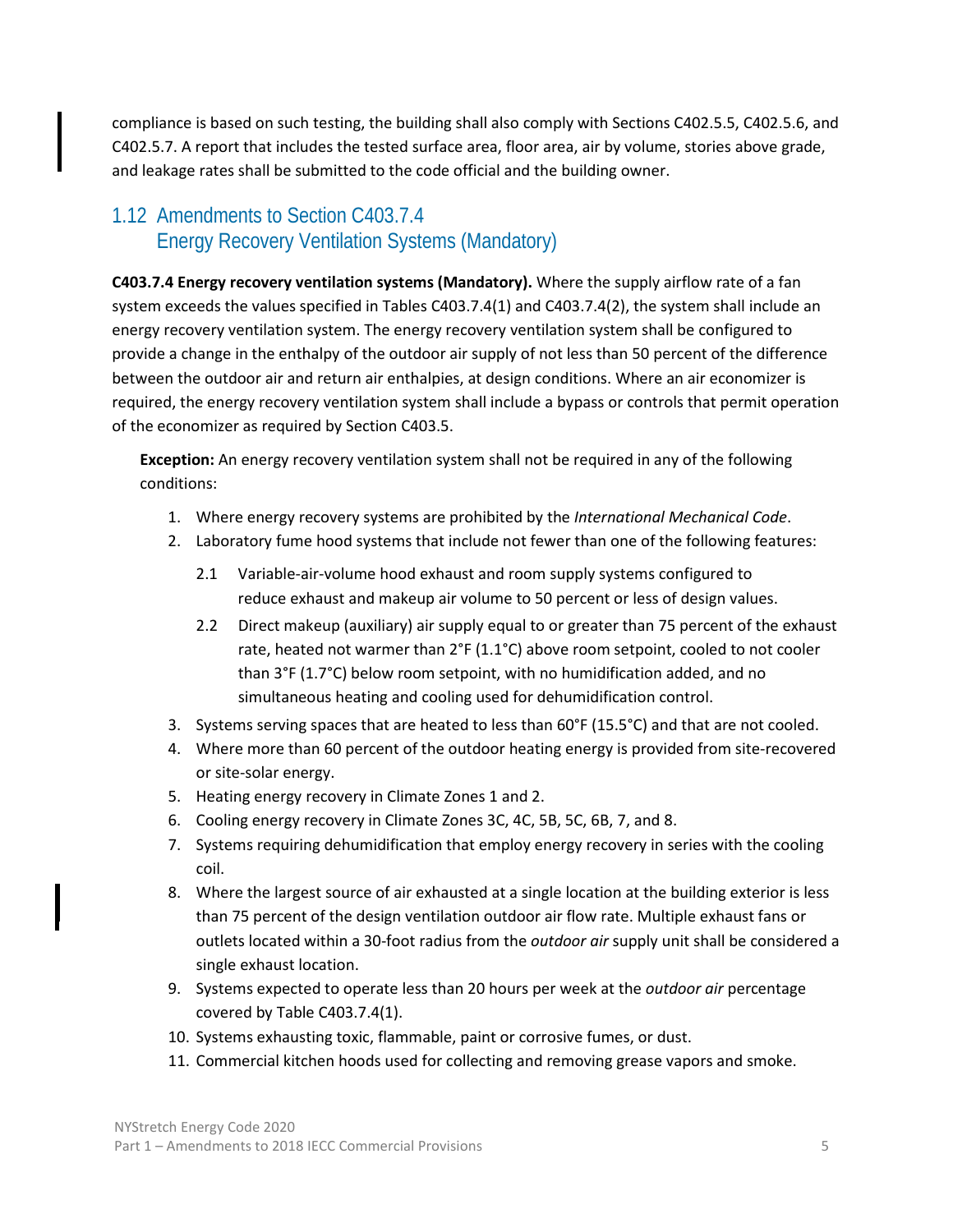compliance is based on such testing, the building shall also comply with Sections C402.5.5, C402.5.6, and C402.5.7. A report that includes the tested surface area, floor area, air by volume, stories above grade, and leakage rates shall be submitted to the code official and the building owner.

## 1.12 Amendments to Section C403.7.4 Energy Recovery Ventilation Systems (Mandatory)

**C403.7.4 Energy recovery ventilation systems (Mandatory).** Where the supply airflow rate of a fan system exceeds the values specified in Tables C403.7.4(1) and C403.7.4(2), the system shall include an energy recovery ventilation system. The energy recovery ventilation system shall be configured to provide a change in the enthalpy of the outdoor air supply of not less than 50 percent of the difference between the outdoor air and return air enthalpies, at design conditions. Where an air economizer is required, the energy recovery ventilation system shall include a bypass or controls that permit operation of the economizer as required by Section C403.5.

**Exception:** An energy recovery ventilation system shall not be required in any of the following conditions:

1. Where energy recovery systems are prohibited by the *International Mechanical Code*.
2. Laboratory fume hood systems that include not fewer than one of the following features:
   - 2.1 Variable-air-volume hood exhaust and room supply systems configured to reduce exhaust and makeup air volume to 50 percent or less of design values.
   - 2.2 Direct makeup (auxiliary) air supply equal to or greater than 75 percent of the exhaust rate, heated not warmer than 2°F (1.1°C) above room setpoint, cooled to not cooler than 3°F (1.7°C) below room setpoint, with no humidification added, and no simultaneous heating and cooling used for dehumidification control.
3. Systems serving spaces that are heated to less than 60°F (15.5°C) and that are not cooled.
4. Where more than 60 percent of the outdoor heating energy is provided from site-recovered or site-solar energy.
5. Heating energy recovery in Climate Zones 1 and 2.
6. Cooling energy recovery in Climate Zones 3C, 4C, 5B, 5C, 6B, 7, and 8.
7. Systems requiring dehumidification that employ energy recovery in series with the cooling coil.
8. Where the largest source of air exhausted at a single location at the building exterior is less than 75 percent of the design ventilation outdoor air flow rate. Multiple exhaust fans or outlets located within a 30-foot radius from the *outdoor air* supply unit shall be considered a single exhaust location.
9. Systems expected to operate less than 20 hours per week at the *outdoor air* percentage covered by Table C403.7.4(1).
10. Systems exhausting toxic, flammable, paint or corrosive fumes, or dust.
11. Commercial kitchen hoods used for collecting and removing grease vapors and smoke.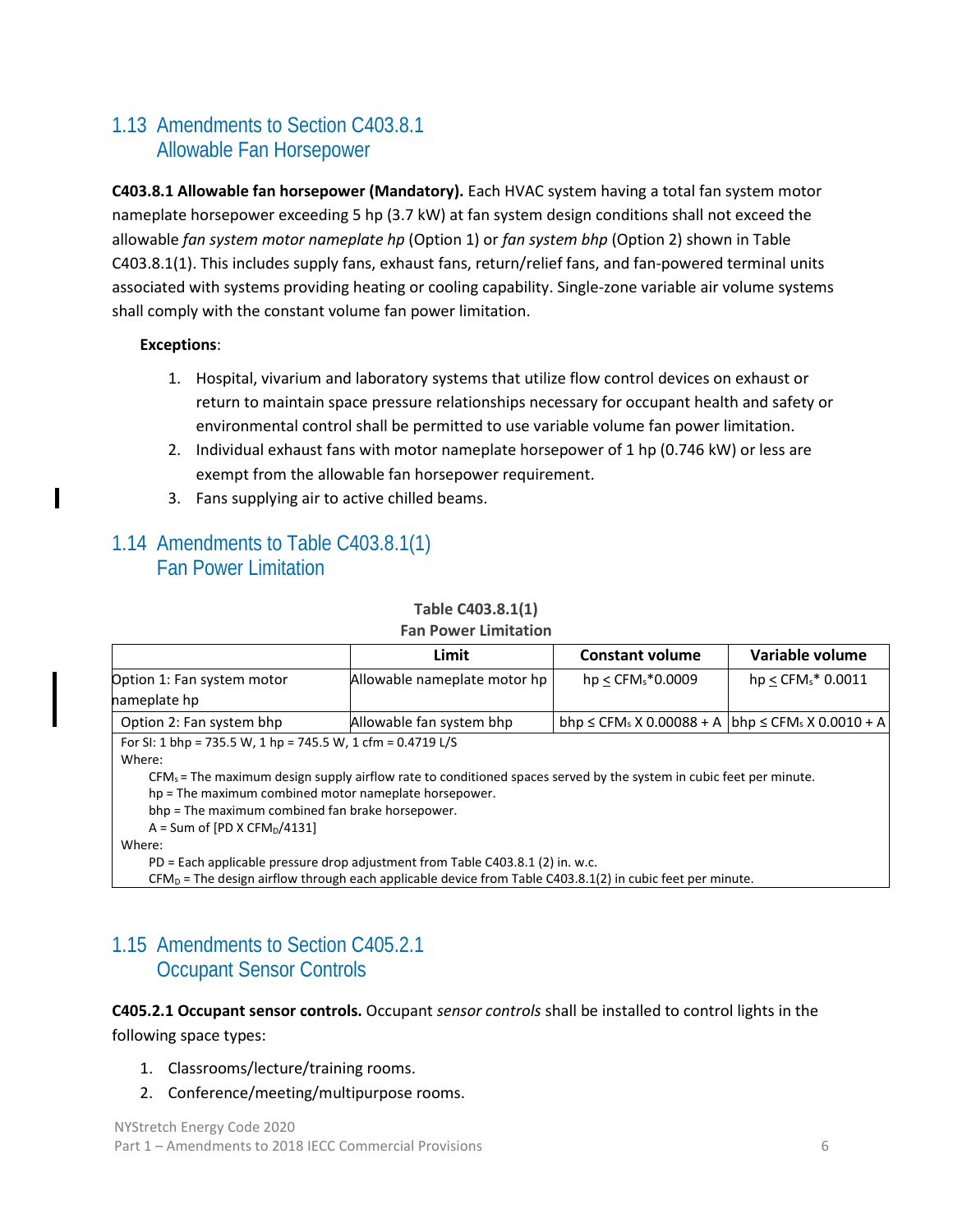## 1.13 Amendments to Section C403.8.1 Allowable Fan Horsepower

**C403.8.1 Allowable fan horsepower (Mandatory).** Each HVAC system having a total fan system motor nameplate horsepower exceeding 5 hp (3.7 kW) at fan system design conditions shall not exceed the allowable *fan system motor nameplate hp* (Option 1) or *fan system bhp* (Option 2) shown in Table C403.8.1(1). This includes supply fans, exhaust fans, return/relief fans, and fan-powered terminal units associated with systems providing heating or cooling capability. Single-zone variable air volume systems shall comply with the constant volume fan power limitation.

**Exceptions**:

1. Hospital, vivarium and laboratory systems that utilize flow control devices on exhaust or return to maintain space pressure relationships necessary for occupant health and safety or environmental control shall be permitted to use variable volume fan power limitation.
2. Individual exhaust fans with motor nameplate horsepower of 1 hp (0.746 kW) or less are exempt from the allowable fan horsepower requirement.
3. Fans supplying air to active chilled beams.

## 1.14 Amendments to Table C403.8.1(1) Fan Power Limitation

**Table C403.8.1(1)**
**Fan Power Limitation**

| | Limit | Constant volume | Variable volume |
|---|---|---|---|
| Option 1: Fan system motor nameplate hp | Allowable nameplate motor hp | $hp \leq CFM_s * 0.0009$ | $hp \leq CFM_s * 0.0011$ |
| Option 2: Fan system bhp | Allowable fan system bhp | $bhp \leq CFM_s \times 0.00088 + A$ | $bhp \leq CFM_s \times 0.0010 + A$ |

For SI: 1 bhp = 735.5 W, 1 hp = 745.5 W, 1 cfm = 0.4719 L/S
Where:
$CFM_s$ = The maximum design supply airflow rate to conditioned spaces served by the system in cubic feet per minute.
hp = The maximum combined motor nameplate horsepower.
bhp = The maximum combined fan brake horsepower.
A = Sum of $[PD \times CFM_D/4131]$
Where:
PD = Each applicable pressure drop adjustment from Table C403.8.1 (2) in. w.c.
$CFM_D$ = The design airflow through each applicable device from Table C403.8.1(2) in cubic feet per minute.

## 1.15 Amendments to Section C405.2.1 Occupant Sensor Controls

**C405.2.1 Occupant sensor controls.** Occupant *sensor controls* shall be installed to control lights in the following space types:

1. Classrooms/lecture/training rooms.
2. Conference/meeting/multipurpose rooms.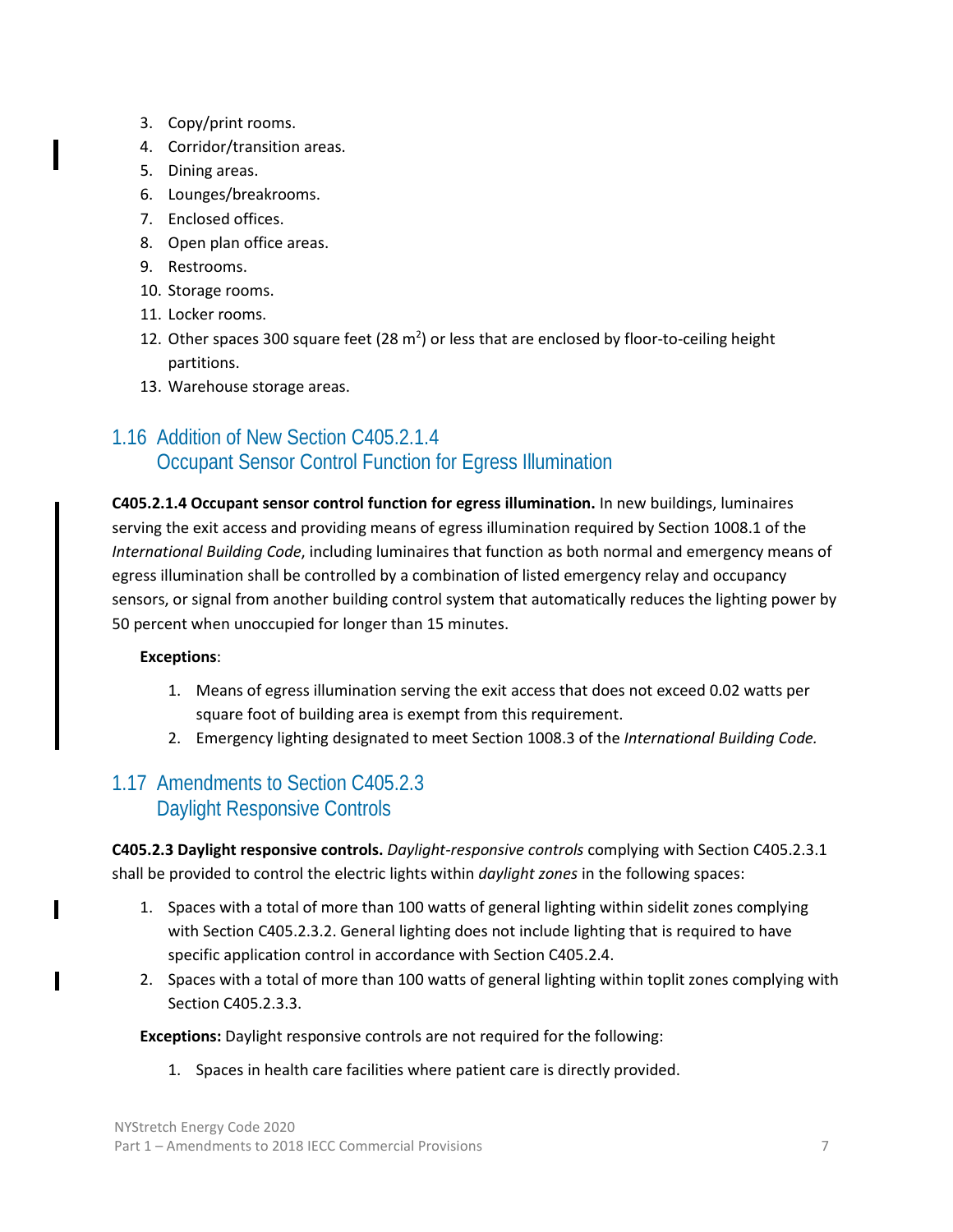3. Copy/print rooms.
4. Corridor/transition areas.
5. Dining areas.
6. Lounges/breakrooms.
7. Enclosed offices.
8. Open plan office areas.
9. Restrooms.
10. Storage rooms.
11. Locker rooms.
12. Other spaces 300 square feet (28 $m^2$) or less that are enclosed by floor-to-ceiling height partitions.
13. Warehouse storage areas.

## 1.16 Addition of New Section C405.2.1.4 Occupant Sensor Control Function for Egress Illumination

**C405.2.1.4 Occupant sensor control function for egress illumination.** In new buildings, luminaires serving the exit access and providing means of egress illumination required by Section 1008.1 of the *International Building Code*, including luminaires that function as both normal and emergency means of egress illumination shall be controlled by a combination of listed emergency relay and occupancy sensors, or signal from another building control system that automatically reduces the lighting power by 50 percent when unoccupied for longer than 15 minutes.

**Exceptions**:

1. Means of egress illumination serving the exit access that does not exceed 0.02 watts per square foot of building area is exempt from this requirement.
2. Emergency lighting designated to meet Section 1008.3 of the *International Building Code.*

## 1.17 Amendments to Section C405.2.3 Daylight Responsive Controls

**C405.2.3 Daylight responsive controls.** *Daylight-responsive controls* complying with Section C405.2.3.1 shall be provided to control the electric lights within *daylight zones* in the following spaces:

1. Spaces with a total of more than 100 watts of general lighting within sidelit zones complying with Section C405.2.3.2. General lighting does not include lighting that is required to have specific application control in accordance with Section C405.2.4.
2. Spaces with a total of more than 100 watts of general lighting within toplit zones complying with Section C405.2.3.3.

**Exceptions:** Daylight responsive controls are not required for the following:

1. Spaces in health care facilities where patient care is directly provided.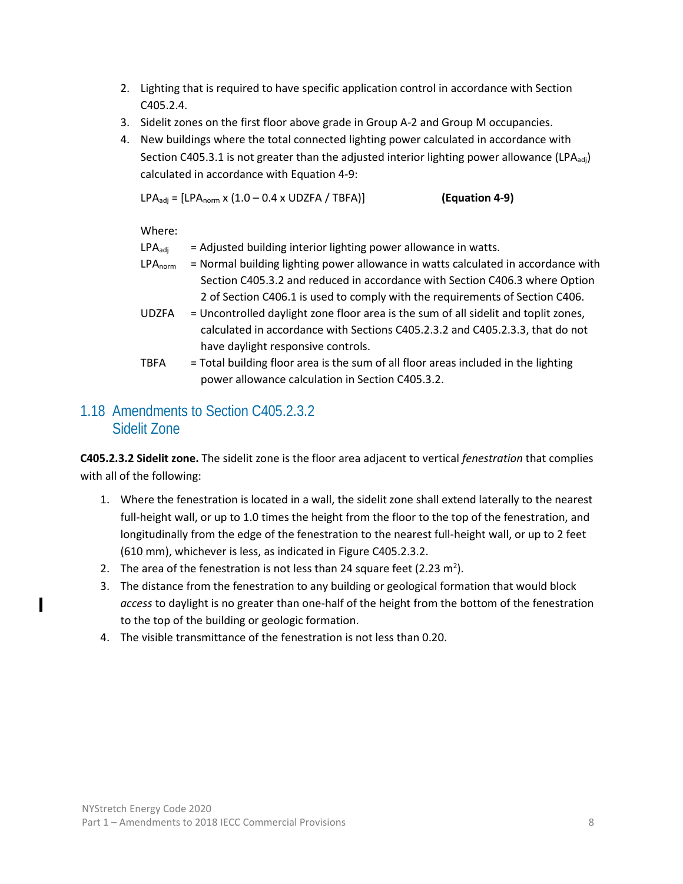2. Lighting that is required to have specific application control in accordance with Section C405.2.4.
3. Sidelit zones on the first floor above grade in Group A-2 and Group M occupancies.
4. New buildings where the total connected lighting power calculated in accordance with Section C405.3.1 is not greater than the adjusted interior lighting power allowance ($LPA_{adj}$) calculated in accordance with Equation 4-9:

   $$LPA_{adj} = [LPA_{norm} \times (1.0 - 0.4 \times UDZFA / TBFA)] \qquad \textbf{(Equation 4-9)}$$

   Where:

   $LPA_{adj}$ = Adjusted building interior lighting power allowance in watts.

   $LPA_{norm}$ = Normal building lighting power allowance in watts calculated in accordance with Section C405.3.2 and reduced in accordance with Section C406.3 where Option 2 of Section C406.1 is used to comply with the requirements of Section C406.

   UDZFA = Uncontrolled daylight zone floor area is the sum of all sidelit and toplit zones, calculated in accordance with Sections C405.2.3.2 and C405.2.3.3, that do not have daylight responsive controls.

   TBFA = Total building floor area is the sum of all floor areas included in the lighting power allowance calculation in Section C405.3.2.

## 1.18 Amendments to Section C405.2.3.2 Sidelit Zone

**C405.2.3.2 Sidelit zone.** The sidelit zone is the floor area adjacent to vertical *fenestration* that complies with all of the following:

1. Where the fenestration is located in a wall, the sidelit zone shall extend laterally to the nearest full-height wall, or up to 1.0 times the height from the floor to the top of the fenestration, and longitudinally from the edge of the fenestration to the nearest full-height wall, or up to 2 feet (610 mm), whichever is less, as indicated in Figure C405.2.3.2.
2. The area of the fenestration is not less than 24 square feet (2.23 $m^2$).
3. The distance from the fenestration to any building or geological formation that would block *access* to daylight is no greater than one-half of the height from the bottom of the fenestration to the top of the building or geologic formation.
4. The visible transmittance of the fenestration is not less than 0.20.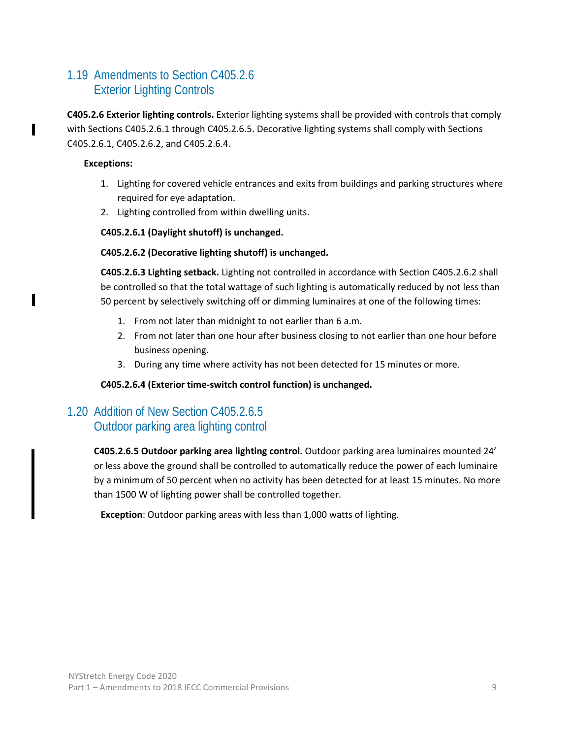## 1.19 Amendments to Section C405.2.6 Exterior Lighting Controls

**C405.2.6 Exterior lighting controls.** Exterior lighting systems shall be provided with controls that comply with Sections C405.2.6.1 through C405.2.6.5. Decorative lighting systems shall comply with Sections C405.2.6.1, C405.2.6.2, and C405.2.6.4.

**Exceptions:**

1. Lighting for covered vehicle entrances and exits from buildings and parking structures where required for eye adaptation.
2. Lighting controlled from within dwelling units.

**C405.2.6.1 (Daylight shutoff) is unchanged.**

**C405.2.6.2 (Decorative lighting shutoff) is unchanged.**

**C405.2.6.3 Lighting setback.** Lighting not controlled in accordance with Section C405.2.6.2 shall be controlled so that the total wattage of such lighting is automatically reduced by not less than 50 percent by selectively switching off or dimming luminaires at one of the following times:

1. From not later than midnight to not earlier than 6 a.m.
2. From not later than one hour after business closing to not earlier than one hour before business opening.
3. During any time where activity has not been detected for 15 minutes or more.

**C405.2.6.4 (Exterior time-switch control function) is unchanged.**

## 1.20 Addition of New Section C405.2.6.5 Outdoor parking area lighting control

**C405.2.6.5 Outdoor parking area lighting control.** Outdoor parking area luminaires mounted 24' or less above the ground shall be controlled to automatically reduce the power of each luminaire by a minimum of 50 percent when no activity has been detected for at least 15 minutes. No more than 1500 W of lighting power shall be controlled together.

**Exception**: Outdoor parking areas with less than 1,000 watts of lighting.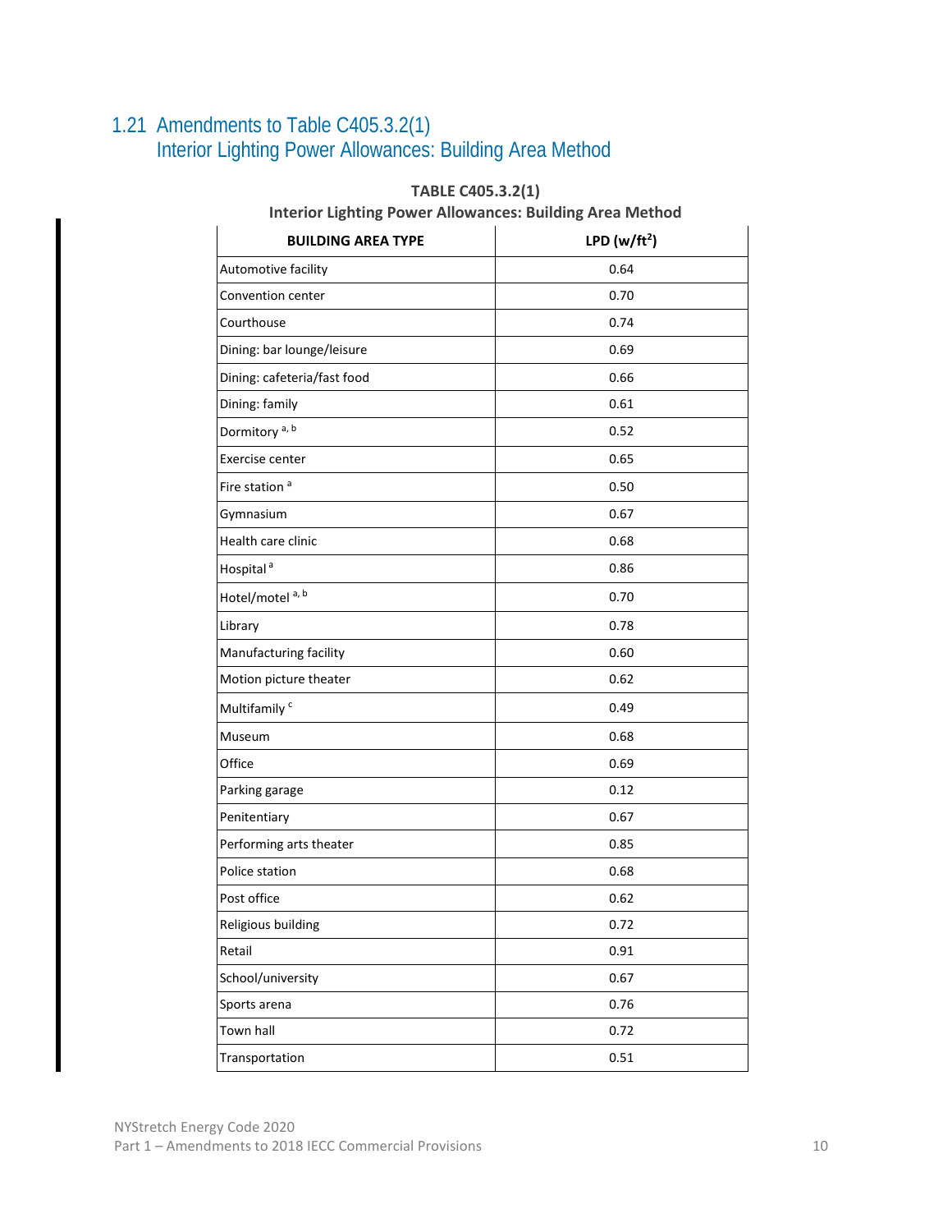## 1.21 Amendments to Table C405.3.2(1) Interior Lighting Power Allowances: Building Area Method

**TABLE C405.3.2(1)**
**Interior Lighting Power Allowances: Building Area Method**

| BUILDING AREA TYPE | LPD (w/ft$^2$) |
|---|---|
| Automotive facility | 0.64 |
| Convention center | 0.70 |
| Courthouse | 0.74 |
| Dining: bar lounge/leisure | 0.69 |
| Dining: cafeteria/fast food | 0.66 |
| Dining: family | 0.61 |
| Dormitory [a, b] | 0.52 |
| Exercise center | 0.65 |
| Fire station [a] | 0.50 |
| Gymnasium | 0.67 |
| Health care clinic | 0.68 |
| Hospital [a] | 0.86 |
| Hotel/motel [a, b] | 0.70 |
| Library | 0.78 |
| Manufacturing facility | 0.60 |
| Motion picture theater | 0.62 |
| Multifamily [c] | 0.49 |
| Museum | 0.68 |
| Office | 0.69 |
| Parking garage | 0.12 |
| Penitentiary | 0.67 |
| Performing arts theater | 0.85 |
| Police station | 0.68 |
| Post office | 0.62 |
| Religious building | 0.72 |
| Retail | 0.91 |
| School/university | 0.67 |
| Sports arena | 0.76 |
| Town hall | 0.72 |
| Transportation | 0.51 |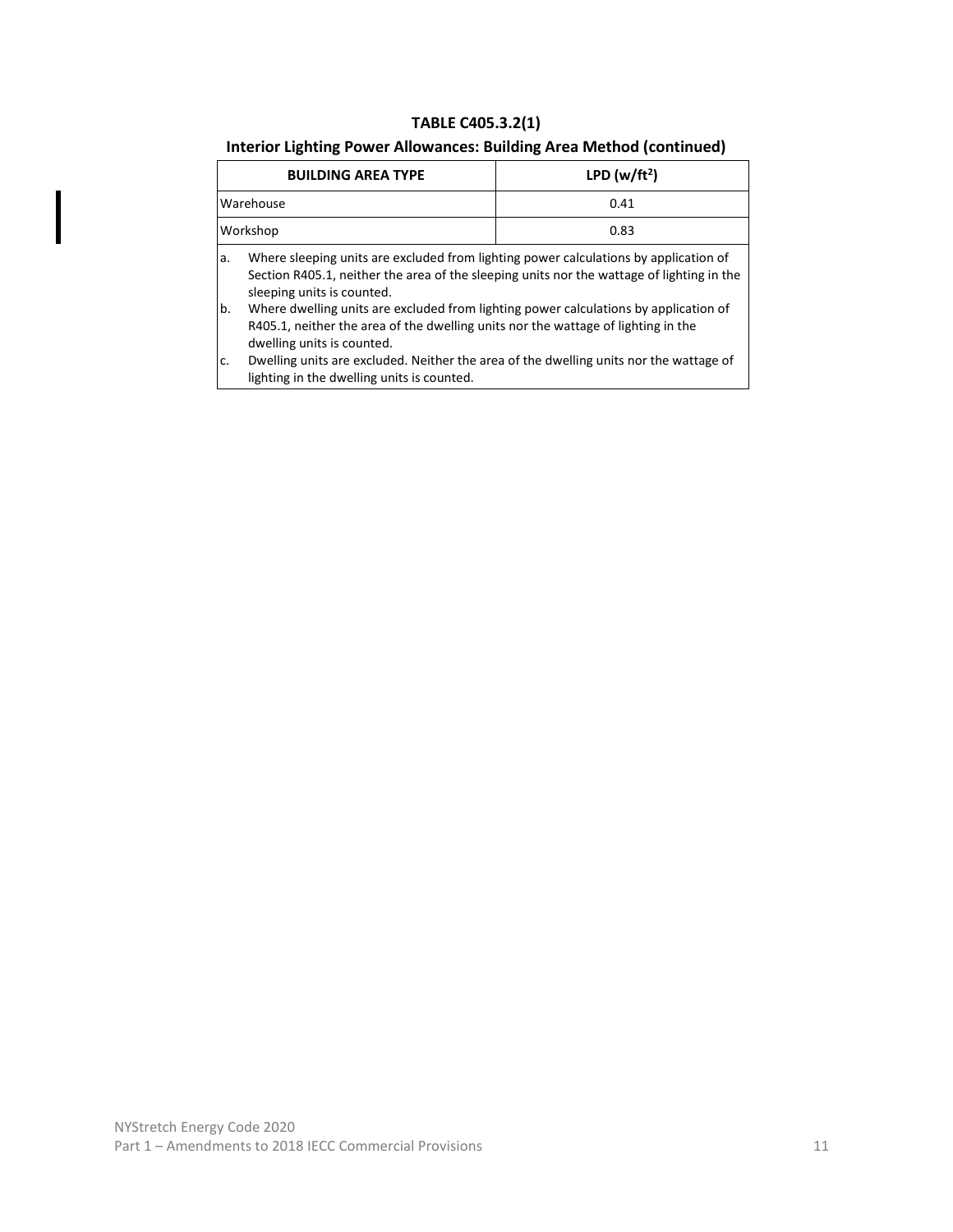**TABLE C405.3.2(1)**

**Interior Lighting Power Allowances: Building Area Method (continued)**

| BUILDING AREA TYPE | LPD (w/ft$^2$) |
|---|---|
| Warehouse | 0.41 |
| Workshop | 0.83 |

a. Where sleeping units are excluded from lighting power calculations by application of Section R405.1, neither the area of the sleeping units nor the wattage of lighting in the sleeping units is counted.

b. Where dwelling units are excluded from lighting power calculations by application of R405.1, neither the area of the dwelling units nor the wattage of lighting in the dwelling units is counted.

c. Dwelling units are excluded. Neither the area of the dwelling units nor the wattage of lighting in the dwelling units is counted.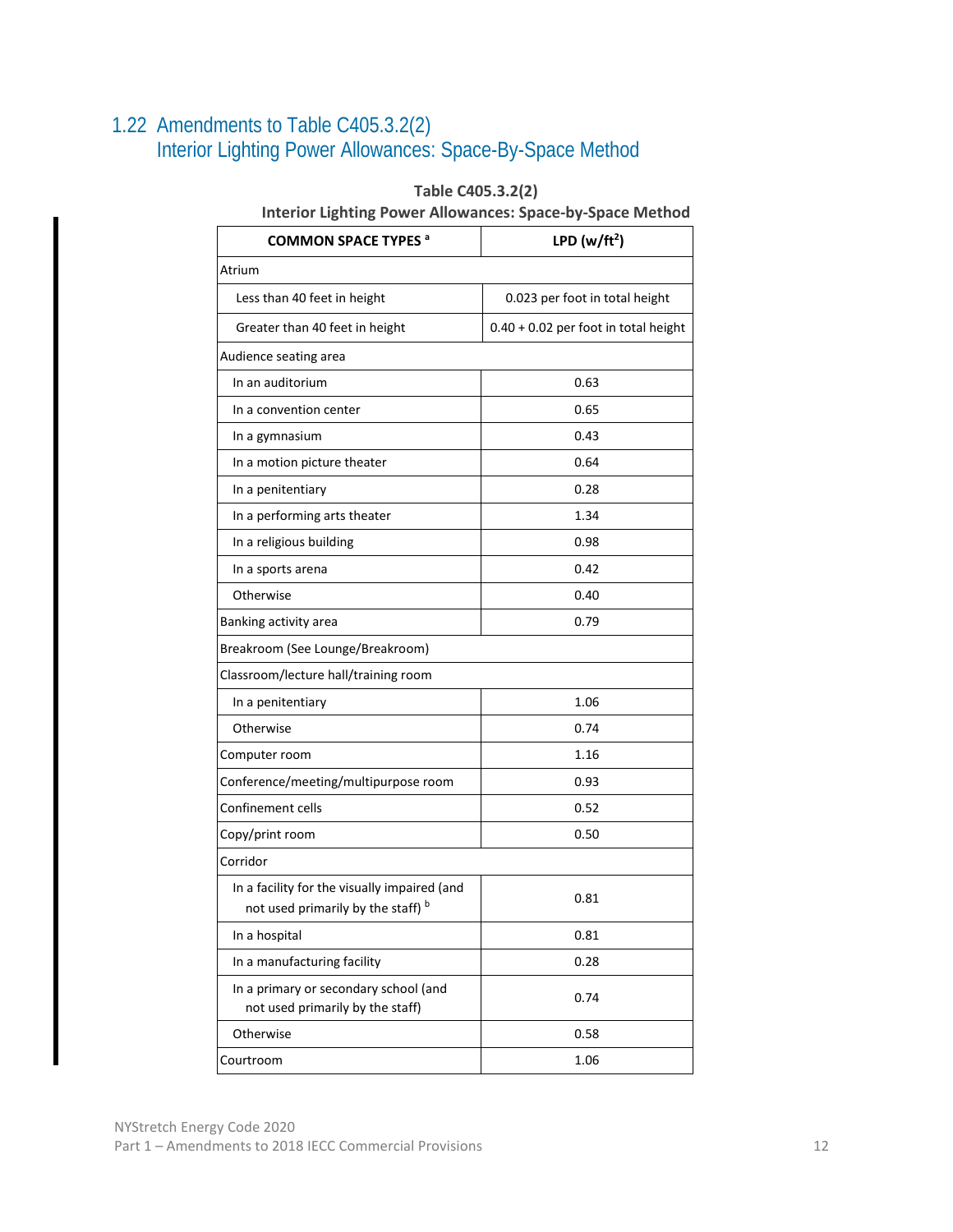## 1.22 Amendments to Table C405.3.2(2) Interior Lighting Power Allowances: Space-By-Space Method

**Table C405.3.2(2)**
**Interior Lighting Power Allowances: Space-by-Space Method**

| COMMON SPACE TYPES [a] | LPD ($w/ft^2$) |
|---|---|
| Atrium | |
| Less than 40 feet in height | 0.023 per foot in total height |
| Greater than 40 feet in height | 0.40 + 0.02 per foot in total height |
| Audience seating area | |
| In an auditorium | 0.63 |
| In a convention center | 0.65 |
| In a gymnasium | 0.43 |
| In a motion picture theater | 0.64 |
| In a penitentiary | 0.28 |
| In a performing arts theater | 1.34 |
| In a religious building | 0.98 |
| In a sports arena | 0.42 |
| Otherwise | 0.40 |
| Banking activity area | 0.79 |
| Breakroom (See Lounge/Breakroom) | |
| Classroom/lecture hall/training room | |
| In a penitentiary | 1.06 |
| Otherwise | 0.74 |
| Computer room | 1.16 |
| Conference/meeting/multipurpose room | 0.93 |
| Confinement cells | 0.52 |
| Copy/print room | 0.50 |
| Corridor | |
| In a facility for the visually impaired (and not used primarily by the staff) [b] | 0.81 |
| In a hospital | 0.81 |
| In a manufacturing facility | 0.28 |
| In a primary or secondary school (and not used primarily by the staff) | 0.74 |
| Otherwise | 0.58 |
| Courtroom | 1.06 |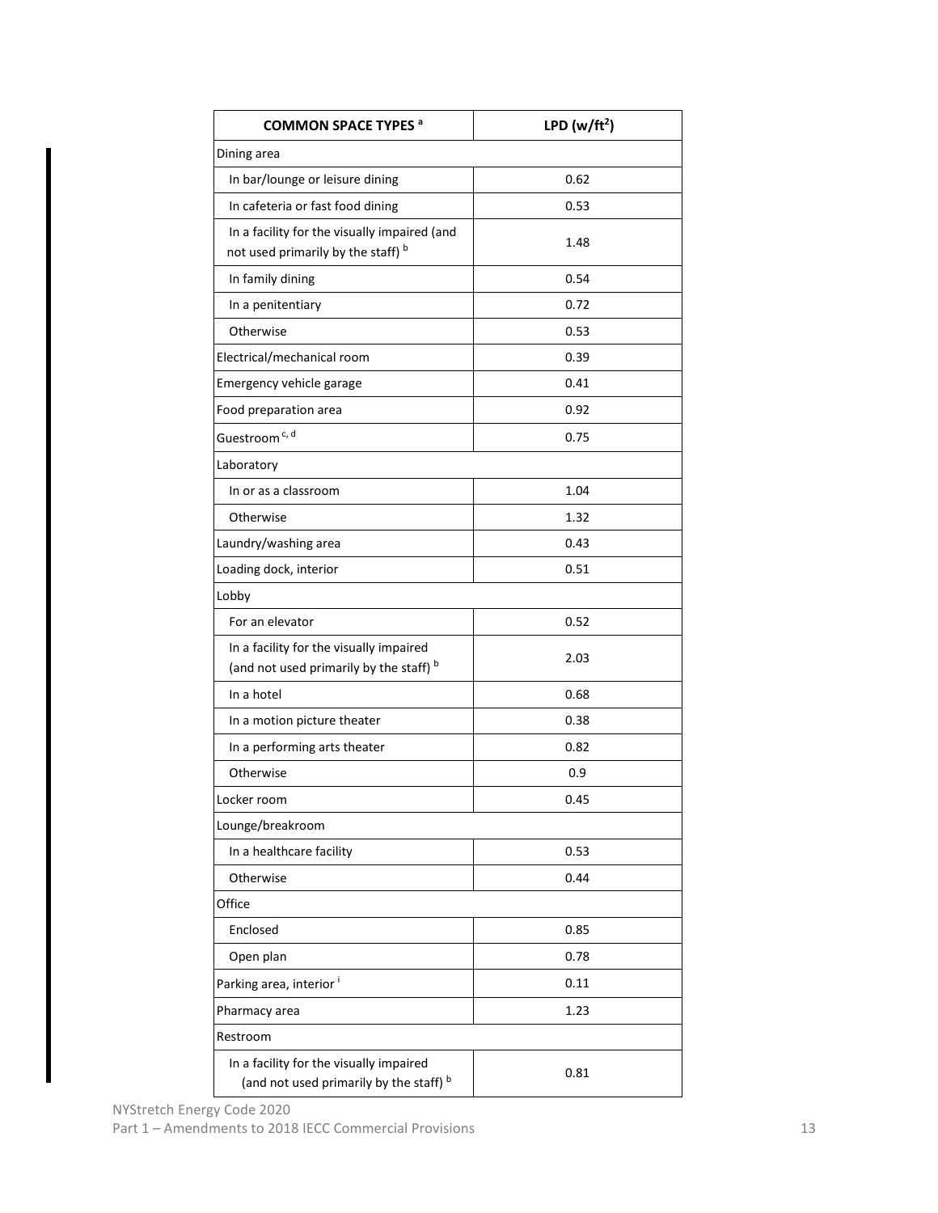| COMMON SPACE TYPES [a] | LPD ($w/ft^2$) |
|---|---|
| Dining area | |
| In bar/lounge or leisure dining | 0.62 |
| In cafeteria or fast food dining | 0.53 |
| In a facility for the visually impaired (and not used primarily by the staff) [b] | 1.48 |
| In family dining | 0.54 |
| In a penitentiary | 0.72 |
| Otherwise | 0.53 |
| Electrical/mechanical room | 0.39 |
| Emergency vehicle garage | 0.41 |
| Food preparation area | 0.92 |
| Guestroom [c, d] | 0.75 |
| Laboratory | |
| In or as a classroom | 1.04 |
| Otherwise | 1.32 |
| Laundry/washing area | 0.43 |
| Loading dock, interior | 0.51 |
| Lobby | |
| For an elevator | 0.52 |
| In a facility for the visually impaired (and not used primarily by the staff) [b] | 2.03 |
| In a hotel | 0.68 |
| In a motion picture theater | 0.38 |
| In a performing arts theater | 0.82 |
| Otherwise | 0.9 |
| Locker room | 0.45 |
| Lounge/breakroom | |
| In a healthcare facility | 0.53 |
| Otherwise | 0.44 |
| Office | |
| Enclosed | 0.85 |
| Open plan | 0.78 |
| Parking area, interior [i] | 0.11 |
| Pharmacy area | 1.23 |
| Restroom | |
| In a facility for the visually impaired (and not used primarily by the staff) [b] | 0.81 |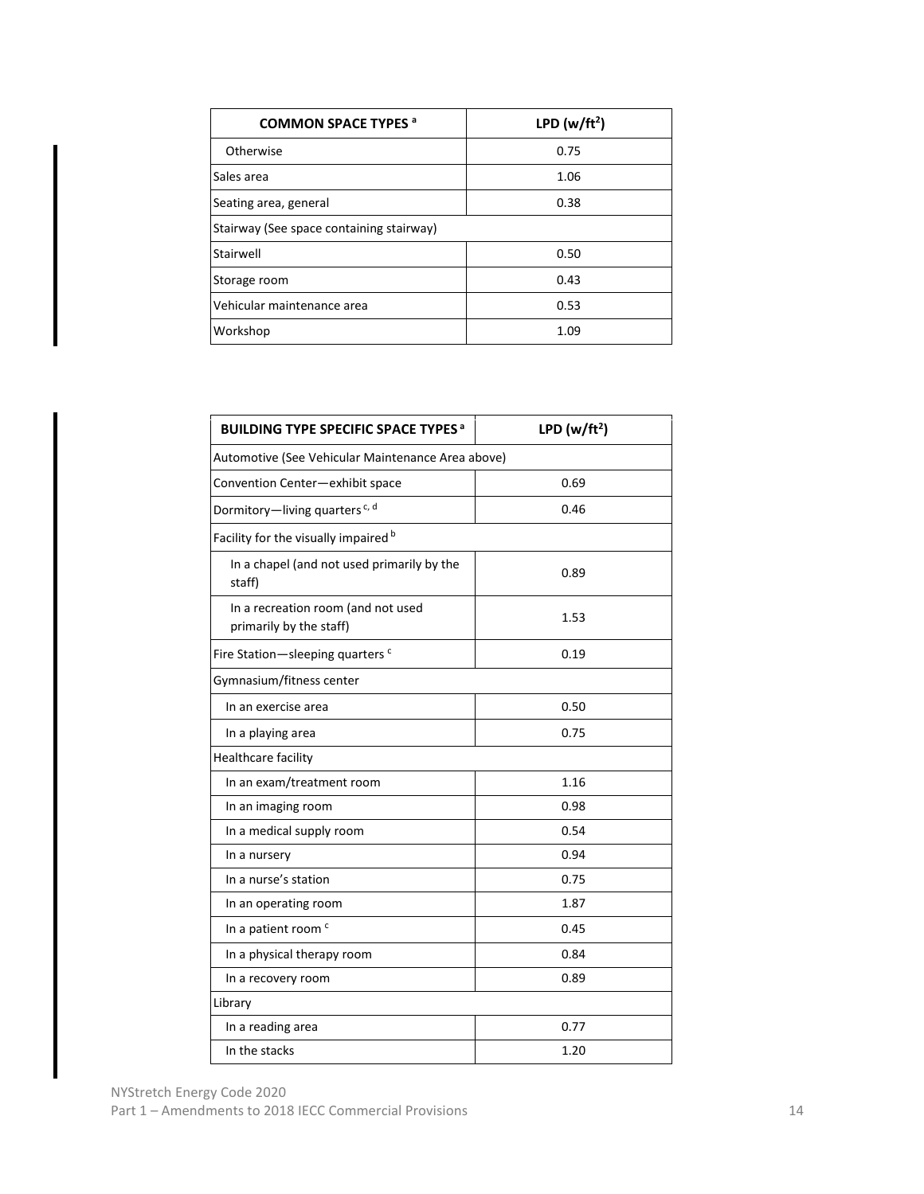| COMMON SPACE TYPES [a] | LPD (w/ft²) |
|---|---|
| Otherwise | 0.75 |
| Sales area | 1.06 |
| Seating area, general | 0.38 |
| Stairway (See space containing stairway) | |
| Stairwell | 0.50 |
| Storage room | 0.43 |
| Vehicular maintenance area | 0.53 |
| Workshop | 1.09 |

| BUILDING TYPE SPECIFIC SPACE TYPES [a] | LPD (w/ft²) |
|---|---|
| Automotive (See Vehicular Maintenance Area above) | |
| Convention Center—exhibit space | 0.69 |
| Dormitory—living quarters [c, d] | 0.46 |
| Facility for the visually impaired [b] | |
| In a chapel (and not used primarily by the staff) | 0.89 |
| In a recreation room (and not used primarily by the staff) | 1.53 |
| Fire Station—sleeping quarters [c] | 0.19 |
| Gymnasium/fitness center | |
| In an exercise area | 0.50 |
| In a playing area | 0.75 |
| Healthcare facility | |
| In an exam/treatment room | 1.16 |
| In an imaging room | 0.98 |
| In a medical supply room | 0.54 |
| In a nursery | 0.94 |
| In a nurse's station | 0.75 |
| In an operating room | 1.87 |
| In a patient room [c] | 0.45 |
| In a physical therapy room | 0.84 |
| In a recovery room | 0.89 |
| Library | |
| In a reading area | 0.77 |
| In the stacks | 1.20 |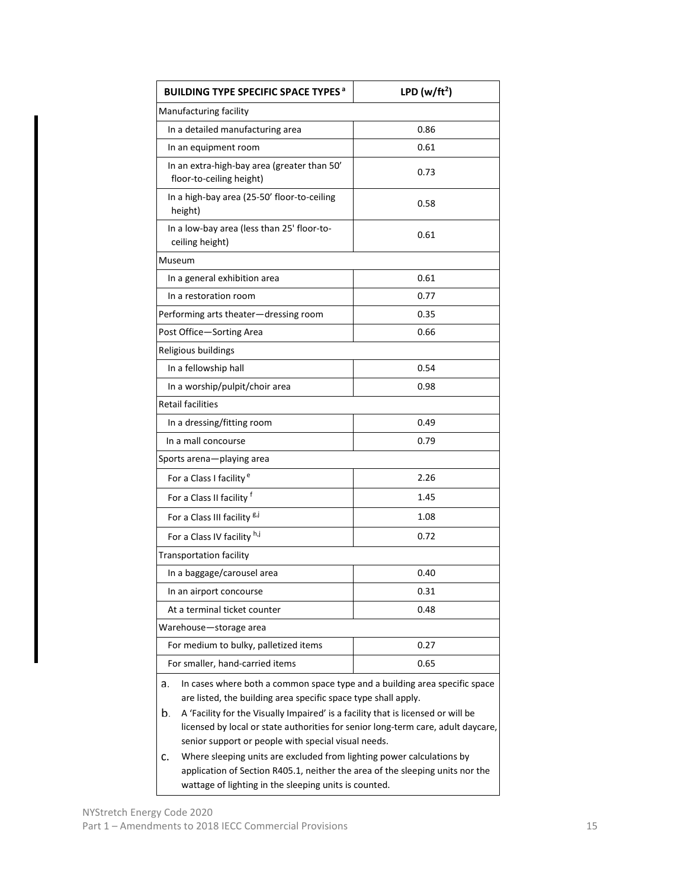| BUILDING TYPE SPECIFIC SPACE TYPES [a] | LPD (w/ft$^2$) |
|---|---|
| Manufacturing facility | |
| In a detailed manufacturing area | 0.86 |
| In an equipment room | 0.61 |
| In an extra-high-bay area (greater than 50' floor-to-ceiling height) | 0.73 |
| In a high-bay area (25-50' floor-to-ceiling height) | 0.58 |
| In a low-bay area (less than 25' floor-to-ceiling height) | 0.61 |
| Museum | |
| In a general exhibition area | 0.61 |
| In a restoration room | 0.77 |
| Performing arts theater—dressing room | 0.35 |
| Post Office—Sorting Area | 0.66 |
| Religious buildings | |
| In a fellowship hall | 0.54 |
| In a worship/pulpit/choir area | 0.98 |
| Retail facilities | |
| In a dressing/fitting room | 0.49 |
| In a mall concourse | 0.79 |
| Sports arena—playing area | |
| For a Class I facility [e] | 2.26 |
| For a Class II facility [f] | 1.45 |
| For a Class III facility [g,j] | 1.08 |
| For a Class IV facility [h,j] | 0.72 |
| Transportation facility | |
| In a baggage/carousel area | 0.40 |
| In an airport concourse | 0.31 |
| At a terminal ticket counter | 0.48 |
| Warehouse—storage area | |
| For medium to bulky, palletized items | 0.27 |
| For smaller, hand-carried items | 0.65 |

a. In cases where both a common space type and a building area specific space are listed, the building area specific space type shall apply.

b. A 'Facility for the Visually Impaired' is a facility that is licensed or will be licensed by local or state authorities for senior long-term care, adult daycare, senior support or people with special visual needs.

c. Where sleeping units are excluded from lighting power calculations by application of Section R405.1, neither the area of the sleeping units nor the wattage of lighting in the sleeping units is counted.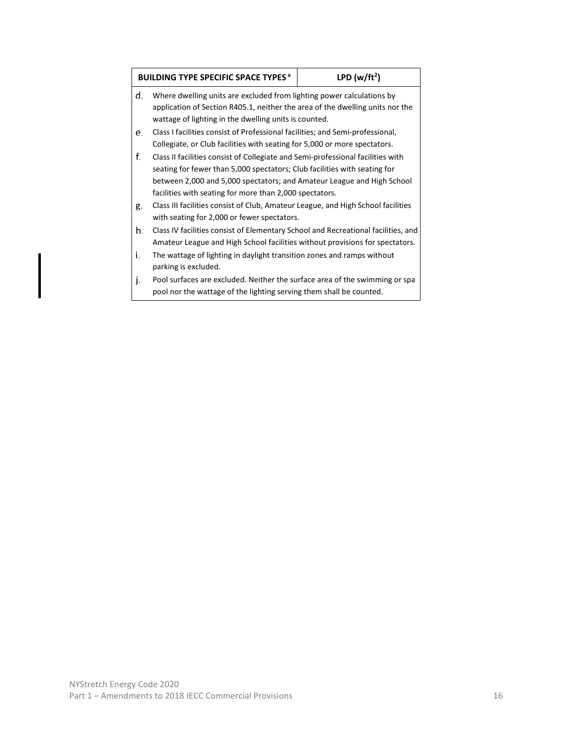| BUILDING TYPE SPECIFIC SPACE TYPES [a] | LPD (w/ft²) |
|---|---|

d. Where dwelling units are excluded from lighting power calculations by application of Section R405.1, neither the area of the dwelling units nor the wattage of lighting in the dwelling units is counted.

e. Class I facilities consist of Professional facilities; and Semi-professional, Collegiate, or Club facilities with seating for 5,000 or more spectators.

f. Class II facilities consist of Collegiate and Semi-professional facilities with seating for fewer than 5,000 spectators; Club facilities with seating for between 2,000 and 5,000 spectators; and Amateur League and High School facilities with seating for more than 2,000 spectators.

g. Class III facilities consist of Club, Amateur League, and High School facilities with seating for 2,000 or fewer spectators.

h. Class IV facilities consist of Elementary School and Recreational facilities, and Amateur League and High School facilities without provisions for spectators.

i. The wattage of lighting in daylight transition zones and ramps without parking is excluded.

j. Pool surfaces are excluded. Neither the surface area of the swimming or spa pool nor the wattage of the lighting serving them shall be counted.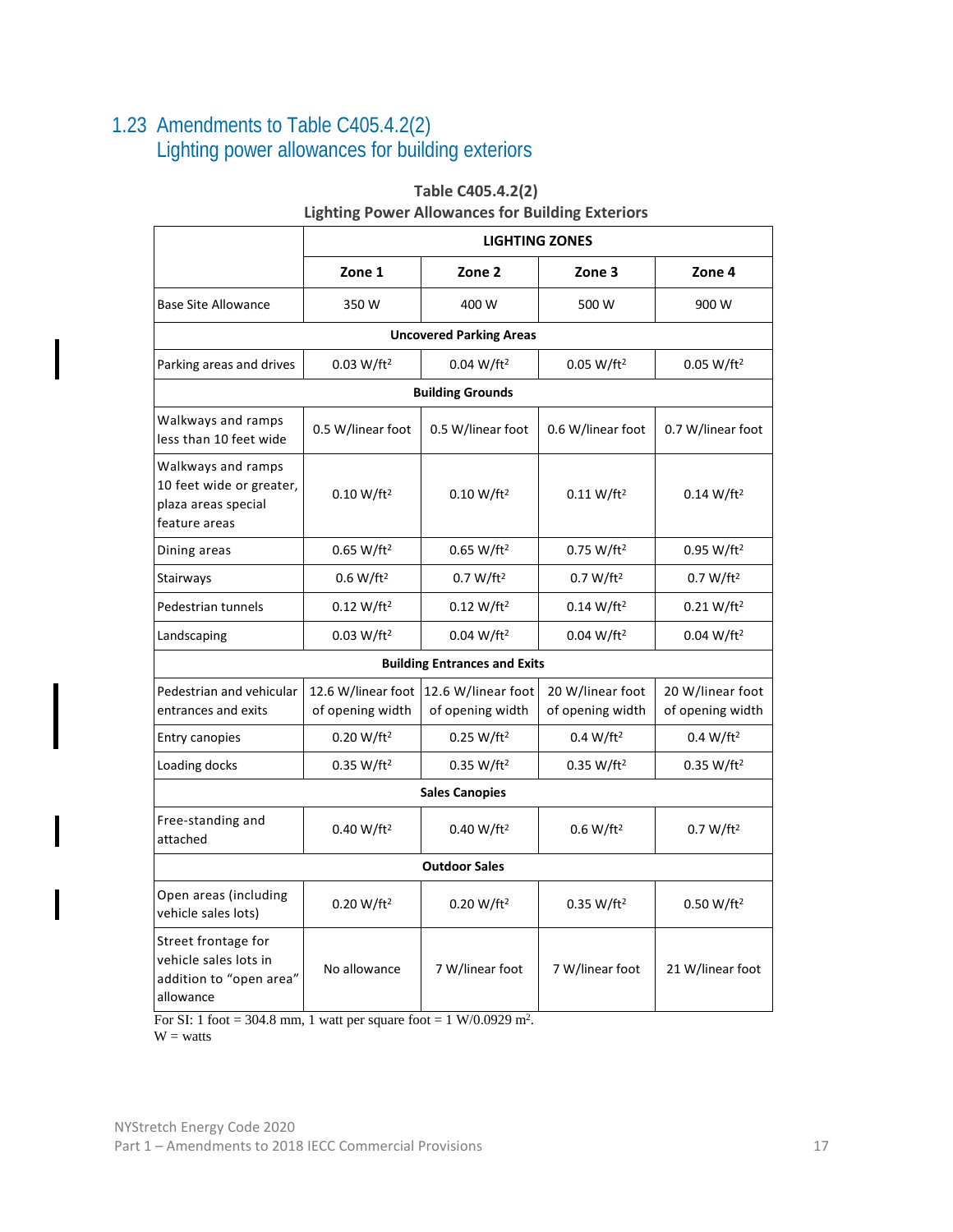## 1.23 Amendments to Table C405.4.2(2) Lighting power allowances for building exteriors

**Table C405.4.2(2)**
**Lighting Power Allowances for Building Exteriors**

| | LIGHTING ZONES | | | |
|---|---|---|---|---|
| | **Zone 1** | **Zone 2** | **Zone 3** | **Zone 4** |
| Base Site Allowance | 350 W | 400 W | 500 W | 900 W |
| **Uncovered Parking Areas** | | | | |
| Parking areas and drives | 0.03 W/ft$^2$ | 0.04 W/ft$^2$ | 0.05 W/ft$^2$ | 0.05 W/ft$^2$ |
| **Building Grounds** | | | | |
| Walkways and ramps less than 10 feet wide | 0.5 W/linear foot | 0.5 W/linear foot | 0.6 W/linear foot | 0.7 W/linear foot |
| Walkways and ramps 10 feet wide or greater, plaza areas special feature areas | 0.10 W/ft$^2$ | 0.10 W/ft$^2$ | 0.11 W/ft$^2$ | 0.14 W/ft$^2$ |
| Dining areas | 0.65 W/ft$^2$ | 0.65 W/ft$^2$ | 0.75 W/ft$^2$ | 0.95 W/ft$^2$ |
| Stairways | 0.6 W/ft$^2$ | 0.7 W/ft$^2$ | 0.7 W/ft$^2$ | 0.7 W/ft$^2$ |
| Pedestrian tunnels | 0.12 W/ft$^2$ | 0.12 W/ft$^2$ | 0.14 W/ft$^2$ | 0.21 W/ft$^2$ |
| Landscaping | 0.03 W/ft$^2$ | 0.04 W/ft$^2$ | 0.04 W/ft$^2$ | 0.04 W/ft$^2$ |
| **Building Entrances and Exits** | | | | |
| Pedestrian and vehicular entrances and exits | 12.6 W/linear foot of opening width | 12.6 W/linear foot of opening width | 20 W/linear foot of opening width | 20 W/linear foot of opening width |
| Entry canopies | 0.20 W/ft$^2$ | 0.25 W/ft$^2$ | 0.4 W/ft$^2$ | 0.4 W/ft$^2$ |
| Loading docks | 0.35 W/ft$^2$ | 0.35 W/ft$^2$ | 0.35 W/ft$^2$ | 0.35 W/ft$^2$ |
| **Sales Canopies** | | | | |
| Free-standing and attached | 0.40 W/ft$^2$ | 0.40 W/ft$^2$ | 0.6 W/ft$^2$ | 0.7 W/ft$^2$ |
| **Outdoor Sales** | | | | |
| Open areas (including vehicle sales lots) | 0.20 W/ft$^2$ | 0.20 W/ft$^2$ | 0.35 W/ft$^2$ | 0.50 W/ft$^2$ |
| Street frontage for vehicle sales lots in addition to "open area" allowance | No allowance | 7 W/linear foot | 7 W/linear foot | 21 W/linear foot |

For SI: 1 foot = 304.8 mm, 1 watt per square foot = 1 W/0.0929 m$^2$.
W = watts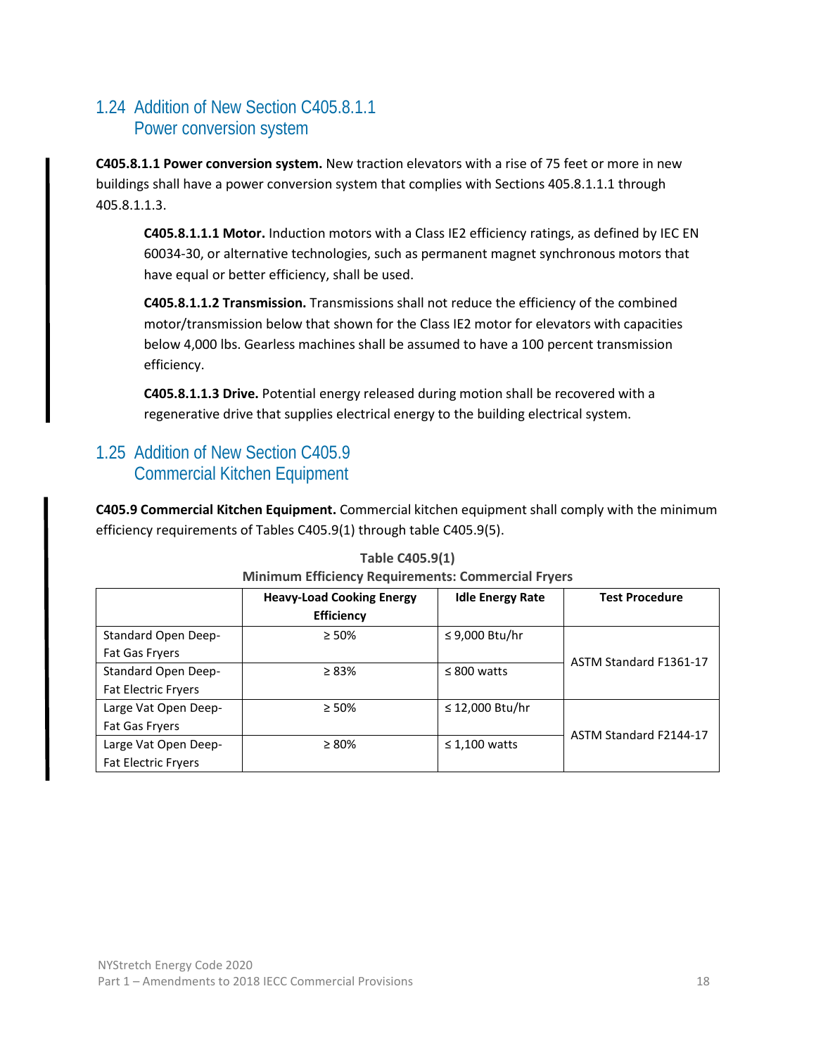## 1.24 Addition of New Section C405.8.1.1 Power conversion system

**C405.8.1.1 Power conversion system.** New traction elevators with a rise of 75 feet or more in new buildings shall have a power conversion system that complies with Sections 405.8.1.1.1 through 405.8.1.1.3.

**C405.8.1.1.1 Motor.** Induction motors with a Class IE2 efficiency ratings, as defined by IEC EN 60034-30, or alternative technologies, such as permanent magnet synchronous motors that have equal or better efficiency, shall be used.

**C405.8.1.1.2 Transmission.** Transmissions shall not reduce the efficiency of the combined motor/transmission below that shown for the Class IE2 motor for elevators with capacities below 4,000 lbs. Gearless machines shall be assumed to have a 100 percent transmission efficiency.

**C405.8.1.1.3 Drive.** Potential energy released during motion shall be recovered with a regenerative drive that supplies electrical energy to the building electrical system.

## 1.25 Addition of New Section C405.9 Commercial Kitchen Equipment

**C405.9 Commercial Kitchen Equipment.** Commercial kitchen equipment shall comply with the minimum efficiency requirements of Tables C405.9(1) through table C405.9(5).

**Table C405.9(1)**
**Minimum Efficiency Requirements: Commercial Fryers**

| | Heavy-Load Cooking Energy Efficiency | Idle Energy Rate | Test Procedure |
|---|---|---|---|
| Standard Open Deep-Fat Gas Fryers | ≥ 50% | ≤ 9,000 Btu/hr | ASTM Standard F1361-17 |
| Standard Open Deep-Fat Electric Fryers | ≥ 83% | ≤ 800 watts | |
| Large Vat Open Deep-Fat Gas Fryers | ≥ 50% | ≤ 12,000 Btu/hr | ASTM Standard F2144-17 |
| Large Vat Open Deep-Fat Electric Fryers | ≥ 80% | ≤ 1,100 watts | |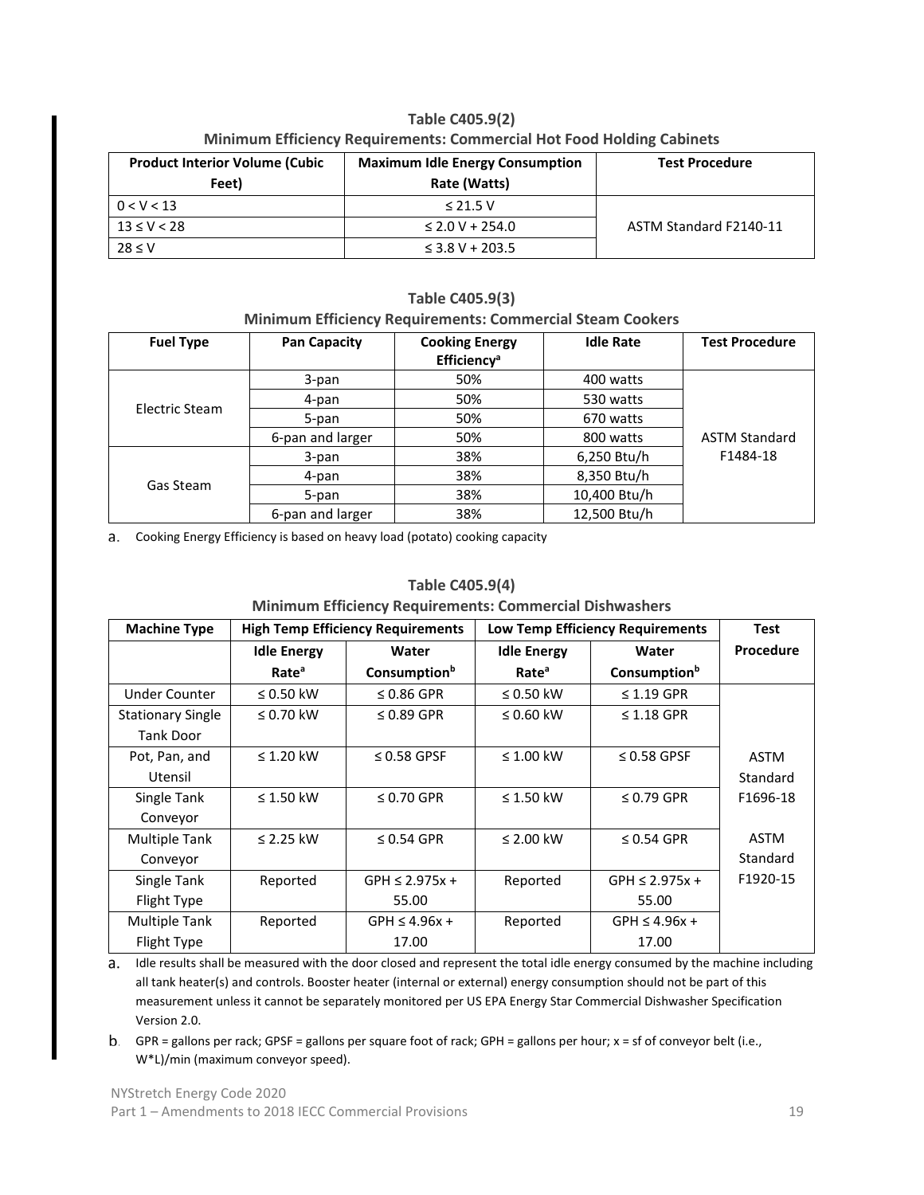**Table C405.9(2)**
**Minimum Efficiency Requirements: Commercial Hot Food Holding Cabinets**

| Product Interior Volume (Cubic Feet) | Maximum Idle Energy Consumption Rate (Watts) | Test Procedure |
|---|---|---|
| 0 < V < 13 | ≤ 21.5 V | ASTM Standard F2140-11 |
| 13 ≤ V < 28 | ≤ 2.0 V + 254.0 | |
| 28 ≤ V | ≤ 3.8 V + 203.5 | |

**Table C405.9(3)**
**Minimum Efficiency Requirements: Commercial Steam Cookers**

| Fuel Type | Pan Capacity | Cooking Energy Efficiency[a] | Idle Rate | Test Procedure |
|---|---|---|---|---|
| Electric Steam | 3-pan | 50% | 400 watts | ASTM Standard F1484-18 |
| | 4-pan | 50% | 530 watts | |
| | 5-pan | 50% | 670 watts | |
| | 6-pan and larger | 50% | 800 watts | |
| Gas Steam | 3-pan | 38% | 6,250 Btu/h | |
| | 4-pan | 38% | 8,350 Btu/h | |
| | 5-pan | 38% | 10,400 Btu/h | |
| | 6-pan and larger | 38% | 12,500 Btu/h | |

a. Cooking Energy Efficiency is based on heavy load (potato) cooking capacity

**Table C405.9(4)**
**Minimum Efficiency Requirements: Commercial Dishwashers**

| Machine Type | High Temp Efficiency Requirements | | Low Temp Efficiency Requirements | | Test Procedure |
|---|---|---|---|---|---|
| | Idle Energy Rate[a] | Water Consumption[b] | Idle Energy Rate[a] | Water Consumption[b] | |
| Under Counter | ≤ 0.50 kW | ≤ 0.86 GPR | ≤ 0.50 kW | ≤ 1.19 GPR | ASTM Standard F1696-18<br><br>ASTM Standard F1920-15 |
| Stationary Single Tank Door | ≤ 0.70 kW | ≤ 0.89 GPR | ≤ 0.60 kW | ≤ 1.18 GPR | |
| Pot, Pan, and Utensil | ≤ 1.20 kW | ≤ 0.58 GPSF | ≤ 1.00 kW | ≤ 0.58 GPSF | |
| Single Tank Conveyor | ≤ 1.50 kW | ≤ 0.70 GPR | ≤ 1.50 kW | ≤ 0.79 GPR | |
| Multiple Tank Conveyor | ≤ 2.25 kW | ≤ 0.54 GPR | ≤ 2.00 kW | ≤ 0.54 GPR | |
| Single Tank Flight Type | Reported | GPH ≤ 2.975x + 55.00 | Reported | GPH ≤ 2.975x + 55.00 | |
| Multiple Tank Flight Type | Reported | GPH ≤ 4.96x + 17.00 | Reported | GPH ≤ 4.96x + 17.00 | |

a. Idle results shall be measured with the door closed and represent the total idle energy consumed by the machine including all tank heater(s) and controls. Booster heater (internal or external) energy consumption should not be part of this measurement unless it cannot be separately monitored per US EPA Energy Star Commercial Dishwasher Specification Version 2.0.

b. GPR = gallons per rack; GPSF = gallons per square foot of rack; GPH = gallons per hour; x = sf of conveyor belt (i.e., W*L)/min (maximum conveyor speed).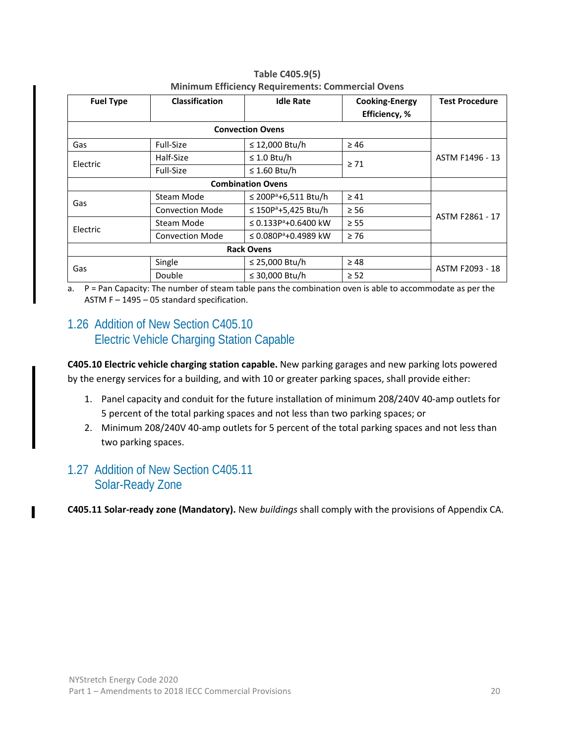**Table C405.9(5)**
**Minimum Efficiency Requirements: Commercial Ovens**

| Fuel Type | Classification | Idle Rate | Cooking-Energy Efficiency, % | Test Procedure |
|---|---|---|---|---|
| **Convection Ovens** | | | | |
| Gas | Full-Size | ≤ 12,000 Btu/h | ≥ 46 | ASTM F1496 - 13 |
| Electric | Half-Size | ≤ 1.0 Btu/h | ≥ 71 | |
| | Full-Size | ≤ 1.60 Btu/h | | |
| **Combination Ovens** | | | | |
| Gas | Steam Mode | ≤ 200P[a]+6,511 Btu/h | ≥ 41 | ASTM F2861 - 17 |
| | Convection Mode | ≤ 150P[a]+5,425 Btu/h | ≥ 56 | |
| Electric | Steam Mode | ≤ 0.133P[a]+0.6400 kW | ≥ 55 | |
| | Convection Mode | ≤ 0.080P[a]+0.4989 kW | ≥ 76 | |
| **Rack Ovens** | | | | |
| Gas | Single | ≤ 25,000 Btu/h | ≥ 48 | ASTM F2093 - 18 |
| | Double | ≤ 30,000 Btu/h | ≥ 52 | |

a. P = Pan Capacity: The number of steam table pans the combination oven is able to accommodate as per the ASTM F – 1495 – 05 standard specification.

## 1.26 Addition of New Section C405.10 Electric Vehicle Charging Station Capable

**C405.10 Electric vehicle charging station capable.** New parking garages and new parking lots powered by the energy services for a building, and with 10 or greater parking spaces, shall provide either:

1. Panel capacity and conduit for the future installation of minimum 208/240V 40-amp outlets for 5 percent of the total parking spaces and not less than two parking spaces; or
2. Minimum 208/240V 40-amp outlets for 5 percent of the total parking spaces and not less than two parking spaces.

## 1.27 Addition of New Section C405.11 Solar-Ready Zone

**C405.11 Solar-ready zone (Mandatory).** New *buildings* shall comply with the provisions of Appendix CA.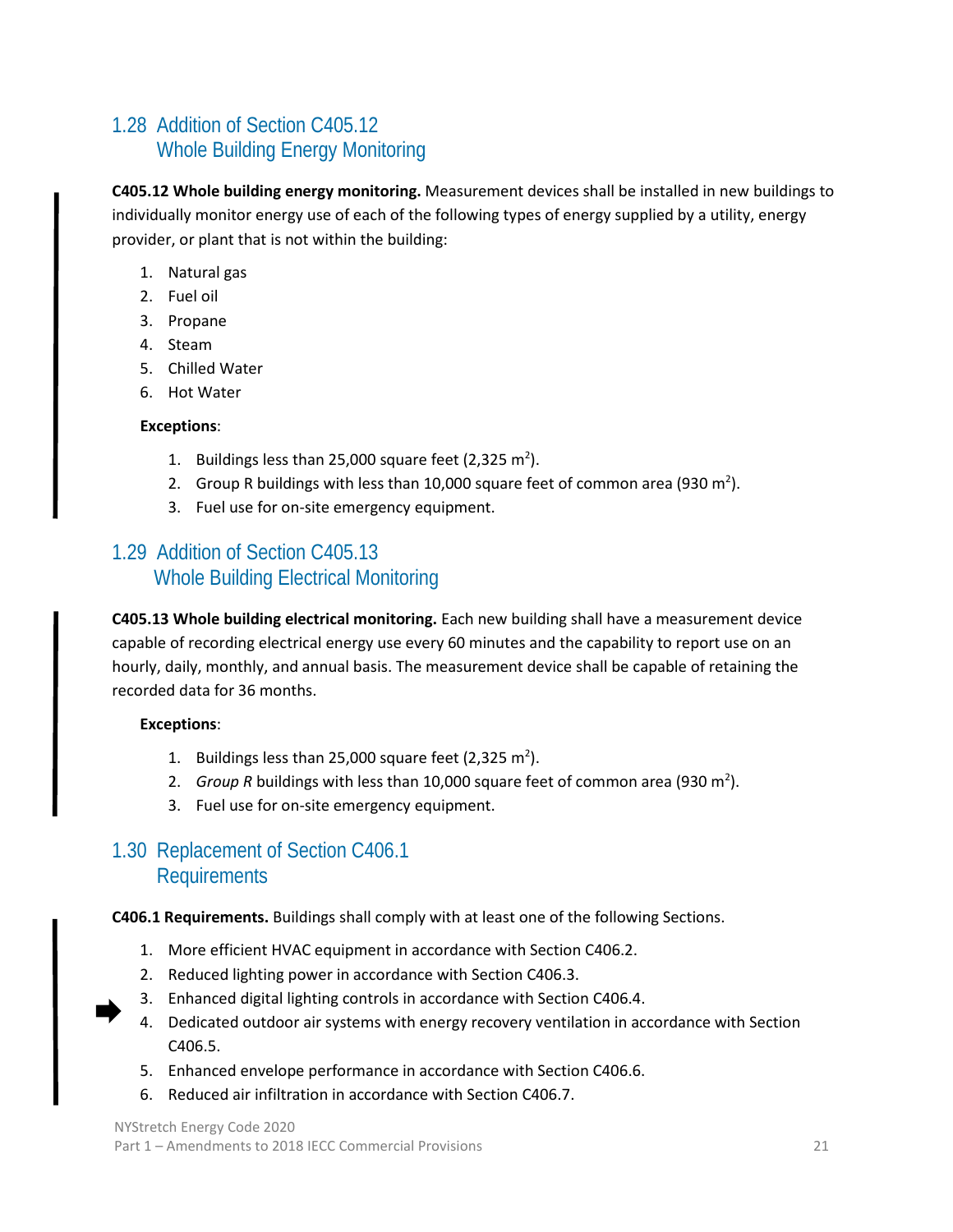## 1.28 Addition of Section C405.12 Whole Building Energy Monitoring

**C405.12 Whole building energy monitoring.** Measurement devices shall be installed in new buildings to individually monitor energy use of each of the following types of energy supplied by a utility, energy provider, or plant that is not within the building:

1. Natural gas
2. Fuel oil
3. Propane
4. Steam
5. Chilled Water
6. Hot Water

**Exceptions**:

1. Buildings less than 25,000 square feet (2,325 $m^2$).
2. Group R buildings with less than 10,000 square feet of common area (930 $m^2$).
3. Fuel use for on-site emergency equipment.

## 1.29 Addition of Section C405.13 Whole Building Electrical Monitoring

**C405.13 Whole building electrical monitoring.** Each new building shall have a measurement device capable of recording electrical energy use every 60 minutes and the capability to report use on an hourly, daily, monthly, and annual basis. The measurement device shall be capable of retaining the recorded data for 36 months.

**Exceptions**:

1. Buildings less than 25,000 square feet (2,325 $m^2$).
2. *Group R* buildings with less than 10,000 square feet of common area (930 $m^2$).
3. Fuel use for on-site emergency equipment.

## 1.30 Replacement of Section C406.1 Requirements

**C406.1 Requirements.** Buildings shall comply with at least one of the following Sections.

1. More efficient HVAC equipment in accordance with Section C406.2.
2. Reduced lighting power in accordance with Section C406.3.
3. Enhanced digital lighting controls in accordance with Section C406.4.
4. Dedicated outdoor air systems with energy recovery ventilation in accordance with Section C406.5.
5. Enhanced envelope performance in accordance with Section C406.6.
6. Reduced air infiltration in accordance with Section C406.7.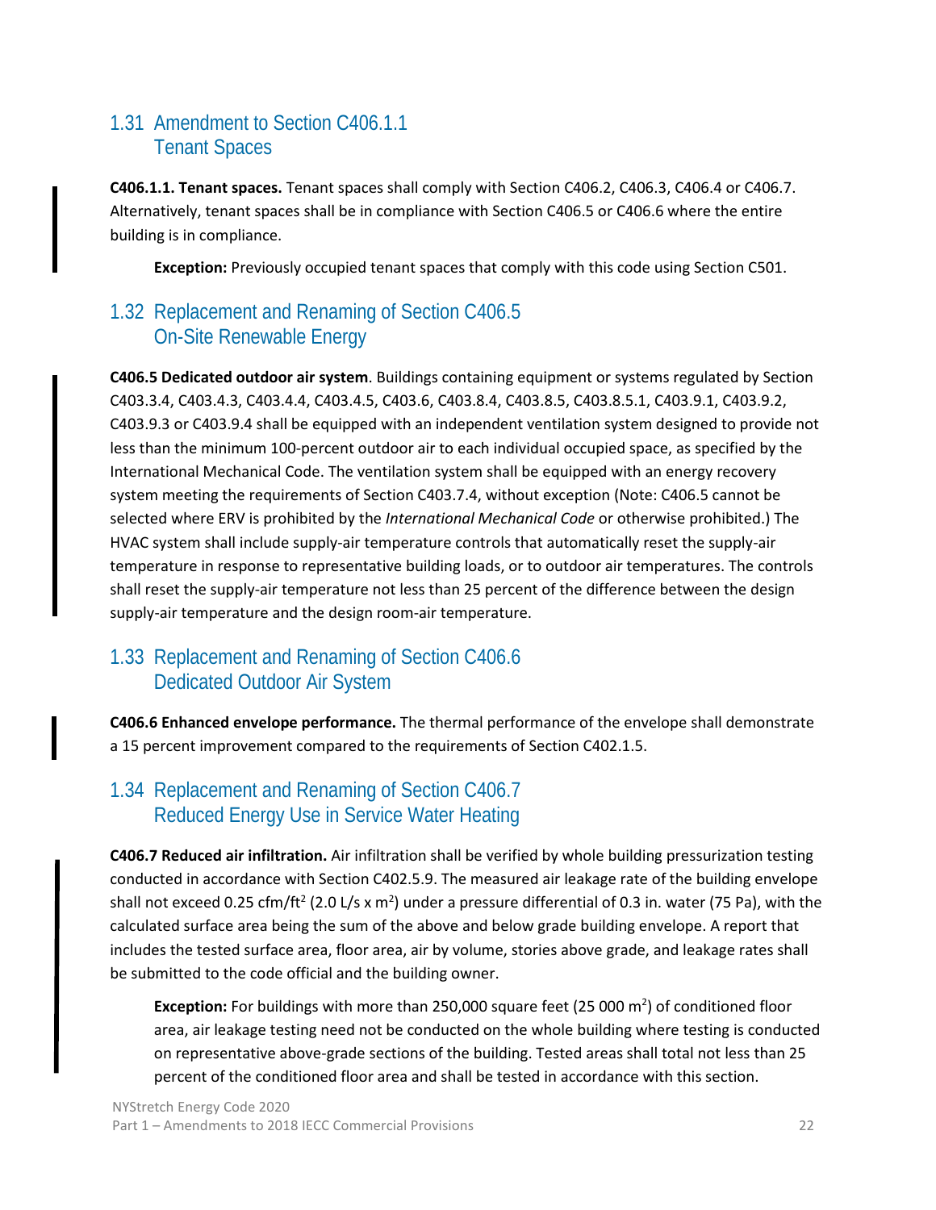## 1.31 Amendment to Section C406.1.1 Tenant Spaces

**C406.1.1. Tenant spaces.** Tenant spaces shall comply with Section C406.2, C406.3, C406.4 or C406.7. Alternatively, tenant spaces shall be in compliance with Section C406.5 or C406.6 where the entire building is in compliance.

> **Exception:** Previously occupied tenant spaces that comply with this code using Section C501.

## 1.32 Replacement and Renaming of Section C406.5 On-Site Renewable Energy

**C406.5 Dedicated outdoor air system**. Buildings containing equipment or systems regulated by Section C403.3.4, C403.4.3, C403.4.4, C403.4.5, C403.6, C403.8.4, C403.8.5, C403.8.5.1, C403.9.1, C403.9.2, C403.9.3 or C403.9.4 shall be equipped with an independent ventilation system designed to provide not less than the minimum 100-percent outdoor air to each individual occupied space, as specified by the International Mechanical Code. The ventilation system shall be equipped with an energy recovery system meeting the requirements of Section C403.7.4, without exception (Note: C406.5 cannot be selected where ERV is prohibited by the *International Mechanical Code* or otherwise prohibited.) The HVAC system shall include supply-air temperature controls that automatically reset the supply-air temperature in response to representative building loads, or to outdoor air temperatures. The controls shall reset the supply-air temperature not less than 25 percent of the difference between the design supply-air temperature and the design room-air temperature.

## 1.33 Replacement and Renaming of Section C406.6 Dedicated Outdoor Air System

**C406.6 Enhanced envelope performance.** The thermal performance of the envelope shall demonstrate a 15 percent improvement compared to the requirements of Section C402.1.5.

## 1.34 Replacement and Renaming of Section C406.7 Reduced Energy Use in Service Water Heating

**C406.7 Reduced air infiltration.** Air infiltration shall be verified by whole building pressurization testing conducted in accordance with Section C402.5.9. The measured air leakage rate of the building envelope shall not exceed 0.25 cfm/ft$^2$ (2.0 L/s x m$^2$) under a pressure differential of 0.3 in. water (75 Pa), with the calculated surface area being the sum of the above and below grade building envelope. A report that includes the tested surface area, floor area, air by volume, stories above grade, and leakage rates shall be submitted to the code official and the building owner.

> **Exception:** For buildings with more than 250,000 square feet (25 000 m$^2$) of conditioned floor area, air leakage testing need not be conducted on the whole building where testing is conducted on representative above-grade sections of the building. Tested areas shall total not less than 25 percent of the conditioned floor area and shall be tested in accordance with this section.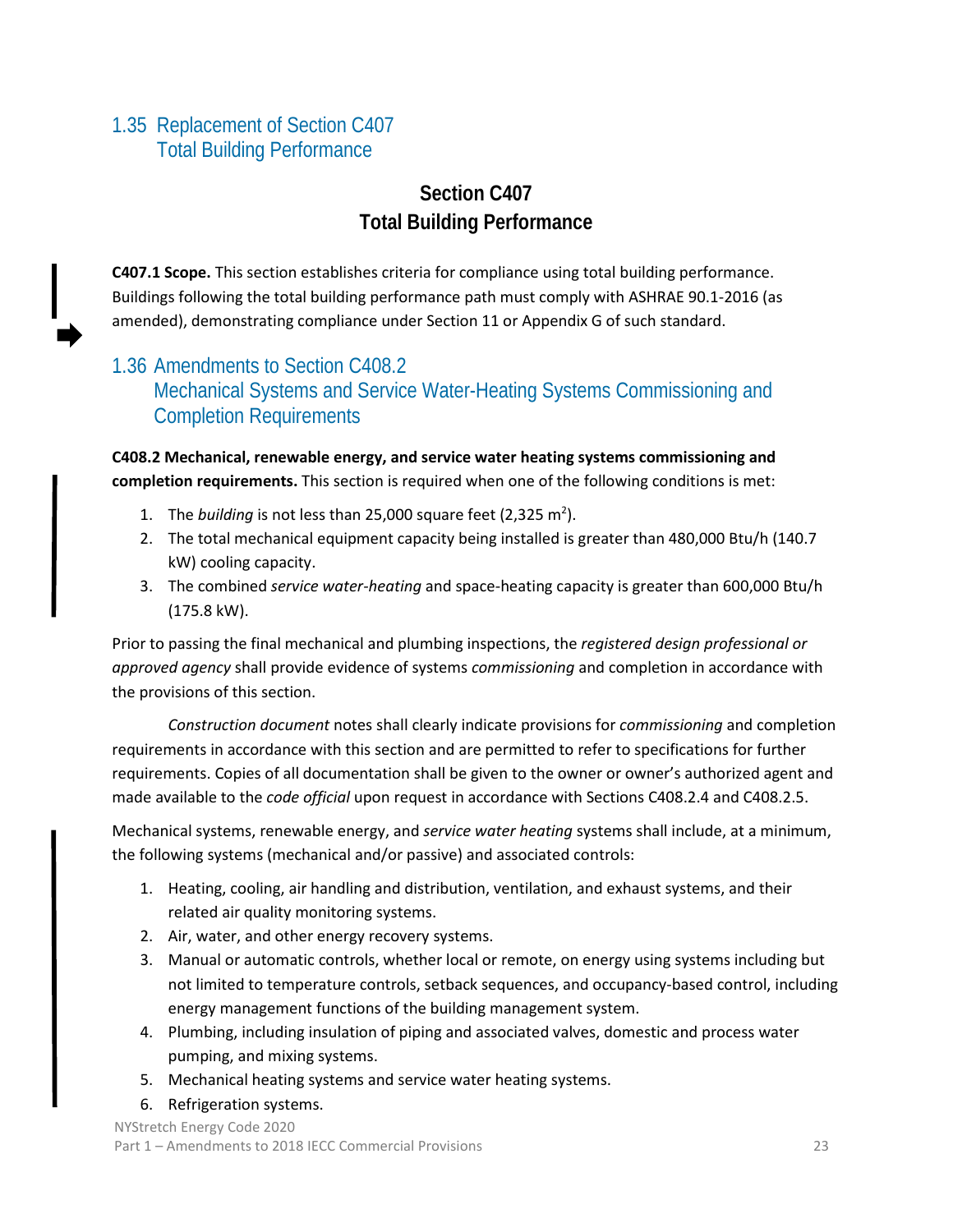## 1.35 Replacement of Section C407 Total Building Performance

### Section C407 Total Building Performance

**C407.1 Scope.** This section establishes criteria for compliance using total building performance. Buildings following the total building performance path must comply with ASHRAE 90.1-2016 (as amended), demonstrating compliance under Section 11 or Appendix G of such standard.

## 1.36 Amendments to Section C408.2 Mechanical Systems and Service Water-Heating Systems Commissioning and Completion Requirements

**C408.2 Mechanical, renewable energy, and service water heating systems commissioning and completion requirements.** This section is required when one of the following conditions is met:

1. The *building* is not less than 25,000 square feet (2,325 $m^2$).
2. The total mechanical equipment capacity being installed is greater than 480,000 Btu/h (140.7 kW) cooling capacity.
3. The combined *service water-heating* and space-heating capacity is greater than 600,000 Btu/h (175.8 kW).

Prior to passing the final mechanical and plumbing inspections, the *registered design professional or approved agency* shall provide evidence of systems *commissioning* and completion in accordance with the provisions of this section.

*Construction document* notes shall clearly indicate provisions for *commissioning* and completion requirements in accordance with this section and are permitted to refer to specifications for further requirements. Copies of all documentation shall be given to the owner or owner's authorized agent and made available to the *code official* upon request in accordance with Sections C408.2.4 and C408.2.5.

Mechanical systems, renewable energy, and *service water heating* systems shall include, at a minimum, the following systems (mechanical and/or passive) and associated controls:

1. Heating, cooling, air handling and distribution, ventilation, and exhaust systems, and their related air quality monitoring systems.
2. Air, water, and other energy recovery systems.
3. Manual or automatic controls, whether local or remote, on energy using systems including but not limited to temperature controls, setback sequences, and occupancy-based control, including energy management functions of the building management system.
4. Plumbing, including insulation of piping and associated valves, domestic and process water pumping, and mixing systems.
5. Mechanical heating systems and service water heating systems.
6. Refrigeration systems.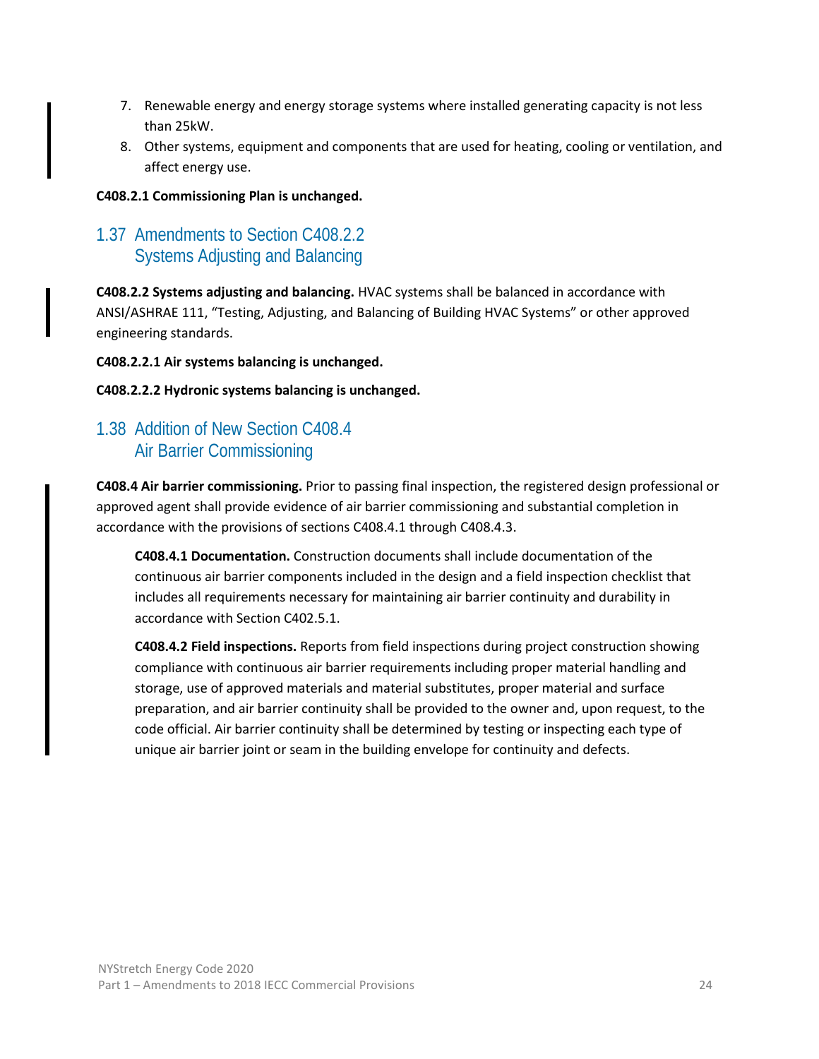7. Renewable energy and energy storage systems where installed generating capacity is not less than 25kW.
8. Other systems, equipment and components that are used for heating, cooling or ventilation, and affect energy use.

**C408.2.1 Commissioning Plan is unchanged.**

## 1.37 Amendments to Section C408.2.2 Systems Adjusting and Balancing

**C408.2.2 Systems adjusting and balancing.** HVAC systems shall be balanced in accordance with ANSI/ASHRAE 111, "Testing, Adjusting, and Balancing of Building HVAC Systems" or other approved engineering standards.

**C408.2.2.1 Air systems balancing is unchanged.**

**C408.2.2.2 Hydronic systems balancing is unchanged.**

## 1.38 Addition of New Section C408.4 Air Barrier Commissioning

**C408.4 Air barrier commissioning.** Prior to passing final inspection, the registered design professional or approved agent shall provide evidence of air barrier commissioning and substantial completion in accordance with the provisions of sections C408.4.1 through C408.4.3.

**C408.4.1 Documentation.** Construction documents shall include documentation of the continuous air barrier components included in the design and a field inspection checklist that includes all requirements necessary for maintaining air barrier continuity and durability in accordance with Section C402.5.1.

**C408.4.2 Field inspections.** Reports from field inspections during project construction showing compliance with continuous air barrier requirements including proper material handling and storage, use of approved materials and material substitutes, proper material and surface preparation, and air barrier continuity shall be provided to the owner and, upon request, to the code official. Air barrier continuity shall be determined by testing or inspecting each type of unique air barrier joint or seam in the building envelope for continuity and defects.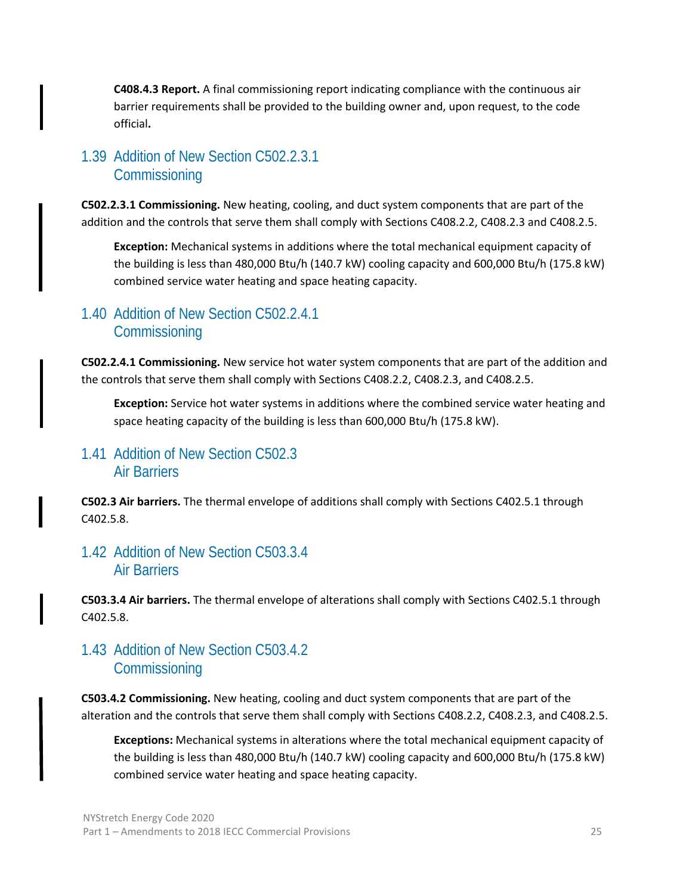**C408.4.3 Report.** A final commissioning report indicating compliance with the continuous air barrier requirements shall be provided to the building owner and, upon request, to the code official**.**

## 1.39 Addition of New Section C502.2.3.1 Commissioning

**C502.2.3.1 Commissioning.** New heating, cooling, and duct system components that are part of the addition and the controls that serve them shall comply with Sections C408.2.2, C408.2.3 and C408.2.5.

> **Exception:** Mechanical systems in additions where the total mechanical equipment capacity of the building is less than 480,000 Btu/h (140.7 kW) cooling capacity and 600,000 Btu/h (175.8 kW) combined service water heating and space heating capacity.

## 1.40 Addition of New Section C502.2.4.1 Commissioning

**C502.2.4.1 Commissioning.** New service hot water system components that are part of the addition and the controls that serve them shall comply with Sections C408.2.2, C408.2.3, and C408.2.5.

> **Exception:** Service hot water systems in additions where the combined service water heating and space heating capacity of the building is less than 600,000 Btu/h (175.8 kW).

## 1.41 Addition of New Section C502.3 Air Barriers

**C502.3 Air barriers.** The thermal envelope of additions shall comply with Sections C402.5.1 through C402.5.8.

## 1.42 Addition of New Section C503.3.4 Air Barriers

**C503.3.4 Air barriers.** The thermal envelope of alterations shall comply with Sections C402.5.1 through C402.5.8.

## 1.43 Addition of New Section C503.4.2 Commissioning

**C503.4.2 Commissioning.** New heating, cooling and duct system components that are part of the alteration and the controls that serve them shall comply with Sections C408.2.2, C408.2.3, and C408.2.5.

> **Exceptions:** Mechanical systems in alterations where the total mechanical equipment capacity of the building is less than 480,000 Btu/h (140.7 kW) cooling capacity and 600,000 Btu/h (175.8 kW) combined service water heating and space heating capacity.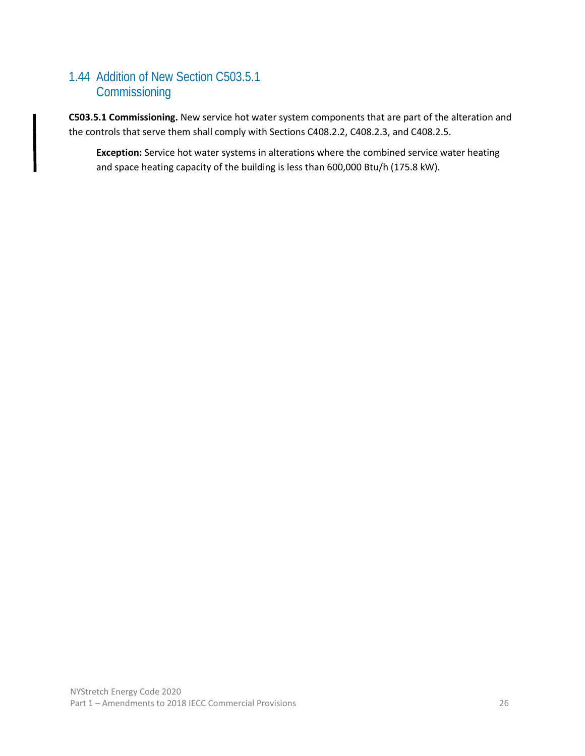## 1.44 Addition of New Section C503.5.1 Commissioning

**C503.5.1 Commissioning.** New service hot water system components that are part of the alteration and the controls that serve them shall comply with Sections C408.2.2, C408.2.3, and C408.2.5.

> **Exception:** Service hot water systems in alterations where the combined service water heating and space heating capacity of the building is less than 600,000 Btu/h (175.8 kW).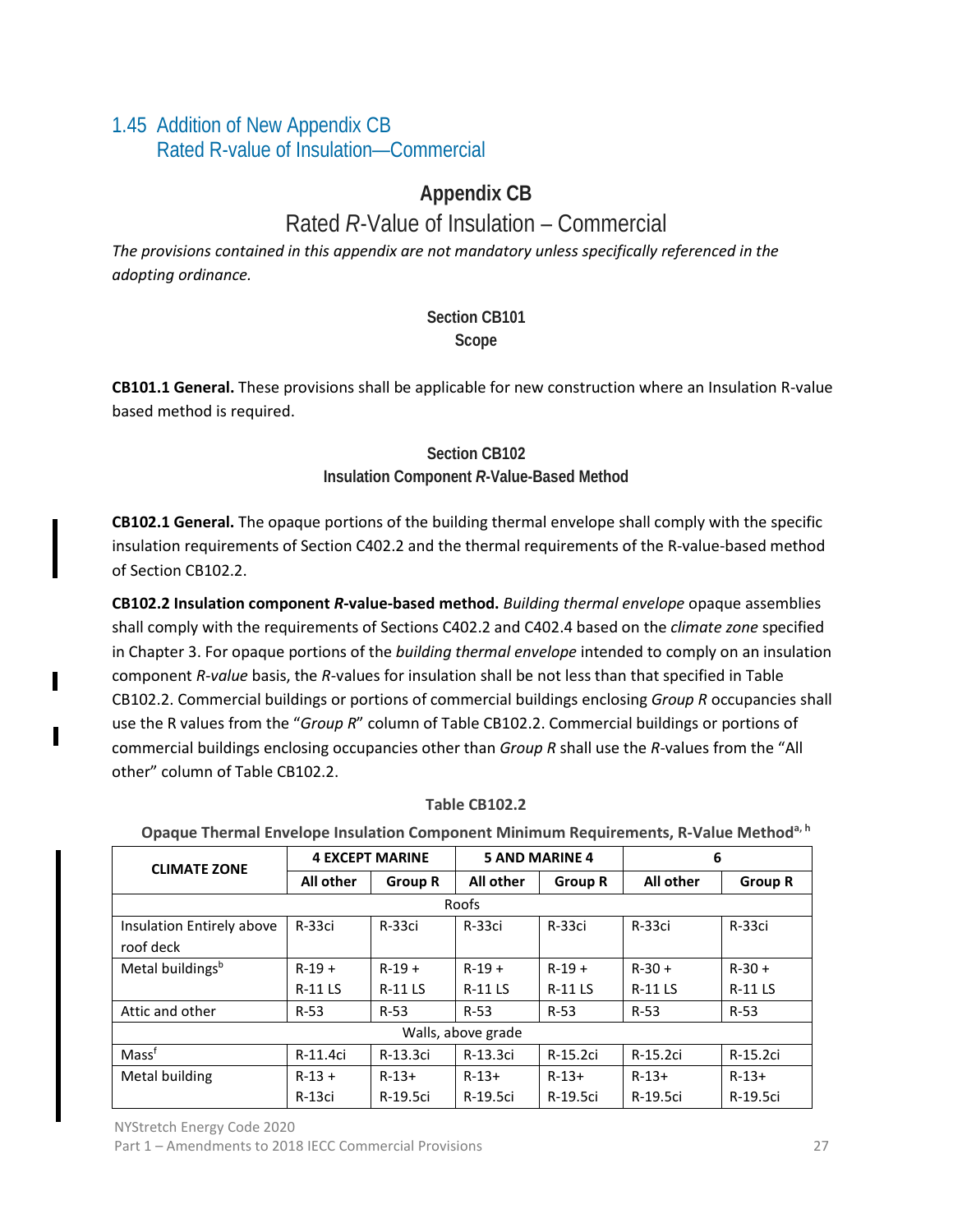## 1.45 Addition of New Appendix CB Rated R-value of Insulation—Commercial

# Appendix CB

## Rated *R*-Value of Insulation – Commercial

*The provisions contained in this appendix are not mandatory unless specifically referenced in the adopting ordinance.*

### Section CB101 Scope

**CB101.1 General.** These provisions shall be applicable for new construction where an Insulation R-value based method is required.

### Section CB102 Insulation Component *R*-Value-Based Method

**CB102.1 General.** The opaque portions of the building thermal envelope shall comply with the specific insulation requirements of Section C402.2 and the thermal requirements of the R-value-based method of Section CB102.2.

**CB102.2 Insulation component *R*-value-based method.** *Building thermal envelope* opaque assemblies shall comply with the requirements of Sections C402.2 and C402.4 based on the *climate zone* specified in Chapter 3. For opaque portions of the *building thermal envelope* intended to comply on an insulation component *R-value* basis, the *R*-values for insulation shall be not less than that specified in Table CB102.2. Commercial buildings or portions of commercial buildings enclosing *Group R* occupancies shall use the R values from the "*Group R*" column of Table CB102.2. Commercial buildings or portions of commercial buildings enclosing occupancies other than *Group R* shall use the *R*-values from the "All other" column of Table CB102.2.

**Table CB102.2**

**Opaque Thermal Envelope Insulation Component Minimum Requirements, R-Value Method[a, h]**

| CLIMATE ZONE | 4 EXCEPT MARINE | | 5 AND MARINE 4 | | 6 | |
|---|---|---|---|---|---|---|
| | All other | Group R | All other | Group R | All other | Group R |
| Roofs | | | | | | |
| Insulation Entirely above roof deck | R-33ci | R-33ci | R-33ci | R-33ci | R-33ci | R-33ci |
| Metal buildings[b] | R-19 + R-11 LS | R-19 + R-11 LS | R-19 + R-11 LS | R-19 + R-11 LS | R-30 + R-11 LS | R-30 + R-11 LS |
| Attic and other | R-53 | R-53 | R-53 | R-53 | R-53 | R-53 |
| Walls, above grade | | | | | | |
| Mass[f] | R-11.4ci | R-13.3ci | R-13.3ci | R-15.2ci | R-15.2ci | R-15.2ci |
| Metal building | R-13 + R-13ci | R-13+ R-19.5ci | R-13+ R-19.5ci | R-13+ R-19.5ci | R-13+ R-19.5ci | R-13+ R-19.5ci |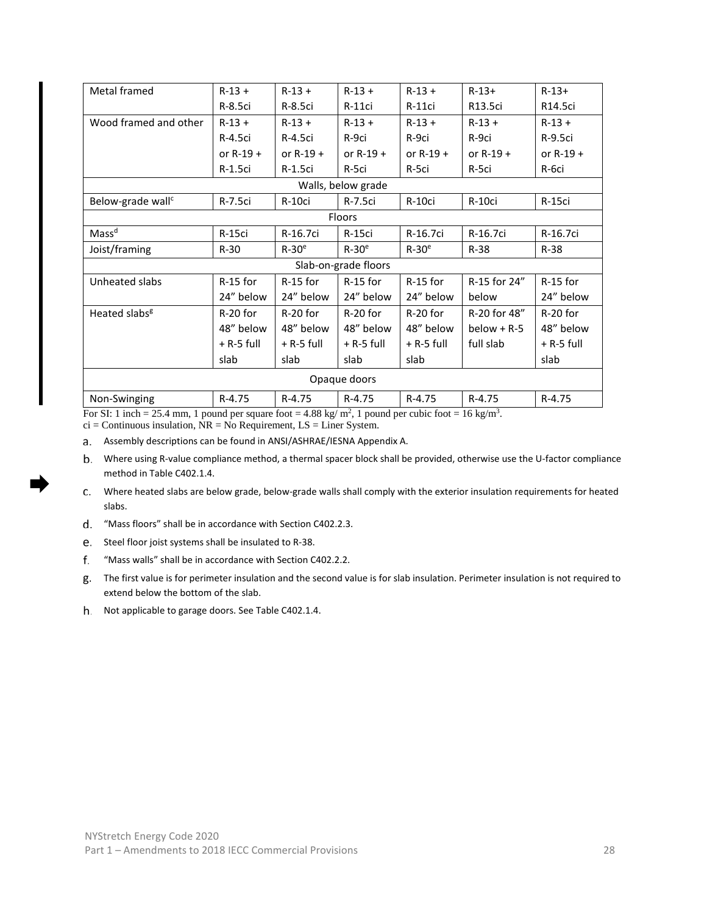| Metal framed | R-13 + R-8.5ci | R-13 + R-8.5ci | R-13 + R-11ci | R-13 + R-11ci | R-13+ R13.5ci | R-13+ R14.5ci |
|---|---|---|---|---|---|---|
| Wood framed and other | R-13 + R-4.5ci or R-19 + R-1.5ci | R-13 + R-4.5ci or R-19 + R-1.5ci | R-13 + R-9ci or R-19 + R-5ci | R-13 + R-9ci or R-19 + R-5ci | R-13 + R-9ci or R-19 + R-5ci | R-13 + R-9.5ci or R-19 + R-6ci |
| Walls, below grade | | | | | | |
| Below-grade wall[c] | R-7.5ci | R-10ci | R-7.5ci | R-10ci | R-10ci | R-15ci |
| Floors | | | | | | |
| Mass[d] | R-15ci | R-16.7ci | R-15ci | R-16.7ci | R-16.7ci | R-16.7ci |
| Joist/framing | R-30 | R-30[e] | R-30[e] | R-30[e] | R-38 | R-38 |
| Slab-on-grade floors | | | | | | |
| Unheated slabs | R-15 for 24" below | R-15 for 24" below | R-15 for 24" below | R-15 for 24" below | R-15 for 24" below | R-15 for 24" below |
| Heated slabs[g] | R-20 for 48" below + R-5 full slab | R-20 for 48" below + R-5 full slab | R-20 for 48" below + R-5 full slab | R-20 for 48" below + R-5 full slab | R-20 for 48" below + R-5 full slab | R-20 for 48" below + R-5 full slab |
| Opaque doors | | | | | | |
| Non-Swinging | R-4.75 | R-4.75 | R-4.75 | R-4.75 | R-4.75 | R-4.75 |

For SI: 1 inch = 25.4 mm, 1 pound per square foot = 4.88 kg/ m², 1 pound per cubic foot = 16 kg/m³.
ci = Continuous insulation, NR = No Requirement, LS = Liner System.

a. Assembly descriptions can be found in ANSI/ASHRAE/IESNA Appendix A.

b. Where using R-value compliance method, a thermal spacer block shall be provided, otherwise use the U-factor compliance method in Table C402.1.4.

c. Where heated slabs are below grade, below-grade walls shall comply with the exterior insulation requirements for heated slabs.

d. "Mass floors" shall be in accordance with Section C402.2.3.

e. Steel floor joist systems shall be insulated to R-38.

f. "Mass walls" shall be in accordance with Section C402.2.2.

g. The first value is for perimeter insulation and the second value is for slab insulation. Perimeter insulation is not required to extend below the bottom of the slab.

h. Not applicable to garage doors. See Table C402.1.4.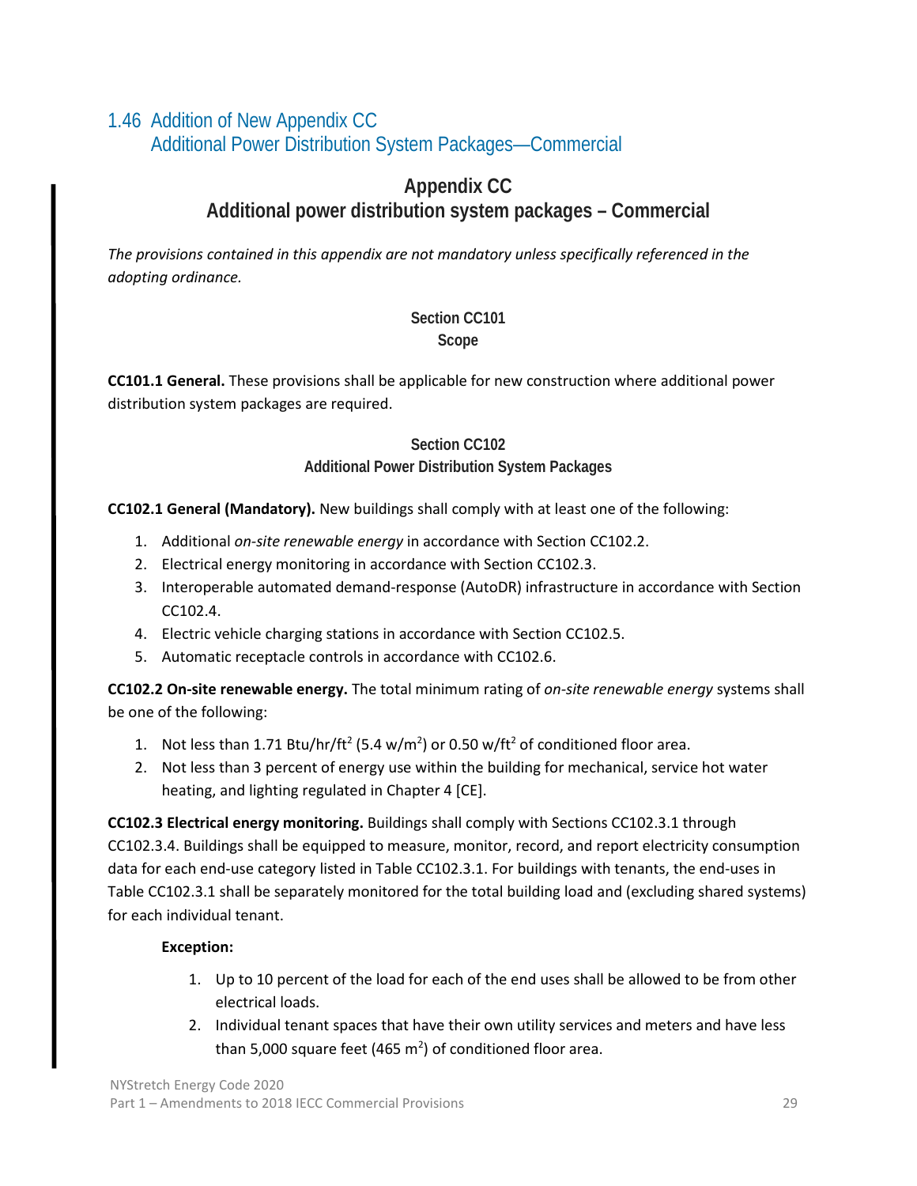## 1.46 Addition of New Appendix CC
## Additional Power Distribution System Packages—Commercial

# Appendix CC
# Additional power distribution system packages – Commercial

*The provisions contained in this appendix are not mandatory unless specifically referenced in the adopting ordinance.*

### Section CC101
### Scope

**CC101.1 General.** These provisions shall be applicable for new construction where additional power distribution system packages are required.

### Section CC102
### Additional Power Distribution System Packages

**CC102.1 General (Mandatory).** New buildings shall comply with at least one of the following:

1. Additional *on-site renewable energy* in accordance with Section CC102.2.
2. Electrical energy monitoring in accordance with Section CC102.3.
3. Interoperable automated demand-response (AutoDR) infrastructure in accordance with Section CC102.4.
4. Electric vehicle charging stations in accordance with Section CC102.5.
5. Automatic receptacle controls in accordance with CC102.6.

**CC102.2 On-site renewable energy.** The total minimum rating of *on-site renewable energy* systems shall be one of the following:

1. Not less than 1.71 Btu/hr/ft$^2$ (5.4 w/m$^2$) or 0.50 w/ft$^2$ of conditioned floor area.
2. Not less than 3 percent of energy use within the building for mechanical, service hot water heating, and lighting regulated in Chapter 4 [CE].

**CC102.3 Electrical energy monitoring.** Buildings shall comply with Sections CC102.3.1 through CC102.3.4. Buildings shall be equipped to measure, monitor, record, and report electricity consumption data for each end-use category listed in Table CC102.3.1. For buildings with tenants, the end-uses in Table CC102.3.1 shall be separately monitored for the total building load and (excluding shared systems) for each individual tenant.

**Exception:**

1. Up to 10 percent of the load for each of the end uses shall be allowed to be from other electrical loads.
2. Individual tenant spaces that have their own utility services and meters and have less than 5,000 square feet (465 m$^2$) of conditioned floor area.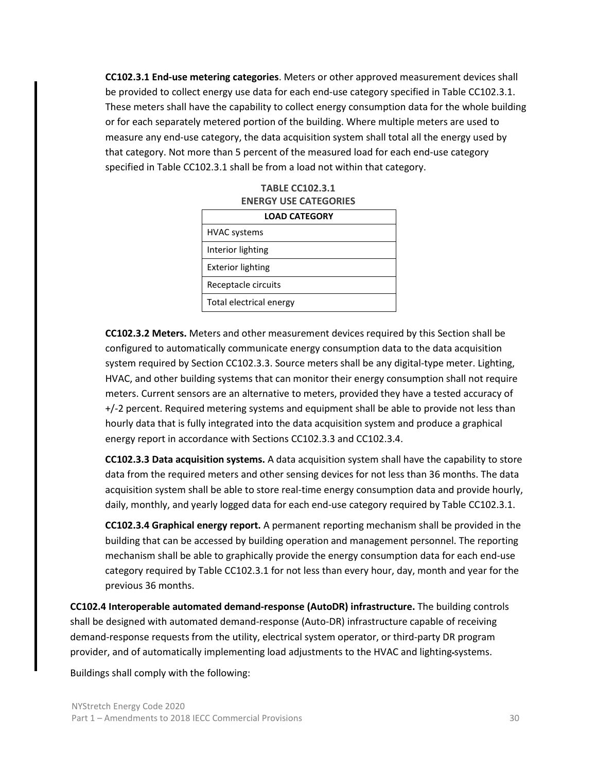**CC102.3.1 End-use metering categories**. Meters or other approved measurement devices shall be provided to collect energy use data for each end-use category specified in Table CC102.3.1. These meters shall have the capability to collect energy consumption data for the whole building or for each separately metered portion of the building. Where multiple meters are used to measure any end-use category, the data acquisition system shall total all the energy used by that category. Not more than 5 percent of the measured load for each end-use category specified in Table CC102.3.1 shall be from a load not within that category.

**TABLE CC102.3.1**
**ENERGY USE CATEGORIES**

| LOAD CATEGORY |
|---|
| HVAC systems |
| Interior lighting |
| Exterior lighting |
| Receptacle circuits |
| Total electrical energy |

**CC102.3.2 Meters.** Meters and other measurement devices required by this Section shall be configured to automatically communicate energy consumption data to the data acquisition system required by Section CC102.3.3. Source meters shall be any digital-type meter. Lighting, HVAC, and other building systems that can monitor their energy consumption shall not require meters. Current sensors are an alternative to meters, provided they have a tested accuracy of +/-2 percent. Required metering systems and equipment shall be able to provide not less than hourly data that is fully integrated into the data acquisition system and produce a graphical energy report in accordance with Sections CC102.3.3 and CC102.3.4.

**CC102.3.3 Data acquisition systems.** A data acquisition system shall have the capability to store data from the required meters and other sensing devices for not less than 36 months. The data acquisition system shall be able to store real-time energy consumption data and provide hourly, daily, monthly, and yearly logged data for each end-use category required by Table CC102.3.1.

**CC102.3.4 Graphical energy report.** A permanent reporting mechanism shall be provided in the building that can be accessed by building operation and management personnel. The reporting mechanism shall be able to graphically provide the energy consumption data for each end-use category required by Table CC102.3.1 for not less than every hour, day, month and year for the previous 36 months.

**CC102.4 Interoperable automated demand-response (AutoDR) infrastructure.** The building controls shall be designed with automated demand-response (Auto-DR) infrastructure capable of receiving demand-response requests from the utility, electrical system operator, or third-party DR program provider, and of automatically implementing load adjustments to the HVAC and lighting systems.

Buildings shall comply with the following: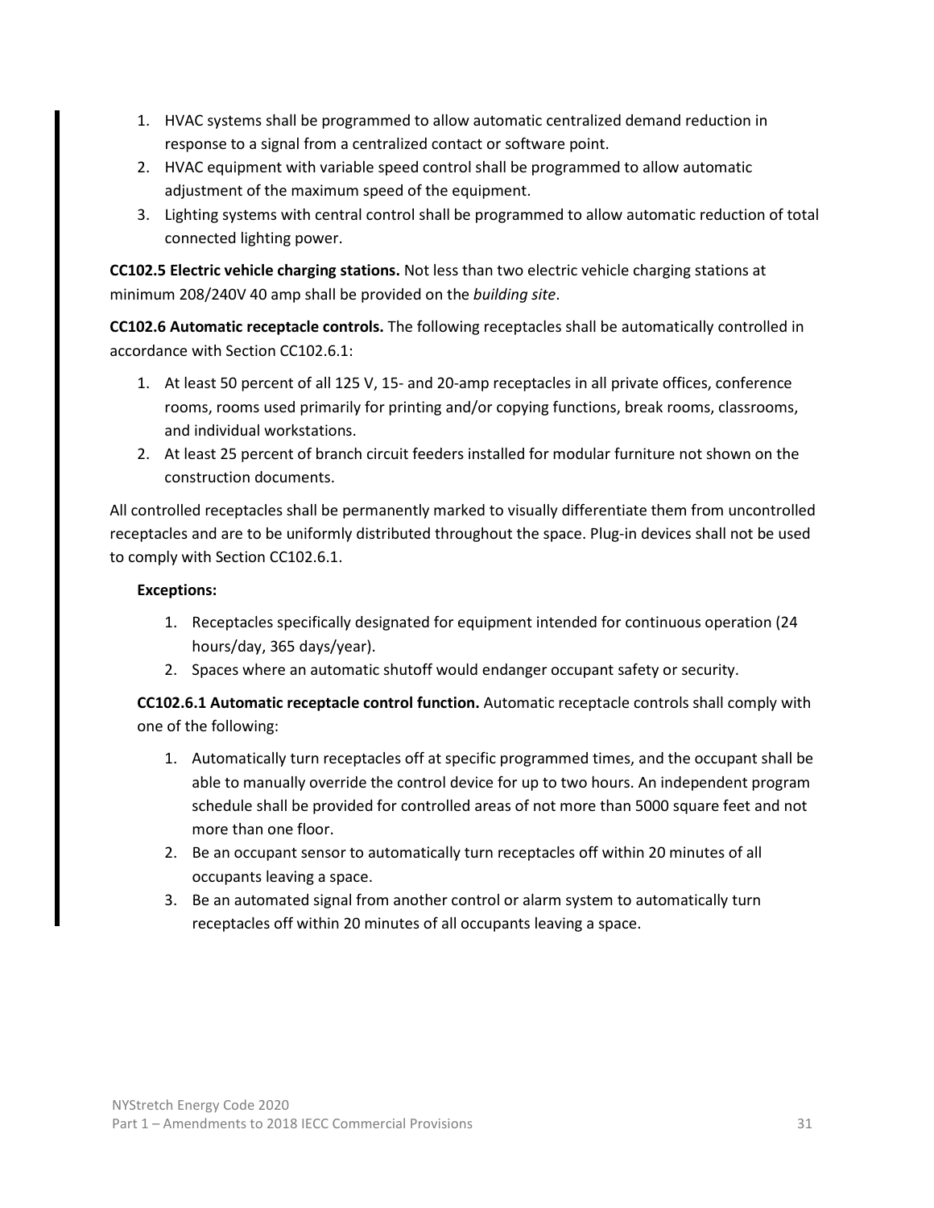1. HVAC systems shall be programmed to allow automatic centralized demand reduction in response to a signal from a centralized contact or software point.
2. HVAC equipment with variable speed control shall be programmed to allow automatic adjustment of the maximum speed of the equipment.
3. Lighting systems with central control shall be programmed to allow automatic reduction of total connected lighting power.

**CC102.5 Electric vehicle charging stations.** Not less than two electric vehicle charging stations at minimum 208/240V 40 amp shall be provided on the *building site*.

**CC102.6 Automatic receptacle controls.** The following receptacles shall be automatically controlled in accordance with Section CC102.6.1:

1. At least 50 percent of all 125 V, 15- and 20-amp receptacles in all private offices, conference rooms, rooms used primarily for printing and/or copying functions, break rooms, classrooms, and individual workstations.
2. At least 25 percent of branch circuit feeders installed for modular furniture not shown on the construction documents.

All controlled receptacles shall be permanently marked to visually differentiate them from uncontrolled receptacles and are to be uniformly distributed throughout the space. Plug-in devices shall not be used to comply with Section CC102.6.1.

**Exceptions:**

1. Receptacles specifically designated for equipment intended for continuous operation (24 hours/day, 365 days/year).
2. Spaces where an automatic shutoff would endanger occupant safety or security.

**CC102.6.1 Automatic receptacle control function.** Automatic receptacle controls shall comply with one of the following:

1. Automatically turn receptacles off at specific programmed times, and the occupant shall be able to manually override the control device for up to two hours. An independent program schedule shall be provided for controlled areas of not more than 5000 square feet and not more than one floor.
2. Be an occupant sensor to automatically turn receptacles off within 20 minutes of all occupants leaving a space.
3. Be an automated signal from another control or alarm system to automatically turn receptacles off within 20 minutes of all occupants leaving a space.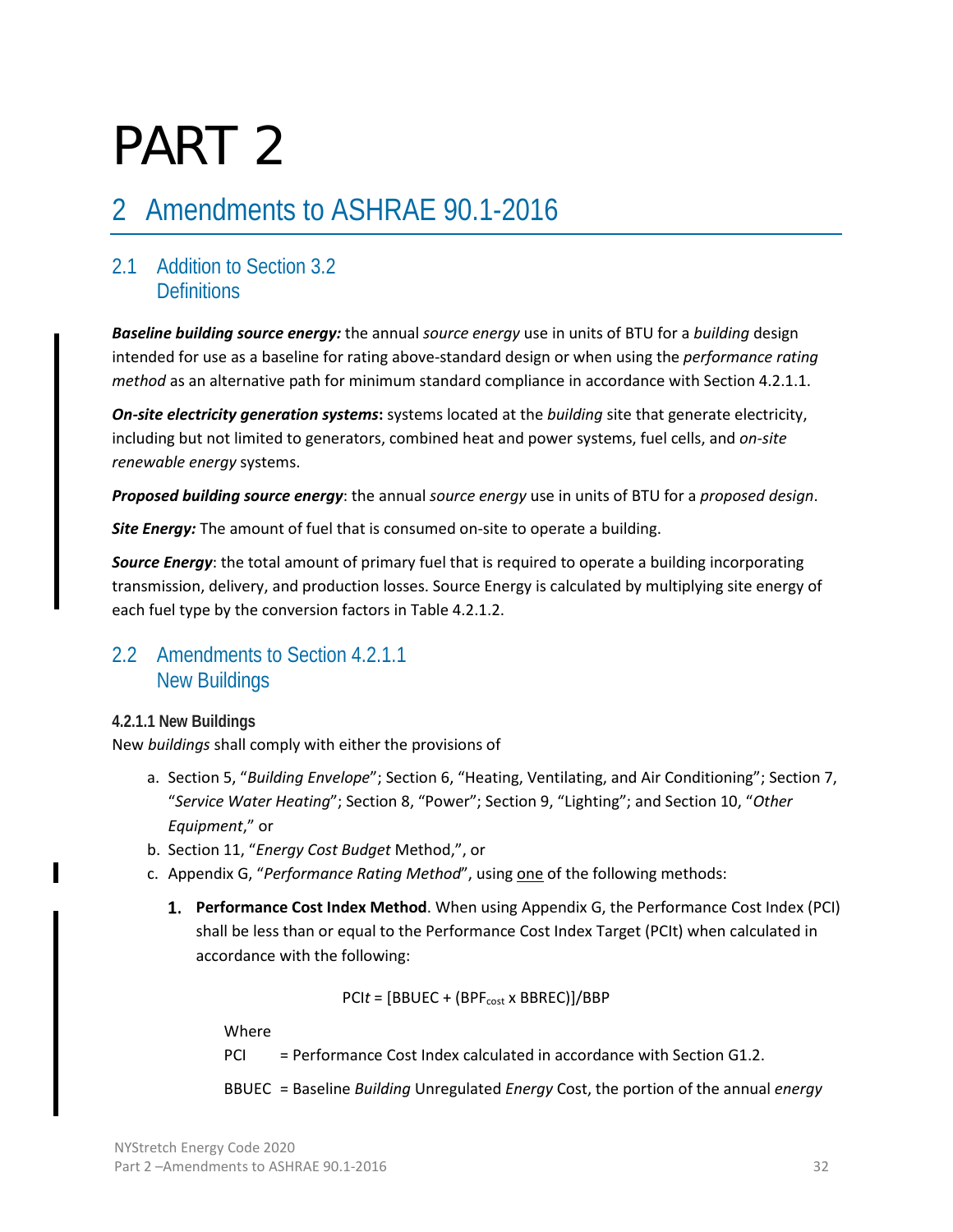# PART 2

## 2 Amendments to ASHRAE 90.1-2016

### 2.1 Addition to Section 3.2 Definitions

***Baseline building source energy:*** the annual *source energy* use in units of BTU for a *building* design intended for use as a baseline for rating above-standard design or when using the *performance rating method* as an alternative path for minimum standard compliance in accordance with Section 4.2.1.1.

***On-site electricity generation systems*:** systems located at the *building* site that generate electricity, including but not limited to generators, combined heat and power systems, fuel cells, and *on-site renewable energy* systems.

***Proposed building source energy***: the annual *source energy* use in units of BTU for a *proposed design*.

***Site Energy:*** The amount of fuel that is consumed on-site to operate a building.

***Source Energy***: the total amount of primary fuel that is required to operate a building incorporating transmission, delivery, and production losses. Source Energy is calculated by multiplying site energy of each fuel type by the conversion factors in Table 4.2.1.2.

### 2.2 Amendments to Section 4.2.1.1 New Buildings

#### 4.2.1.1 New Buildings

New *buildings* shall comply with either the provisions of

a. Section 5, "*Building Envelope*"; Section 6, "Heating, Ventilating, and Air Conditioning"; Section 7, "*Service Water Heating*"; Section 8, "Power"; Section 9, "Lighting"; and Section 10, "*Other Equipment*," or
b. Section 11, "*Energy Cost Budget* Method,", or
c. Appendix G, "*Performance Rating Method*", using one of the following methods:

   1. **Performance Cost Index Method**. When using Appendix G, the Performance Cost Index (PCI) shall be less than or equal to the Performance Cost Index Target (PCIt) when calculated in accordance with the following:

$$PCIt = [BBUEC + (BPF_{cost} \times BBREC)]/BBP$$

Where

PCI = Performance Cost Index calculated in accordance with Section G1.2.

BBUEC = Baseline *Building* Unregulated *Energy* Cost, the portion of the annual *energy*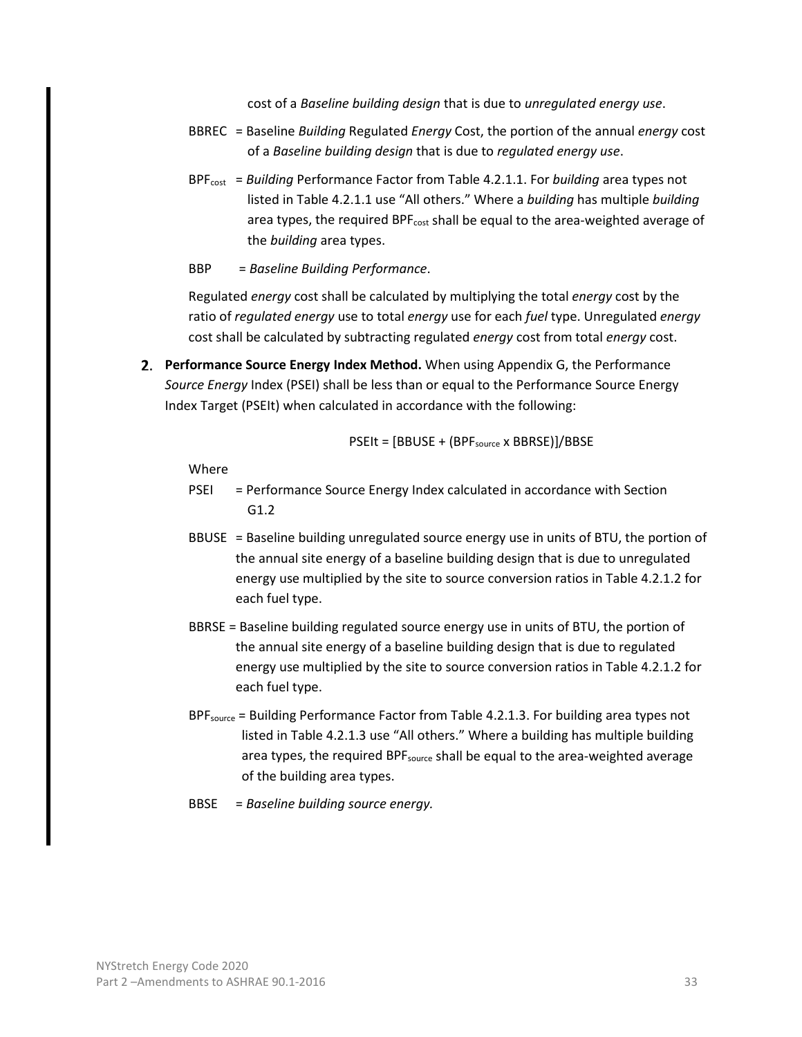cost of a *Baseline building design* that is due to *unregulated energy use*.

BBREC = Baseline *Building* Regulated *Energy* Cost, the portion of the annual *energy* cost of a *Baseline building design* that is due to *regulated energy use*.

$BPF_{cost}$ = *Building* Performance Factor from Table 4.2.1.1. For *building* area types not listed in Table 4.2.1.1 use "All others." Where a *building* has multiple *building* area types, the required $BPF_{cost}$ shall be equal to the area-weighted average of the *building* area types.

BBP = *Baseline Building Performance*.

Regulated *energy* cost shall be calculated by multiplying the total *energy* cost by the ratio of *regulated energy* use to total *energy* use for each *fuel* type. Unregulated *energy* cost shall be calculated by subtracting regulated *energy* cost from total *energy* cost.

2. **Performance Source Energy Index Method.** When using Appendix G, the Performance *Source Energy* Index (PSEI) shall be less than or equal to the Performance Source Energy Index Target (PSEIt) when calculated in accordance with the following:

$$PSEIt = [BBUSE + (BPF_{source} \times BBRSE)]/BBSE$$

Where

PSEI = Performance Source Energy Index calculated in accordance with Section G1.2

BBUSE = Baseline building unregulated source energy use in units of BTU, the portion of the annual site energy of a baseline building design that is due to unregulated energy use multiplied by the site to source conversion ratios in Table 4.2.1.2 for each fuel type.

BBRSE = Baseline building regulated source energy use in units of BTU, the portion of the annual site energy of a baseline building design that is due to regulated energy use multiplied by the site to source conversion ratios in Table 4.2.1.2 for each fuel type.

$BPF_{source}$ = Building Performance Factor from Table 4.2.1.3. For building area types not listed in Table 4.2.1.3 use "All others." Where a building has multiple building area types, the required $BPF_{source}$ shall be equal to the area-weighted average of the building area types.

BBSE = *Baseline building source energy.*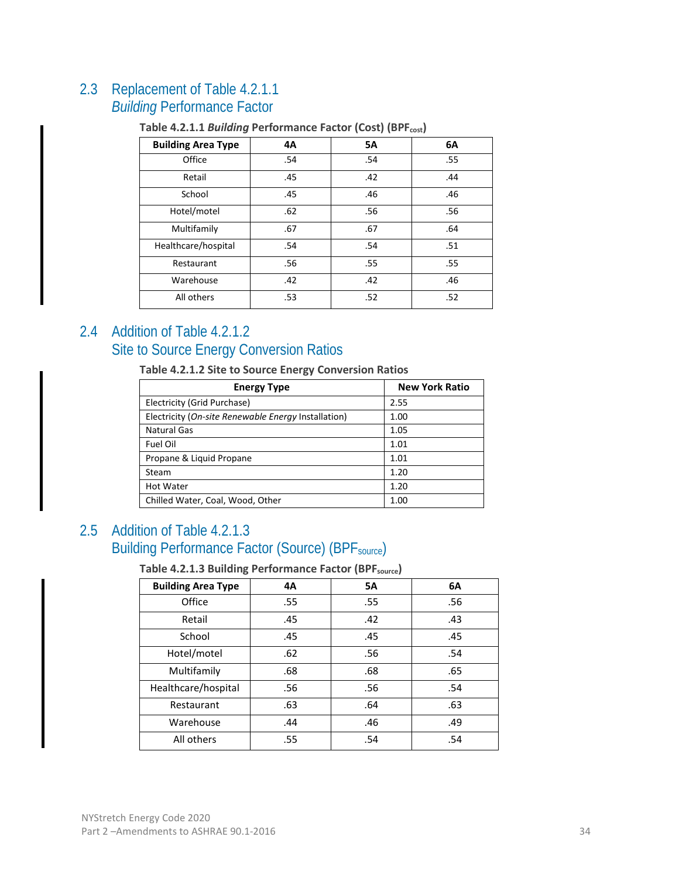## 2.3 Replacement of Table 4.2.1.1 *Building* Performance Factor

**Table 4.2.1.1 *Building* Performance Factor (Cost) ($BPF_{cost}$)**

| Building Area Type | 4A | 5A | 6A |
|---|---|---|---|
| Office | .54 | .54 | .55 |
| Retail | .45 | .42 | .44 |
| School | .45 | .46 | .46 |
| Hotel/motel | .62 | .56 | .56 |
| Multifamily | .67 | .67 | .64 |
| Healthcare/hospital | .54 | .54 | .51 |
| Restaurant | .56 | .55 | .55 |
| Warehouse | .42 | .42 | .46 |
| All others | .53 | .52 | .52 |

## 2.4 Addition of Table 4.2.1.2 Site to Source Energy Conversion Ratios

**Table 4.2.1.2 Site to Source Energy Conversion Ratios**

| Energy Type | New York Ratio |
|---|---|
| Electricity (Grid Purchase) | 2.55 |
| Electricity (*On-site Renewable Energy* Installation) | 1.00 |
| Natural Gas | 1.05 |
| Fuel Oil | 1.01 |
| Propane & Liquid Propane | 1.01 |
| Steam | 1.20 |
| Hot Water | 1.20 |
| Chilled Water, Coal, Wood, Other | 1.00 |

## 2.5 Addition of Table 4.2.1.3 Building Performance Factor (Source) ($BPF_{source}$)

**Table 4.2.1.3 Building Performance Factor ($BPF_{source}$)**

| Building Area Type | 4A | 5A | 6A |
|---|---|---|---|
| Office | .55 | .55 | .56 |
| Retail | .45 | .42 | .43 |
| School | .45 | .45 | .45 |
| Hotel/motel | .62 | .56 | .54 |
| Multifamily | .68 | .68 | .65 |
| Healthcare/hospital | .56 | .56 | .54 |
| Restaurant | .63 | .64 | .63 |
| Warehouse | .44 | .46 | .49 |
| All others | .55 | .54 | .54 |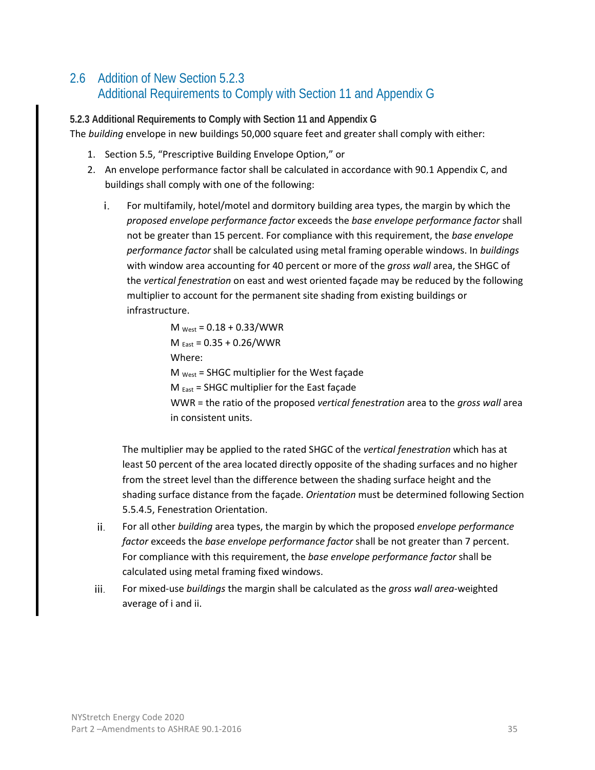## 2.6 Addition of New Section 5.2.3 Additional Requirements to Comply with Section 11 and Appendix G

**5.2.3 Additional Requirements to Comply with Section 11 and Appendix G**

The *building* envelope in new buildings 50,000 square feet and greater shall comply with either:

1. Section 5.5, "Prescriptive Building Envelope Option," or
2. An envelope performance factor shall be calculated in accordance with 90.1 Appendix C, and buildings shall comply with one of the following:

   i. For multifamily, hotel/motel and dormitory building area types, the margin by which the *proposed envelope performance factor* exceeds the *base envelope performance factor* shall not be greater than 15 percent. For compliance with this requirement, the *base envelope performance factor* shall be calculated using metal framing operable windows. In *buildings* with window area accounting for 40 percent or more of the *gross wall* area, the SHGC of the *vertical fenestration* on east and west oriented façade may be reduced by the following multiplier to account for the permanent site shading from existing buildings or infrastructure.

   $M_{West} = 0.18 + 0.33/WWR$

   $M_{East} = 0.35 + 0.26/WWR$

   Where:

   $M_{West}$ = SHGC multiplier for the West façade

   $M_{East}$ = SHGC multiplier for the East façade

   WWR = the ratio of the proposed *vertical fenestration* area to the *gross wall* area in consistent units.

   The multiplier may be applied to the rated SHGC of the *vertical fenestration* which has at least 50 percent of the area located directly opposite of the shading surfaces and no higher from the street level than the difference between the shading surface height and the shading surface distance from the façade. *Orientation* must be determined following Section 5.5.4.5, Fenestration Orientation.

   ii. For all other *building* area types, the margin by which the proposed *envelope performance factor* exceeds the *base envelope performance factor* shall be not greater than 7 percent. For compliance with this requirement, the *base envelope performance factor* shall be calculated using metal framing fixed windows.

   iii. For mixed-use *buildings* the margin shall be calculated as the *gross wall area*-weighted average of i and ii.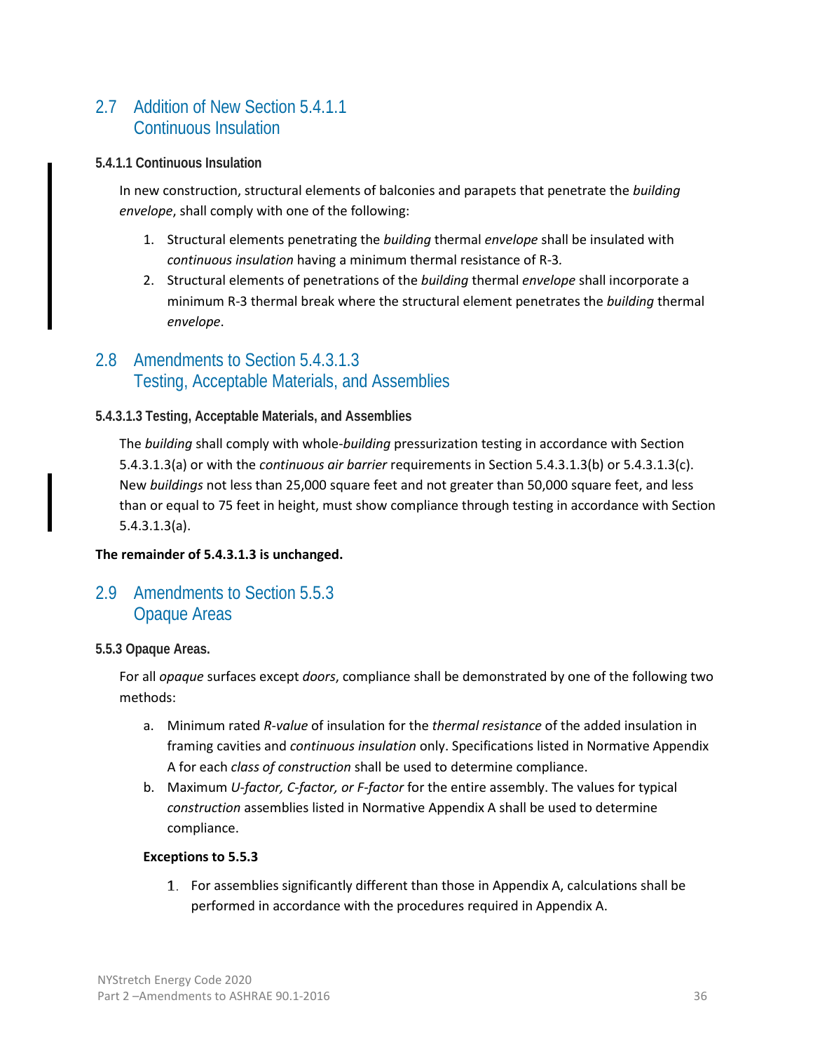## 2.7 Addition of New Section 5.4.1.1 Continuous Insulation

**5.4.1.1 Continuous Insulation**

In new construction, structural elements of balconies and parapets that penetrate the *building envelope*, shall comply with one of the following:

1. Structural elements penetrating the *building* thermal *envelope* shall be insulated with *continuous insulation* having a minimum thermal resistance of R-3.
2. Structural elements of penetrations of the *building* thermal *envelope* shall incorporate a minimum R-3 thermal break where the structural element penetrates the *building* thermal *envelope*.

## 2.8 Amendments to Section 5.4.3.1.3 Testing, Acceptable Materials, and Assemblies

**5.4.3.1.3 Testing, Acceptable Materials, and Assemblies**

The *building* shall comply with whole-*building* pressurization testing in accordance with Section 5.4.3.1.3(a) or with the *continuous air barrier* requirements in Section 5.4.3.1.3(b) or 5.4.3.1.3(c). New *buildings* not less than 25,000 square feet and not greater than 50,000 square feet, and less than or equal to 75 feet in height, must show compliance through testing in accordance with Section 5.4.3.1.3(a).

**The remainder of 5.4.3.1.3 is unchanged.**

## 2.9 Amendments to Section 5.5.3 Opaque Areas

**5.5.3 Opaque Areas.**

For all *opaque* surfaces except *doors*, compliance shall be demonstrated by one of the following two methods:

a. Minimum rated *R-value* of insulation for the *thermal resistance* of the added insulation in framing cavities and *continuous insulation* only. Specifications listed in Normative Appendix A for each *class of construction* shall be used to determine compliance.

b. Maximum *U-factor, C-factor, or F-factor* for the entire assembly. The values for typical *construction* assemblies listed in Normative Appendix A shall be used to determine compliance.

**Exceptions to 5.5.3**

1. For assemblies significantly different than those in Appendix A, calculations shall be performed in accordance with the procedures required in Appendix A.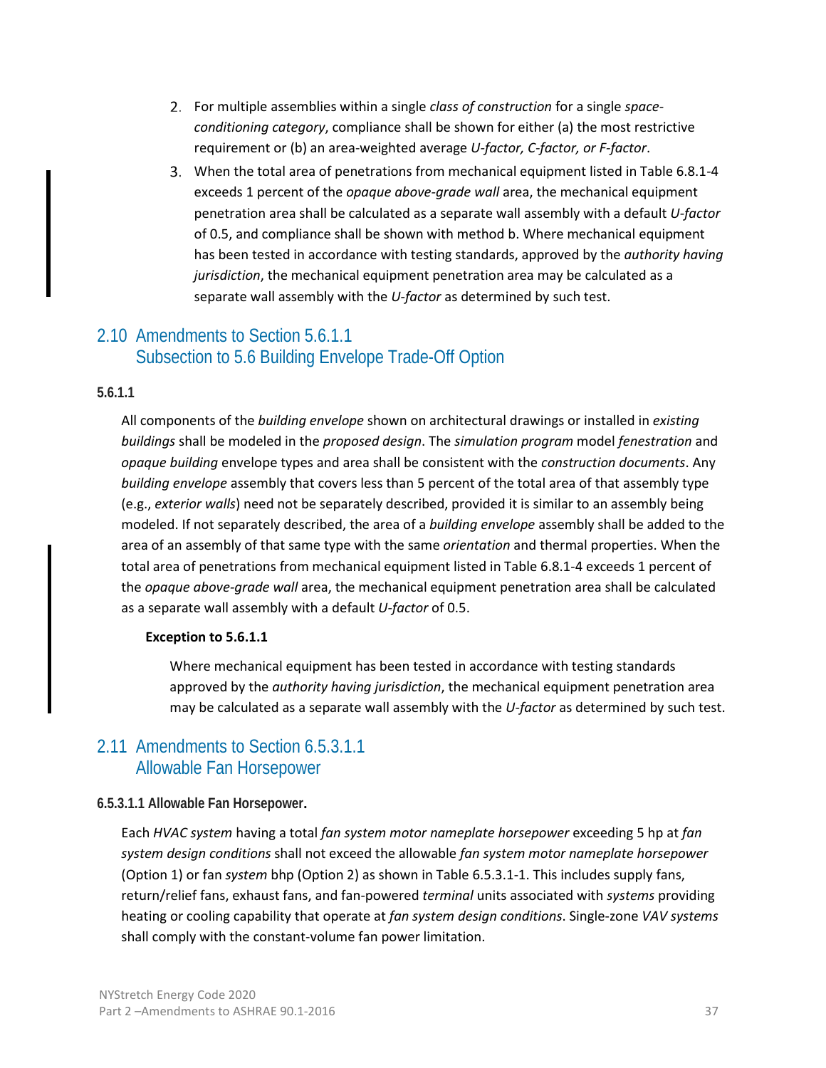2. For multiple assemblies within a single *class of construction* for a single *space-conditioning category*, compliance shall be shown for either (a) the most restrictive requirement or (b) an area-weighted average *U-factor, C-factor, or F-factor*.
3. When the total area of penetrations from mechanical equipment listed in Table 6.8.1-4 exceeds 1 percent of the *opaque above-grade wall* area, the mechanical equipment penetration area shall be calculated as a separate wall assembly with a default *U-factor* of 0.5, and compliance shall be shown with method b. Where mechanical equipment has been tested in accordance with testing standards, approved by the *authority having jurisdiction*, the mechanical equipment penetration area may be calculated as a separate wall assembly with the *U-factor* as determined by such test.

## 2.10 Amendments to Section 5.6.1.1 Subsection to 5.6 Building Envelope Trade-Off Option

**5.6.1.1**

All components of the *building envelope* shown on architectural drawings or installed in *existing buildings* shall be modeled in the *proposed design*. The *simulation program* model *fenestration* and *opaque building* envelope types and area shall be consistent with the *construction documents*. Any *building envelope* assembly that covers less than 5 percent of the total area of that assembly type (e.g., *exterior walls*) need not be separately described, provided it is similar to an assembly being modeled. If not separately described, the area of a *building envelope* assembly shall be added to the area of an assembly of that same type with the same *orientation* and thermal properties. When the total area of penetrations from mechanical equipment listed in Table 6.8.1-4 exceeds 1 percent of the *opaque above-grade wall* area, the mechanical equipment penetration area shall be calculated as a separate wall assembly with a default *U-factor* of 0.5.

**Exception to 5.6.1.1**

Where mechanical equipment has been tested in accordance with testing standards approved by the *authority having jurisdiction*, the mechanical equipment penetration area may be calculated as a separate wall assembly with the *U-factor* as determined by such test.

## 2.11 Amendments to Section 6.5.3.1.1 Allowable Fan Horsepower

**6.5.3.1.1 Allowable Fan Horsepower.**

Each *HVAC system* having a total *fan system motor nameplate horsepower* exceeding 5 hp at *fan system design conditions* shall not exceed the allowable *fan system motor nameplate horsepower* (Option 1) or fan *system* bhp (Option 2) as shown in Table 6.5.3.1-1. This includes supply fans, return/relief fans, exhaust fans, and fan-powered *terminal* units associated with *systems* providing heating or cooling capability that operate at *fan system design conditions*. Single-zone *VAV systems* shall comply with the constant-volume fan power limitation.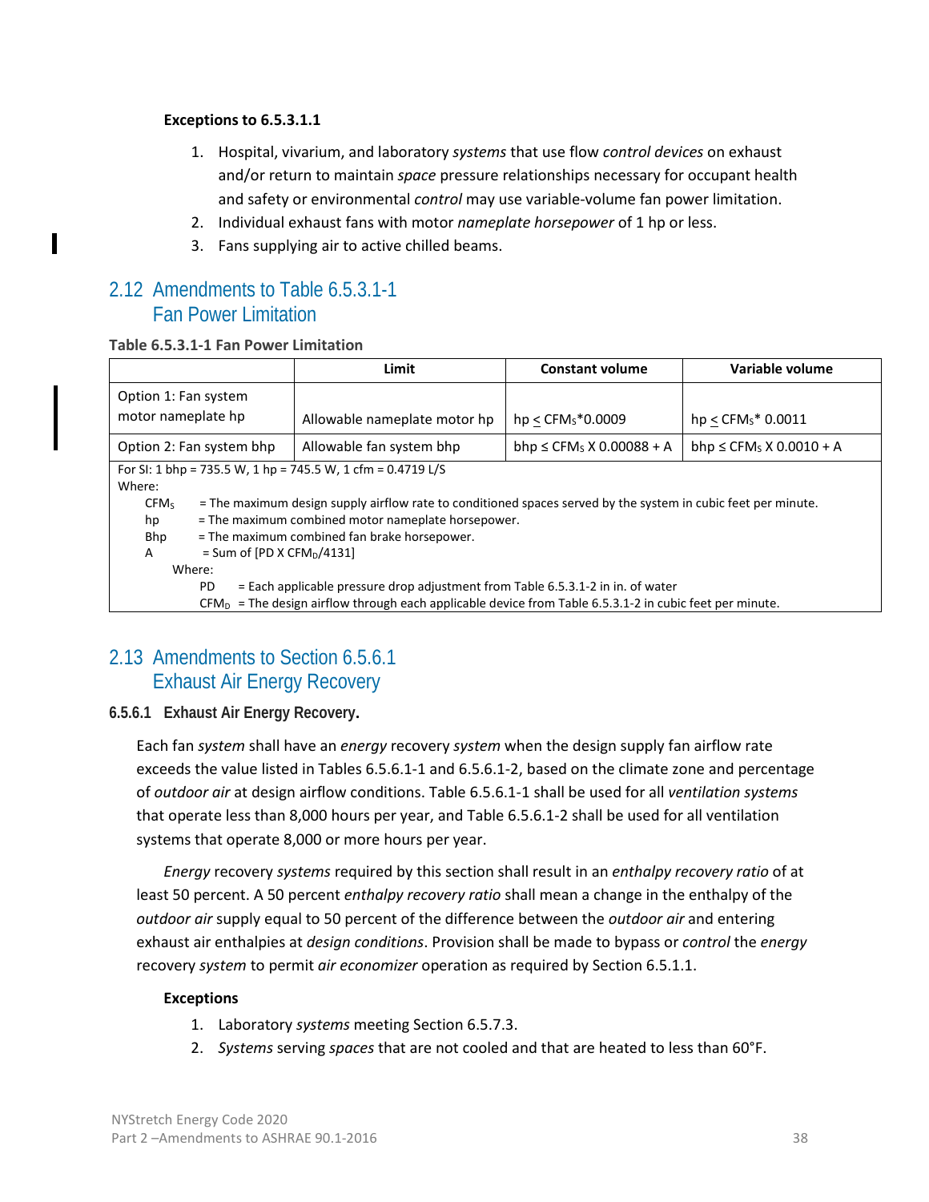**Exceptions to 6.5.3.1.1**

1. Hospital, vivarium, and laboratory *systems* that use flow *control devices* on exhaust and/or return to maintain *space* pressure relationships necessary for occupant health and safety or environmental *control* may use variable-volume fan power limitation.
2. Individual exhaust fans with motor *nameplate horsepower* of 1 hp or less.
3. Fans supplying air to active chilled beams.

## 2.12 Amendments to Table 6.5.3.1-1 Fan Power Limitation

**Table 6.5.3.1-1 Fan Power Limitation**

| | Limit | Constant volume | Variable volume |
|---|---|---|---|
| Option 1: Fan system motor nameplate hp | Allowable nameplate motor hp | hp ≤ $CFM_S$*0.0009 | hp ≤ $CFM_S$* 0.0011 |
| Option 2: Fan system bhp | Allowable fan system bhp | bhp ≤ $CFM_S$ X 0.00088 + A | bhp ≤ $CFM_S$ X 0.0010 + A |

For SI: 1 bhp = 735.5 W, 1 hp = 745.5 W, 1 cfm = 0.4719 L/S

Where:

- $CFM_S$ = The maximum design supply airflow rate to conditioned spaces served by the system in cubic feet per minute.
- hp = The maximum combined motor nameplate horsepower.
- Bhp = The maximum combined fan brake horsepower.
- A = Sum of [PD X $CFM_D$/4131]

  Where:

  - PD = Each applicable pressure drop adjustment from Table 6.5.3.1-2 in in. of water
  - $CFM_D$ = The design airflow through each applicable device from Table 6.5.3.1-2 in cubic feet per minute.

## 2.13 Amendments to Section 6.5.6.1 Exhaust Air Energy Recovery

### 6.5.6.1 Exhaust Air Energy Recovery.

Each fan *system* shall have an *energy* recovery *system* when the design supply fan airflow rate exceeds the value listed in Tables 6.5.6.1-1 and 6.5.6.1-2, based on the climate zone and percentage of *outdoor air* at design airflow conditions. Table 6.5.6.1-1 shall be used for all *ventilation systems* that operate less than 8,000 hours per year, and Table 6.5.6.1-2 shall be used for all ventilation systems that operate 8,000 or more hours per year.

*Energy* recovery *systems* required by this section shall result in an *enthalpy recovery ratio* of at least 50 percent. A 50 percent *enthalpy recovery ratio* shall mean a change in the enthalpy of the *outdoor air* supply equal to 50 percent of the difference between the *outdoor air* and entering exhaust air enthalpies at *design conditions*. Provision shall be made to bypass or *control* the *energy* recovery *system* to permit *air economizer* operation as required by Section 6.5.1.1.

**Exceptions**

1. Laboratory *systems* meeting Section 6.5.7.3.
2. *Systems* serving *spaces* that are not cooled and that are heated to less than 60°F.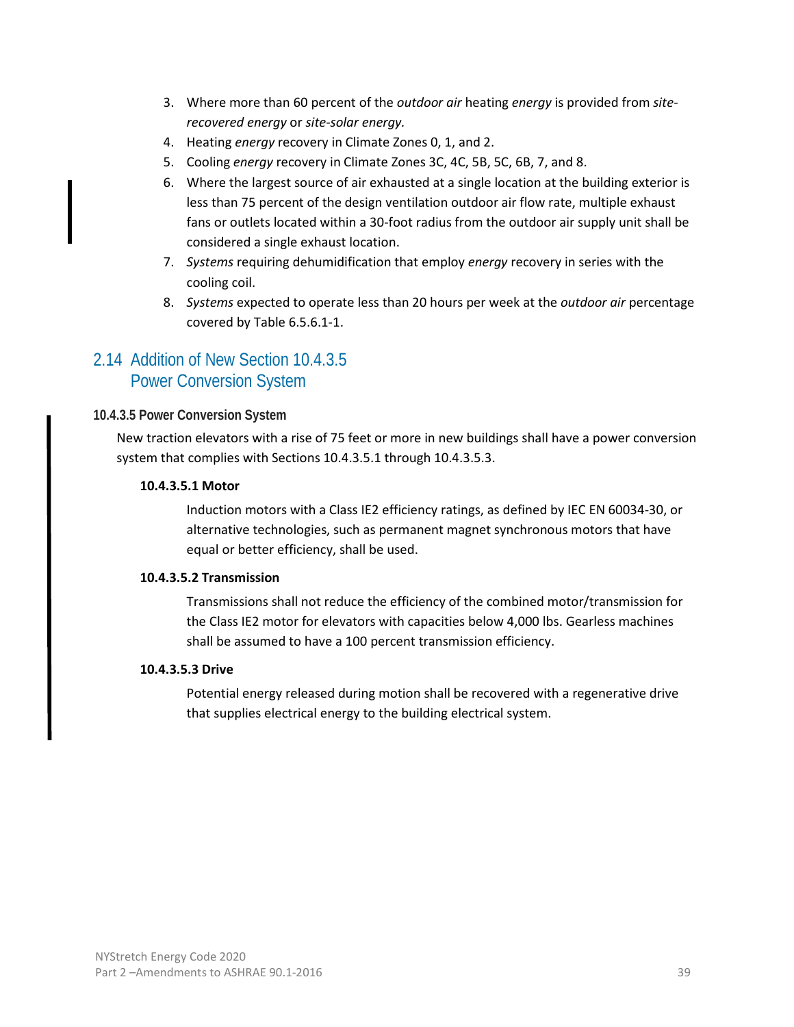3. Where more than 60 percent of the *outdoor air* heating *energy* is provided from *site-recovered energy* or *site-solar energy.*
4. Heating *energy* recovery in Climate Zones 0, 1, and 2.
5. Cooling *energy* recovery in Climate Zones 3C, 4C, 5B, 5C, 6B, 7, and 8.
6. Where the largest source of air exhausted at a single location at the building exterior is less than 75 percent of the design ventilation outdoor air flow rate, multiple exhaust fans or outlets located within a 30-foot radius from the outdoor air supply unit shall be considered a single exhaust location.
7. *Systems* requiring dehumidification that employ *energy* recovery in series with the cooling coil.
8. *Systems* expected to operate less than 20 hours per week at the *outdoor air* percentage covered by Table 6.5.6.1-1.

## 2.14 Addition of New Section 10.4.3.5 Power Conversion System

### 10.4.3.5 Power Conversion System

New traction elevators with a rise of 75 feet or more in new buildings shall have a power conversion system that complies with Sections 10.4.3.5.1 through 10.4.3.5.3.

**10.4.3.5.1 Motor**

Induction motors with a Class IE2 efficiency ratings, as defined by IEC EN 60034-30, or alternative technologies, such as permanent magnet synchronous motors that have equal or better efficiency, shall be used.

**10.4.3.5.2 Transmission**

Transmissions shall not reduce the efficiency of the combined motor/transmission for the Class IE2 motor for elevators with capacities below 4,000 lbs. Gearless machines shall be assumed to have a 100 percent transmission efficiency.

**10.4.3.5.3 Drive**

Potential energy released during motion shall be recovered with a regenerative drive that supplies electrical energy to the building electrical system.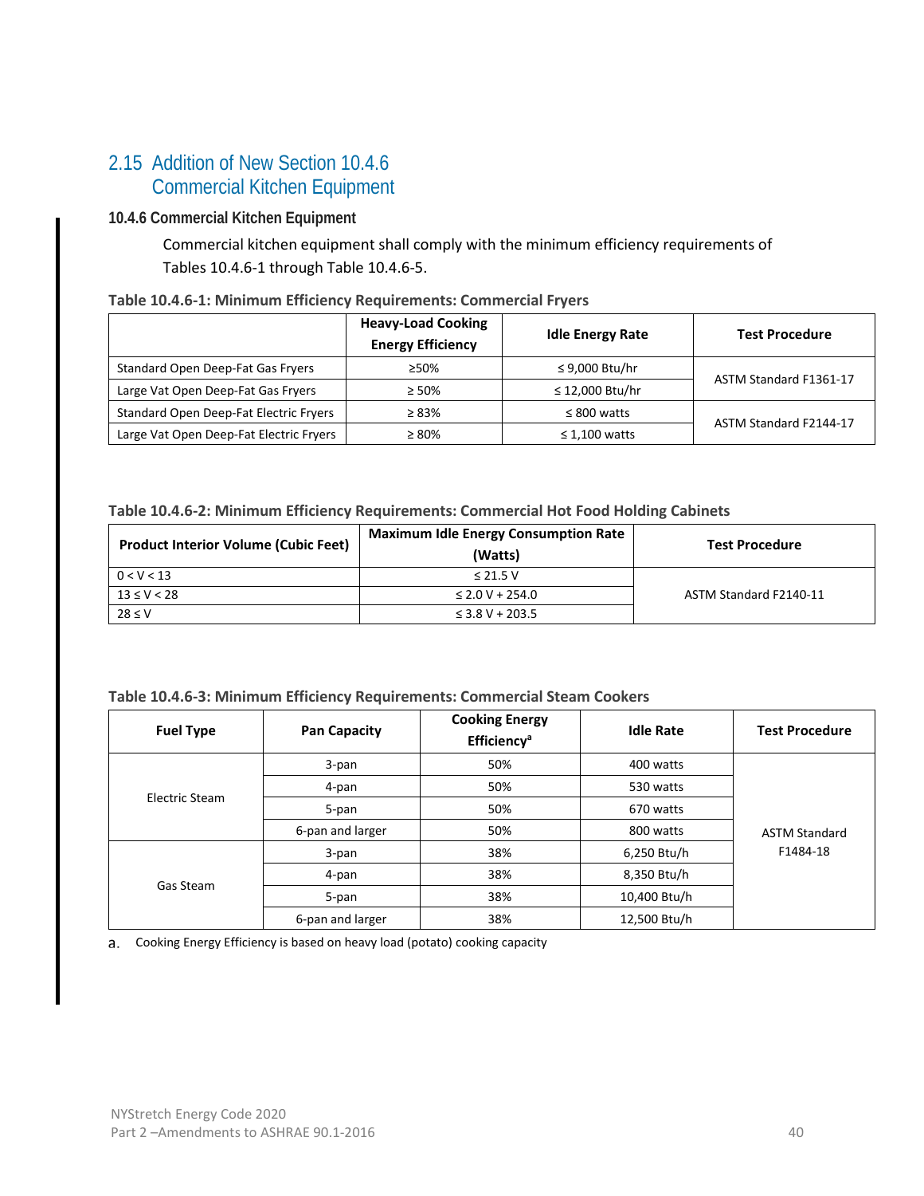## 2.15 Addition of New Section 10.4.6 Commercial Kitchen Equipment

### 10.4.6 Commercial Kitchen Equipment

Commercial kitchen equipment shall comply with the minimum efficiency requirements of Tables 10.4.6-1 through Table 10.4.6-5.

**Table 10.4.6-1: Minimum Efficiency Requirements: Commercial Fryers**

| | Heavy-Load Cooking Energy Efficiency | Idle Energy Rate | Test Procedure |
|---|---|---|---|
| Standard Open Deep-Fat Gas Fryers | ≥50% | ≤ 9,000 Btu/hr | ASTM Standard F1361-17 |
| Large Vat Open Deep-Fat Gas Fryers | ≥ 50% | ≤ 12,000 Btu/hr | |
| Standard Open Deep-Fat Electric Fryers | ≥ 83% | ≤ 800 watts | ASTM Standard F2144-17 |
| Large Vat Open Deep-Fat Electric Fryers | ≥ 80% | ≤ 1,100 watts | |

**Table 10.4.6-2: Minimum Efficiency Requirements: Commercial Hot Food Holding Cabinets**

| Product Interior Volume (Cubic Feet) | Maximum Idle Energy Consumption Rate (Watts) | Test Procedure |
|---|---|---|
| $0 < V < 13$ | $\leq 21.5\ V$ | ASTM Standard F2140-11 |
| $13 \leq V < 28$ | $\leq 2.0\ V + 254.0$ | |
| $28 \leq V$ | $\leq 3.8\ V + 203.5$ | |

**Table 10.4.6-3: Minimum Efficiency Requirements: Commercial Steam Cookers**

| Fuel Type | Pan Capacity | Cooking Energy Efficiency[a] | Idle Rate | Test Procedure |
|---|---|---|---|---|
| Electric Steam | 3-pan | 50% | 400 watts | ASTM Standard F1484-18 |
| | 4-pan | 50% | 530 watts | |
| | 5-pan | 50% | 670 watts | |
| | 6-pan and larger | 50% | 800 watts | |
| Gas Steam | 3-pan | 38% | 6,250 Btu/h | |
| | 4-pan | 38% | 8,350 Btu/h | |
| | 5-pan | 38% | 10,400 Btu/h | |
| | 6-pan and larger | 38% | 12,500 Btu/h | |

a. Cooking Energy Efficiency is based on heavy load (potato) cooking capacity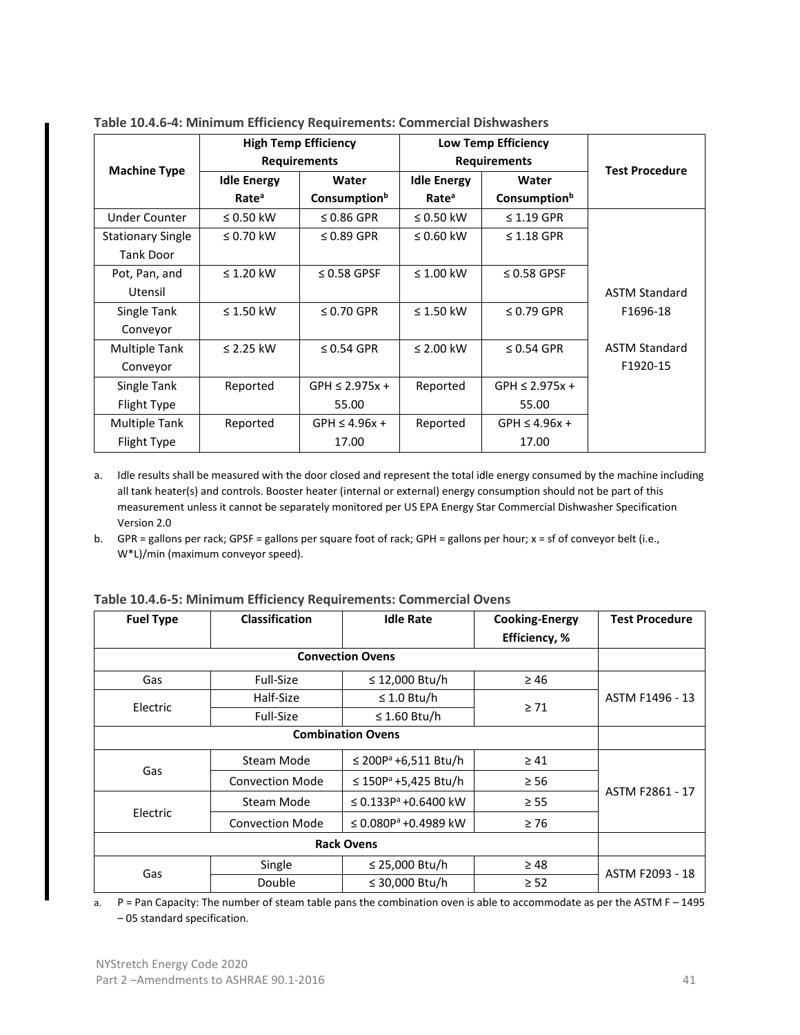**Table 10.4.6-4: Minimum Efficiency Requirements: Commercial Dishwashers**

| Machine Type | High Temp Efficiency Requirements | | Low Temp Efficiency Requirements | | Test Procedure |
|---|---|---|---|---|---|
| | Idle Energy Rate[a] | Water Consumption[b] | Idle Energy Rate[a] | Water Consumption[b] | |
| Under Counter | ≤ 0.50 kW | ≤ 0.86 GPR | ≤ 0.50 kW | ≤ 1.19 GPR | ASTM Standard F1696-18<br><br>ASTM Standard F1920-15 |
| Stationary Single Tank Door | ≤ 0.70 kW | ≤ 0.89 GPR | ≤ 0.60 kW | ≤ 1.18 GPR | |
| Pot, Pan, and Utensil | ≤ 1.20 kW | ≤ 0.58 GPSF | ≤ 1.00 kW | ≤ 0.58 GPSF | |
| Single Tank Conveyor | ≤ 1.50 kW | ≤ 0.70 GPR | ≤ 1.50 kW | ≤ 0.79 GPR | |
| Multiple Tank Conveyor | ≤ 2.25 kW | ≤ 0.54 GPR | ≤ 2.00 kW | ≤ 0.54 GPR | |
| Single Tank Flight Type | Reported | GPH ≤ 2.975x + 55.00 | Reported | GPH ≤ 2.975x + 55.00 | |
| Multiple Tank Flight Type | Reported | GPH ≤ 4.96x + 17.00 | Reported | GPH ≤ 4.96x + 17.00 | |

a. Idle results shall be measured with the door closed and represent the total idle energy consumed by the machine including all tank heater(s) and controls. Booster heater (internal or external) energy consumption should not be part of this measurement unless it cannot be separately monitored per US EPA Energy Star Commercial Dishwasher Specification Version 2.0

b. GPR = gallons per rack; GPSF = gallons per square foot of rack; GPH = gallons per hour; x = sf of conveyor belt (i.e., W*L)/min (maximum conveyor speed).

**Table 10.4.6-5: Minimum Efficiency Requirements: Commercial Ovens**

| Fuel Type | Classification | Idle Rate | Cooking-Energy Efficiency, % | Test Procedure |
|---|---|---|---|---|
| **Convection Ovens** | | | | |
| Gas | Full-Size | ≤ 12,000 Btu/h | ≥ 46 | ASTM F1496 - 13 |
| Electric | Half-Size | ≤ 1.0 Btu/h | ≥ 71 | |
| | Full-Size | ≤ 1.60 Btu/h | | |
| **Combination Ovens** | | | | |
| Gas | Steam Mode | ≤ 200P[a] +6,511 Btu/h | ≥ 41 | ASTM F2861 - 17 |
| | Convection Mode | ≤ 150P[a] +5,425 Btu/h | ≥ 56 | |
| Electric | Steam Mode | ≤ 0.133P[a] +0.6400 kW | ≥ 55 | |
| | Convection Mode | ≤ 0.080P[a] +0.4989 kW | ≥ 76 | |
| **Rack Ovens** | | | | |
| Gas | Single | ≤ 25,000 Btu/h | ≥ 48 | ASTM F2093 - 18 |
| | Double | ≤ 30,000 Btu/h | ≥ 52 | |

a. P = Pan Capacity: The number of steam table pans the combination oven is able to accommodate as per the ASTM F – 1495 – 05 standard specification.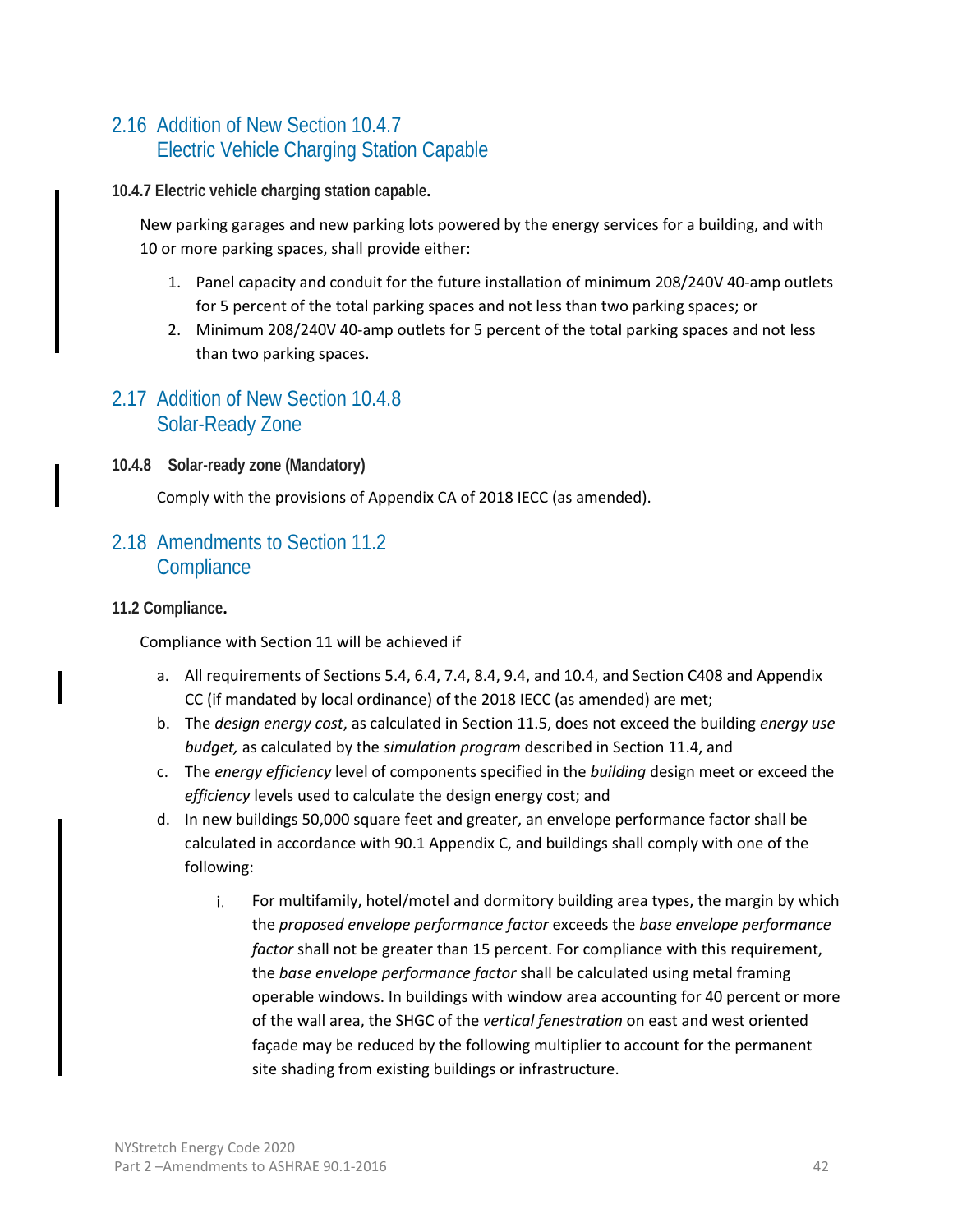## 2.16 Addition of New Section 10.4.7 Electric Vehicle Charging Station Capable

**10.4.7 Electric vehicle charging station capable.**

New parking garages and new parking lots powered by the energy services for a building, and with 10 or more parking spaces, shall provide either:

1. Panel capacity and conduit for the future installation of minimum 208/240V 40-amp outlets for 5 percent of the total parking spaces and not less than two parking spaces; or
2. Minimum 208/240V 40-amp outlets for 5 percent of the total parking spaces and not less than two parking spaces.

## 2.17 Addition of New Section 10.4.8 Solar-Ready Zone

**10.4.8 Solar-ready zone (Mandatory)**

Comply with the provisions of Appendix CA of 2018 IECC (as amended).

## 2.18 Amendments to Section 11.2 Compliance

**11.2 Compliance.**

Compliance with Section 11 will be achieved if

a. All requirements of Sections 5.4, 6.4, 7.4, 8.4, 9.4, and 10.4, and Section C408 and Appendix CC (if mandated by local ordinance) of the 2018 IECC (as amended) are met;
b. The *design energy cost*, as calculated in Section 11.5, does not exceed the building *energy use budget,* as calculated by the *simulation program* described in Section 11.4, and
c. The *energy efficiency* level of components specified in the *building* design meet or exceed the *efficiency* levels used to calculate the design energy cost; and
d. In new buildings 50,000 square feet and greater, an envelope performance factor shall be calculated in accordance with 90.1 Appendix C, and buildings shall comply with one of the following:

    i. For multifamily, hotel/motel and dormitory building area types, the margin by which the *proposed envelope performance factor* exceeds the *base envelope performance factor* shall not be greater than 15 percent. For compliance with this requirement, the *base envelope performance factor* shall be calculated using metal framing operable windows. In buildings with window area accounting for 40 percent or more of the wall area, the SHGC of the *vertical fenestration* on east and west oriented façade may be reduced by the following multiplier to account for the permanent site shading from existing buildings or infrastructure.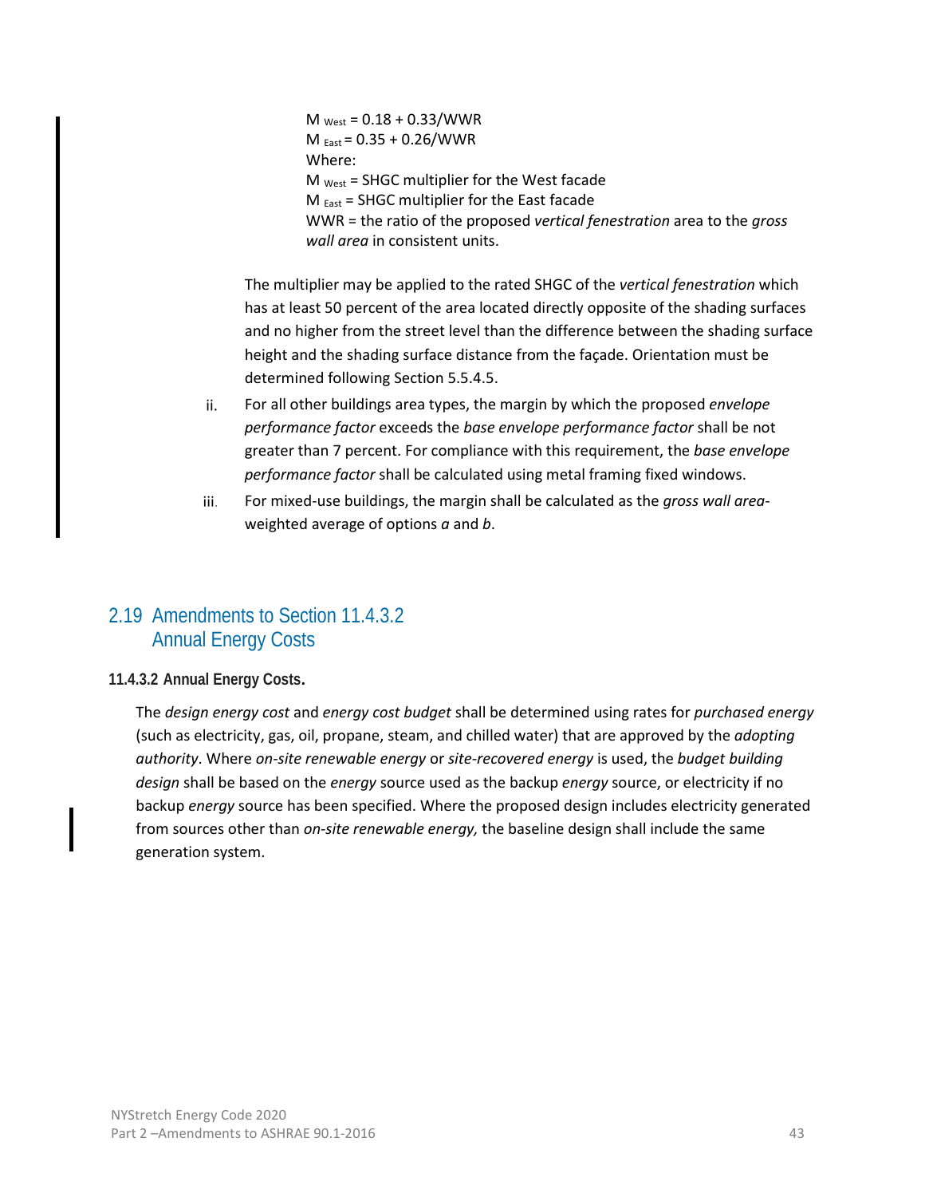$M_{West} = 0.18 + 0.33/WWR$

$M_{East} = 0.35 + 0.26/WWR$

Where:

$M_{West}$ = SHGC multiplier for the West facade

$M_{East}$ = SHGC multiplier for the East facade

WWR = the ratio of the proposed *vertical fenestration* area to the *gross wall area* in consistent units.

The multiplier may be applied to the rated SHGC of the *vertical fenestration* which has at least 50 percent of the area located directly opposite of the shading surfaces and no higher from the street level than the difference between the shading surface height and the shading surface distance from the façade. Orientation must be determined following Section 5.5.4.5.

ii. For all other buildings area types, the margin by which the proposed *envelope performance factor* exceeds the *base envelope performance factor* shall be not greater than 7 percent. For compliance with this requirement, the *base envelope performance factor* shall be calculated using metal framing fixed windows.

iii. For mixed-use buildings, the margin shall be calculated as the *gross wall area*-weighted average of options *a* and *b*.

## 2.19 Amendments to Section 11.4.3.2 Annual Energy Costs

**11.4.3.2 Annual Energy Costs.**

The *design energy cost* and *energy cost budget* shall be determined using rates for *purchased energy* (such as electricity, gas, oil, propane, steam, and chilled water) that are approved by the *adopting authority*. Where *on-site renewable energy* or *site-recovered energy* is used, the *budget building design* shall be based on the *energy* source used as the backup *energy* source, or electricity if no backup *energy* source has been specified. Where the proposed design includes electricity generated from sources other than *on-site renewable energy,* the baseline design shall include the same generation system.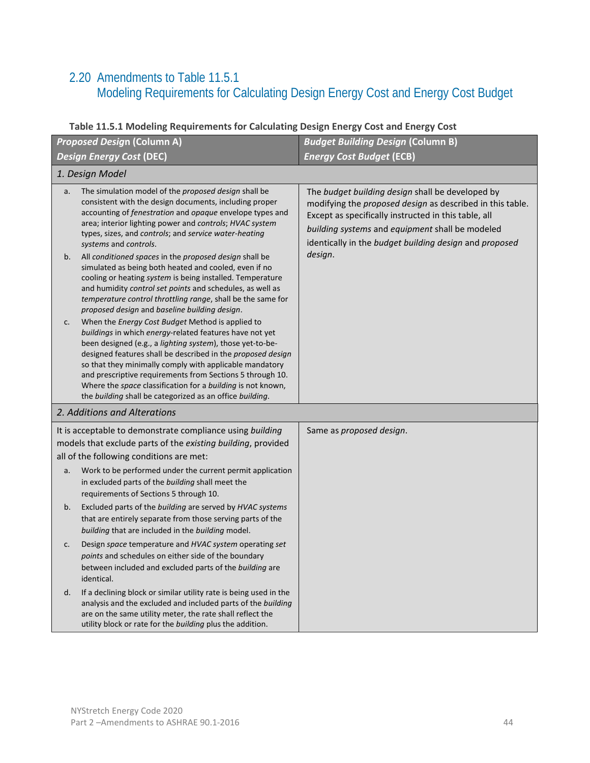## 2.20 Amendments to Table 11.5.1 Modeling Requirements for Calculating Design Energy Cost and Energy Cost Budget

**Table 11.5.1 Modeling Requirements for Calculating Design Energy Cost and Energy Cost**

| ***Proposed Design*** **(Column A)** ***Design Energy Cost*** **(DEC)** | ***Budget Building Design*** **(Column B)** ***Energy Cost Budget*** **(ECB)** |
|---|---|
| *1. Design Model* | |
| a. The simulation model of the *proposed design* shall be consistent with the design documents, including proper accounting of *fenestration* and *opaque* envelope types and area; interior lighting power and *controls*; *HVAC system* types, sizes, and *controls*; and *service water-heating systems* and *controls*.<br>b. All *conditioned spaces* in the *proposed design* shall be simulated as being both heated and cooled, even if no cooling or heating *system* is being installed. Temperature and humidity *control set points* and schedules, as well as *temperature control throttling range*, shall be the same for *proposed design* and *baseline building design*.<br>c. When the *Energy Cost Budget* Method is applied to *buildings* in which *energy*-related features have not yet been designed (e.g., a *lighting system*), those yet-to-be-designed features shall be described in the *proposed design* so that they minimally comply with applicable mandatory and prescriptive requirements from Sections 5 through 10. Where the *space* classification for a *building* is not known, the *building* shall be categorized as an office *building*. | The *budget building design* shall be developed by modifying the *proposed design* as described in this table. Except as specifically instructed in this table, all *building systems* and *equipment* shall be modeled identically in the *budget building design* and *proposed design*. |
| *2. Additions and Alterations* | |
| It is acceptable to demonstrate compliance using *building* models that exclude parts of the *existing building*, provided all of the following conditions are met:<br>a. Work to be performed under the current permit application in excluded parts of the *building* shall meet the requirements of Sections 5 through 10.<br>b. Excluded parts of the *building* are served by *HVAC systems* that are entirely separate from those serving parts of the *building* that are included in the *building* model.<br>c. Design *space* temperature and *HVAC system* operating *set points* and schedules on either side of the boundary between included and excluded parts of the *building* are identical.<br>d. If a declining block or similar utility rate is being used in the analysis and the excluded and included parts of the *building* are on the same utility meter, the rate shall reflect the utility block or rate for the *building* plus the addition. | Same as *proposed design*. |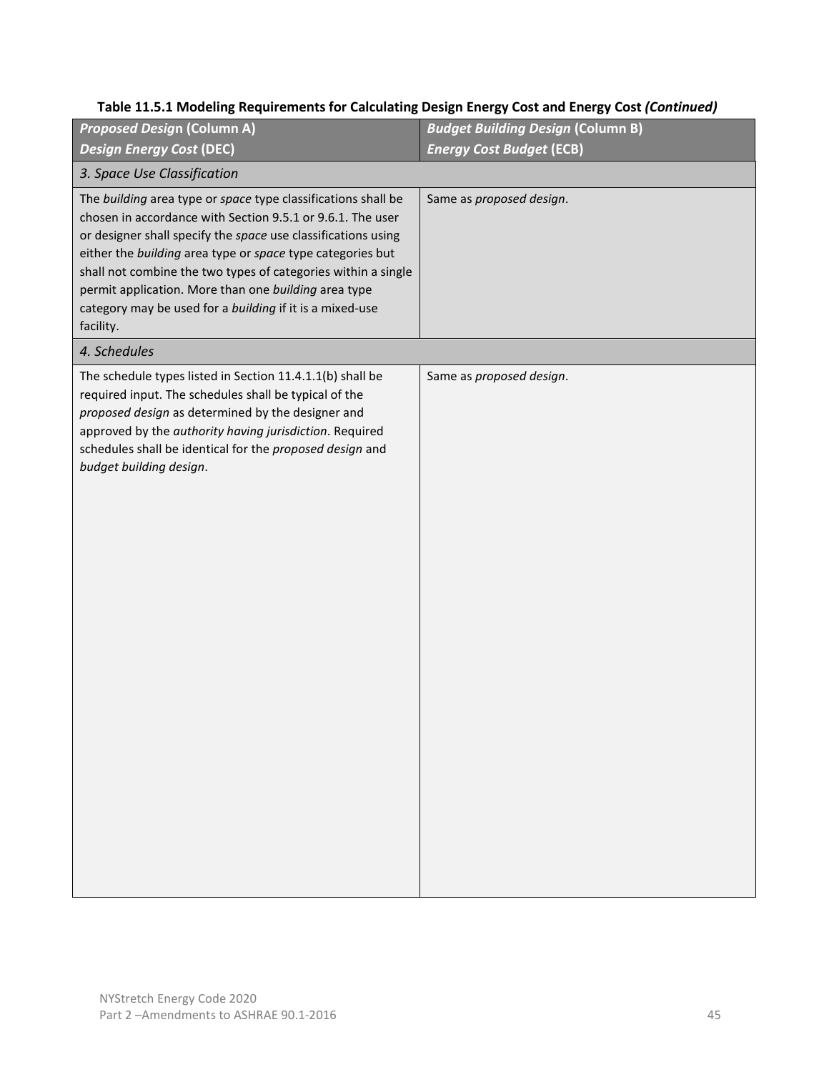**Table 11.5.1 Modeling Requirements for Calculating Design Energy Cost and Energy Cost *(Continued)***

| ***Proposed Design* (Column A)** ***Design Energy Cost* (DEC)** | ***Budget Building Design* (Column B)** ***Energy Cost Budget* (ECB)** |
|---|---|
| *3. Space Use Classification* | |
| The *building* area type or *space* type classifications shall be chosen in accordance with Section 9.5.1 or 9.6.1. The user or designer shall specify the *space* use classifications using either the *building* area type or *space* type categories but shall not combine the two types of categories within a single permit application. More than one *building* area type category may be used for a *building* if it is a mixed-use facility. | Same as *proposed design*. |
| *4. Schedules* | |
| The schedule types listed in Section 11.4.1.1(b) shall be required input. The schedules shall be typical of the *proposed design* as determined by the designer and approved by the *authority having jurisdiction*. Required schedules shall be identical for the *proposed design* and *budget building design*. | Same as *proposed design*. |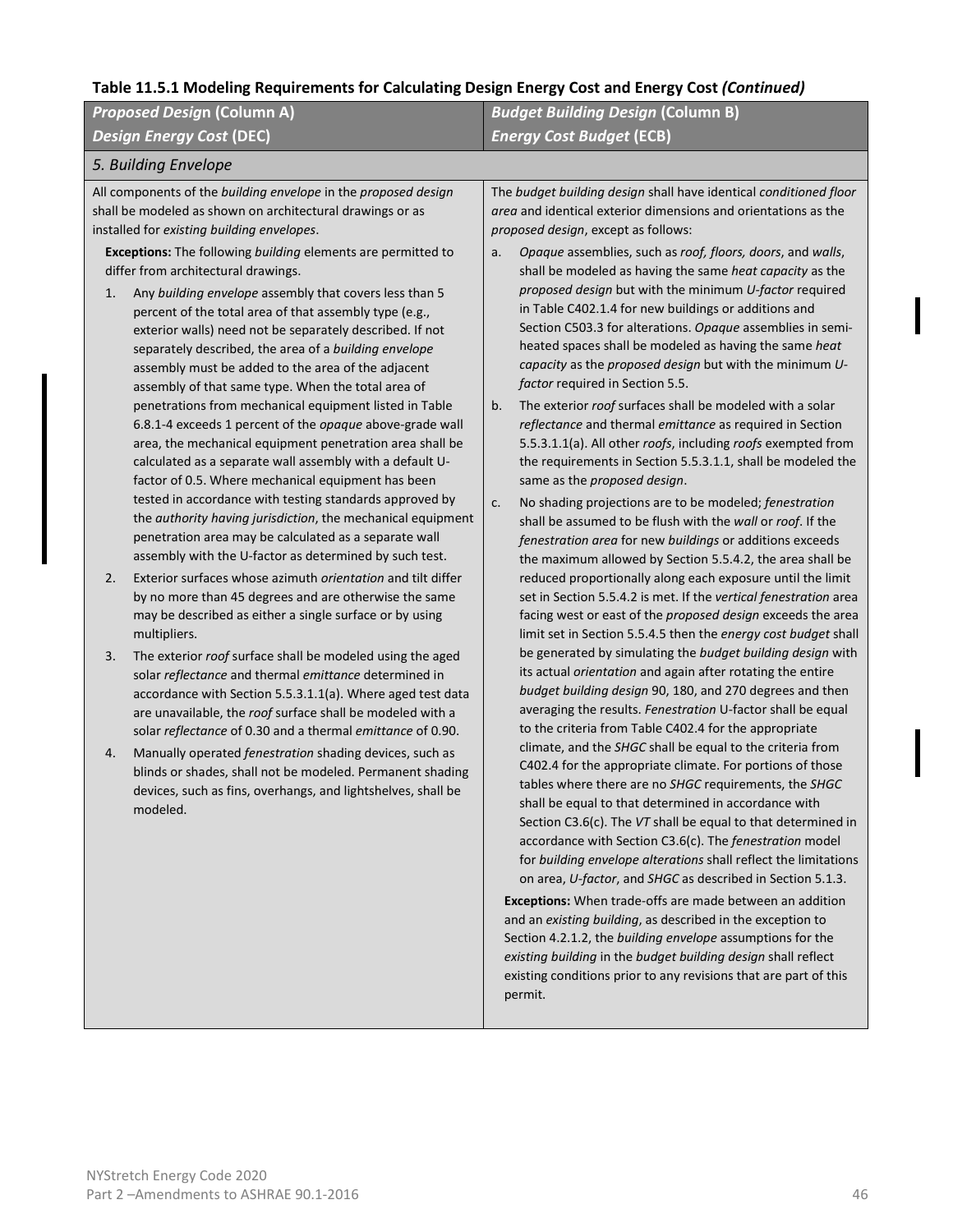**Table 11.5.1 Modeling Requirements for Calculating Design Energy Cost and Energy Cost *(Continued)***

| *Proposed Design* (Column A)<br>*Design Energy Cost* (DEC) | *Budget Building Design* (Column B)<br>*Energy Cost Budget* (ECB) |
|---|---|
| *5. Building Envelope* | |
| All components of the *building envelope* in the *proposed design* shall be modeled as shown on architectural drawings or as installed for *existing building envelopes*.<br><br>**Exceptions:** The following *building* elements are permitted to differ from architectural drawings.<br><br>1. Any *building envelope* assembly that covers less than 5 percent of the total area of that assembly type (e.g., exterior walls) need not be separately described. If not separately described, the area of a *building envelope* assembly must be added to the area of the adjacent assembly of that same type. When the total area of penetrations from mechanical equipment listed in Table 6.8.1-4 exceeds 1 percent of the *opaque* above-grade wall area, the mechanical equipment penetration area shall be calculated as a separate wall assembly with a default U-factor of 0.5. Where mechanical equipment has been tested in accordance with testing standards approved by the *authority having jurisdiction*, the mechanical equipment penetration area may be calculated as a separate wall assembly with the U-factor as determined by such test.<br>2. Exterior surfaces whose azimuth *orientation* and tilt differ by no more than 45 degrees and are otherwise the same may be described as either a single surface or by using multipliers.<br>3. The exterior *roof* surface shall be modeled using the aged solar *reflectance* and thermal *emittance* determined in accordance with Section 5.5.3.1.1(a). Where aged test data are unavailable, the *roof* surface shall be modeled with a solar *reflectance* of 0.30 and a thermal *emittance* of 0.90.<br>4. Manually operated *fenestration* shading devices, such as blinds or shades, shall not be modeled. Permanent shading devices, such as fins, overhangs, and lightshelves, shall be modeled. | The *budget building design* shall have identical *conditioned floor area* and identical exterior dimensions and orientations as the *proposed design*, except as follows:<br><br>a. *Opaque* assemblies, such as *roof, floors, doors*, and *walls*, shall be modeled as having the same *heat capacity* as the *proposed design* but with the minimum *U-factor* required in Table C402.1.4 for new buildings or additions and Section C503.3 for alterations. *Opaque* assemblies in semi-heated spaces shall be modeled as having the same *heat capacity* as the *proposed design* but with the minimum *U-factor* required in Section 5.5.<br>b. The exterior *roof* surfaces shall be modeled with a solar *reflectance* and thermal *emittance* as required in Section 5.5.3.1.1(a). All other *roofs*, including *roofs* exempted from the requirements in Section 5.5.3.1.1, shall be modeled the same as the *proposed design*.<br>c. No shading projections are to be modeled; *fenestration* shall be assumed to be flush with the *wall* or *roof*. If the *fenestration area* for new *buildings* or additions exceeds the maximum allowed by Section 5.5.4.2, the area shall be reduced proportionally along each exposure until the limit set in Section 5.5.4.2 is met. If the *vertical fenestration* area facing west or east of the *proposed design* exceeds the area limit set in Section 5.5.4.5 then the *energy cost budget* shall be generated by simulating the *budget building design* with its actual *orientation* and again after rotating the entire *budget building design* 90, 180, and 270 degrees and then averaging the results. *Fenestration* U-factor shall be equal to the criteria from Table C402.4 for the appropriate climate, and the *SHGC* shall be equal to the criteria from C402.4 for the appropriate climate. For portions of those tables where there are no *SHGC* requirements, the *SHGC* shall be equal to that determined in accordance with Section C3.6(c). The *VT* shall be equal to that determined in accordance with Section C3.6(c). The *fenestration* model for *building envelope alterations* shall reflect the limitations on area, *U-factor*, and *SHGC* as described in Section 5.1.3.<br><br>**Exceptions:** When trade-offs are made between an addition and an *existing building*, as described in the exception to Section 4.2.1.2, the *building envelope* assumptions for the *existing building* in the *budget building design* shall reflect existing conditions prior to any revisions that are part of this permit. |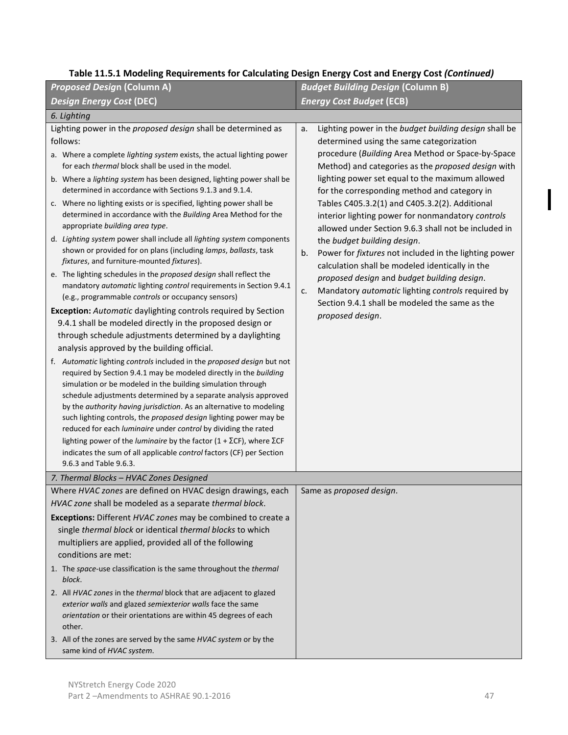**Table 11.5.1 Modeling Requirements for Calculating Design Energy Cost and Energy Cost *(Continued)***

| ***Proposed Design* (Column A)**<br>***Design Energy Cost* (DEC)** | ***Budget Building Design* (Column B)**<br>***Energy Cost Budget* (ECB)** |
|---|---|
| *6. Lighting* | |
| Lighting power in the *proposed design* shall be determined as follows:<br>a. Where a complete *lighting system* exists, the actual lighting power for each *thermal* block shall be used in the model.<br>b. Where a *lighting system* has been designed, lighting power shall be determined in accordance with Sections 9.1.3 and 9.1.4.<br>c. Where no lighting exists or is specified, lighting power shall be determined in accordance with the *Building* Area Method for the appropriate *building area type*.<br>d. *Lighting system* power shall include all *lighting system* components shown or provided for on plans (including *lamps*, *ballasts*, task *fixtures*, and furniture-mounted *fixtures*).<br>e. The lighting schedules in the *proposed design* shall reflect the mandatory *automatic* lighting *control* requirements in Section 9.4.1 (e.g., programmable *controls* or occupancy sensors)<br>**Exception:** *Automatic* daylighting controls required by Section 9.4.1 shall be modeled directly in the proposed design or through schedule adjustments determined by a daylighting analysis approved by the building official.<br>f. *Automatic* lighting *controls* included in the *proposed design* but not required by Section 9.4.1 may be modeled directly in the *building* simulation or be modeled in the building simulation through schedule adjustments determined by a separate analysis approved by the *authority having jurisdiction*. As an alternative to modeling such lighting controls, the *proposed design* lighting power may be reduced for each *luminaire* under *control* by dividing the rated lighting power of the *luminaire* by the factor $(1 + \Sigma CF)$, where $\Sigma CF$ indicates the sum of all applicable *control* factors (CF) per Section 9.6.3 and Table 9.6.3. | a. Lighting power in the *budget building design* shall be determined using the same categorization procedure (*Building* Area Method or Space-by-Space Method) and categories as the *proposed design* with lighting power set equal to the maximum allowed for the corresponding method and category in Tables C405.3.2(1) and C405.3.2(2). Additional interior lighting power for nonmandatory *controls* allowed under Section 9.6.3 shall not be included in the *budget building design*.<br>b. Power for *fixtures* not included in the lighting power calculation shall be modeled identically in the *proposed design* and *budget building design*.<br>c. Mandatory *automatic* lighting *controls* required by Section 9.4.1 shall be modeled the same as the *proposed design*. |
| *7. Thermal Blocks – HVAC Zones Designed* | |
| Where *HVAC zones* are defined on HVAC design drawings, each *HVAC zone* shall be modeled as a separate *thermal block*.<br>**Exceptions:** Different *HVAC zones* may be combined to create a single *thermal block* or identical *thermal blocks* to which multipliers are applied, provided all of the following conditions are met:<br>1. The *space*-use classification is the same throughout the *thermal block*.<br>2. All *HVAC zones* in the *thermal* block that are adjacent to glazed *exterior walls* and glazed *semiexterior walls* face the same *orientation* or their orientations are within 45 degrees of each other.<br>3. All of the zones are served by the same *HVAC system* or by the same kind of *HVAC system*. | Same as *proposed design*. |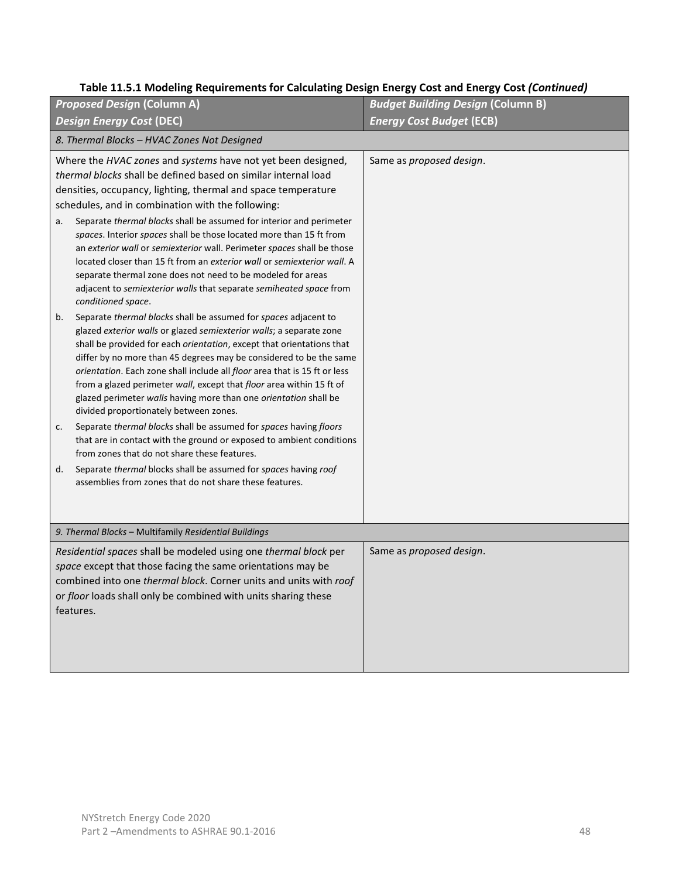**Table 11.5.1 Modeling Requirements for Calculating Design Energy Cost and Energy Cost *(Continued)***

| ***Proposed Design* (Column A)**<br>***Design Energy Cost* (DEC)** | ***Budget Building Design* (Column B)**<br>***Energy Cost Budget* (ECB)** |
|---|---|
| *8. Thermal Blocks – HVAC Zones Not Designed* | |
| Where the *HVAC zones* and *systems* have not yet been designed, *thermal blocks* shall be defined based on similar internal load densities, occupancy, lighting, thermal and space temperature schedules, and in combination with the following:<br>a. Separate *thermal blocks* shall be assumed for interior and perimeter *spaces*. Interior *spaces* shall be those located more than 15 ft from an *exterior wall* or *semiexterior* wall. Perimeter *spaces* shall be those located closer than 15 ft from an *exterior wall* or *semiexterior wall*. A separate thermal zone does not need to be modeled for areas adjacent to *semiexterior walls* that separate *semiheated space* from *conditioned space*.<br>b. Separate *thermal blocks* shall be assumed for *spaces* adjacent to glazed *exterior walls* or glazed *semiexterior walls*; a separate zone shall be provided for each *orientation*, except that orientations that differ by no more than 45 degrees may be considered to be the same *orientation*. Each zone shall include all *floor* area that is 15 ft or less from a glazed perimeter *wall*, except that *floor* area within 15 ft of glazed perimeter *walls* having more than one *orientation* shall be divided proportionately between zones.<br>c. Separate *thermal blocks* shall be assumed for *spaces* having *floors* that are in contact with the ground or exposed to ambient conditions from zones that do not share these features.<br>d. Separate *thermal* blocks shall be assumed for *spaces* having *roof* assemblies from zones that do not share these features. | Same as *proposed design*. |
| *9. Thermal Blocks* – Multifamily *Residential Buildings* | |
| *Residential spaces* shall be modeled using one *thermal block* per *space* except that those facing the same orientations may be combined into one *thermal block*. Corner units and units with *roof* or *floor* loads shall only be combined with units sharing these features. | Same as *proposed design*. |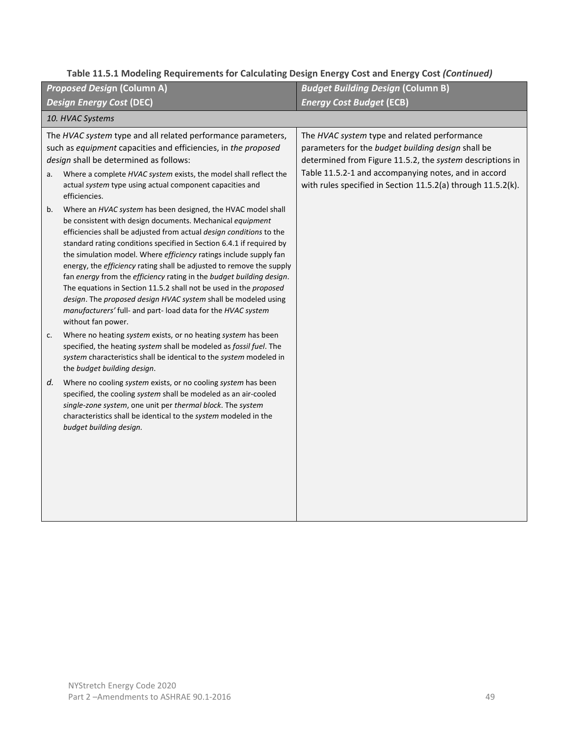**Table 11.5.1 Modeling Requirements for Calculating Design Energy Cost and Energy Cost *(Continued)***

| ***Proposed Design* (Column A)** ***Design Energy Cost* (DEC)** | ***Budget Building Design* (Column B)** ***Energy Cost Budget* (ECB)** |
|---|---|
| *10. HVAC Systems* | |
| The *HVAC system* type and all related performance parameters, such as *equipment* capacities and efficiencies, in *the proposed design* shall be determined as follows:<br>a. Where a complete *HVAC system* exists, the model shall reflect the actual *system* type using actual component capacities and efficiencies.<br>b. Where an *HVAC system* has been designed, the HVAC model shall be consistent with design documents. Mechanical *equipment* efficiencies shall be adjusted from actual *design conditions* to the standard rating conditions specified in Section 6.4.1 if required by the simulation model. Where *efficiency* ratings include supply fan energy, the *efficiency* rating shall be adjusted to remove the supply fan *energy* from the *efficiency* rating in the *budget building design*. The equations in Section 11.5.2 shall not be used in the *proposed design*. The *proposed design HVAC system* shall be modeled using *manufacturers'* full- and part- load data for the *HVAC system* without fan power.<br>c. Where no heating *system* exists, or no heating *system* has been specified, the heating *system* shall be modeled as *fossil fuel*. The *system* characteristics shall be identical to the *system* modeled in the *budget building design*.<br>*d.* Where no cooling *system* exists, or no cooling *system* has been specified, the cooling *system* shall be modeled as an air-cooled *single-zone system*, one unit per *thermal block*. The *system* characteristics shall be identical to the *system* modeled in the *budget building design.* | The *HVAC system* type and related performance parameters for the *budget building design* shall be determined from Figure 11.5.2, the *system* descriptions in Table 11.5.2-1 and accompanying notes, and in accord with rules specified in Section 11.5.2(a) through 11.5.2(k). |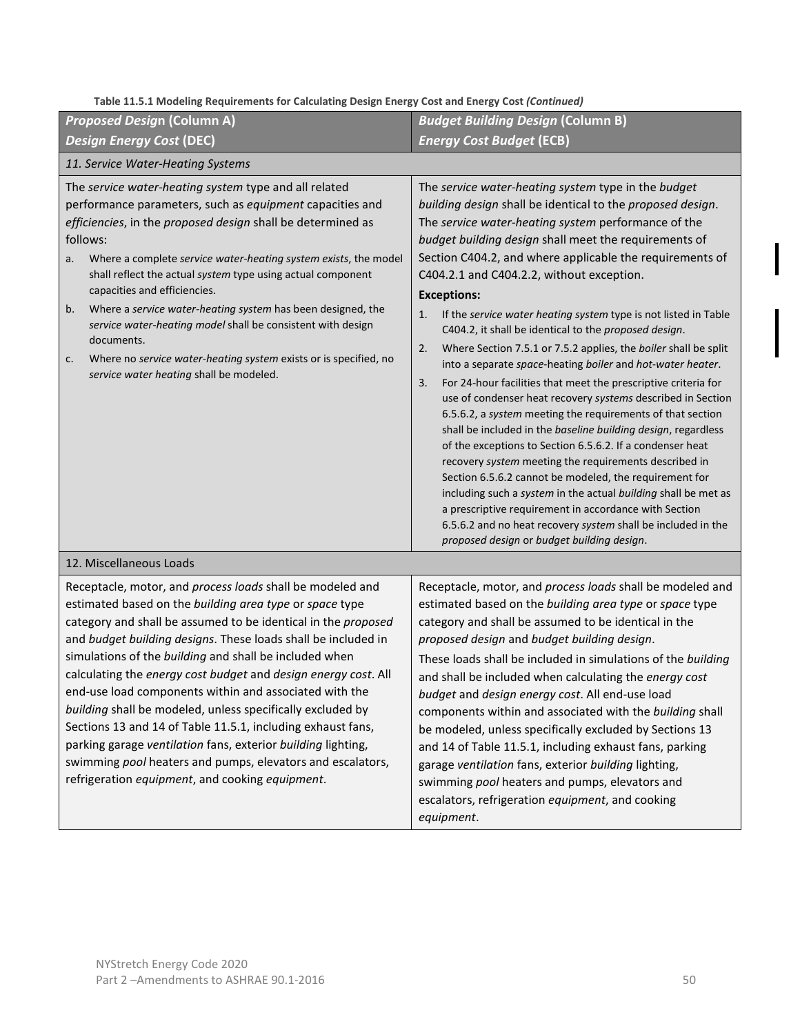**Table 11.5.1 Modeling Requirements for Calculating Design Energy Cost and Energy Cost *(Continued)***

| ***Proposed Design* (Column A) *Design Energy Cost* (DEC)** | ***Budget Building Design* (Column B) *Energy Cost Budget* (ECB)** |
|---|---|
| *11. Service Water-Heating Systems* | |
| The *service water-heating system* type and all related performance parameters, such as *equipment* capacities and *efficiencies*, in the *proposed design* shall be determined as follows:<br>a. Where a complete *service water-heating system exists*, the model shall reflect the actual *system* type using actual component capacities and efficiencies.<br>b. Where a *service water-heating system* has been designed, the *service water-heating model* shall be consistent with design documents.<br>c. Where no *service water-heating system* exists or is specified, no *service water heating* shall be modeled. | The *service water-heating system* type in the *budget building design* shall be identical to the *proposed design*. The *service water-heating system* performance of the *budget building design* shall meet the requirements of Section C404.2, and where applicable the requirements of C404.2.1 and C404.2.2, without exception.<br>**Exceptions:**<br>1. If the *service water heating system* type is not listed in Table C404.2, it shall be identical to the *proposed design*.<br>2. Where Section 7.5.1 or 7.5.2 applies, the *boiler* shall be split into a separate *space*-heating *boiler* and *hot-water heater*.<br>3. For 24-hour facilities that meet the prescriptive criteria for use of condenser heat recovery *systems* described in Section 6.5.6.2, a *system* meeting the requirements of that section shall be included in the *baseline building design*, regardless of the exceptions to Section 6.5.6.2. If a condenser heat recovery *system* meeting the requirements described in Section 6.5.6.2 cannot be modeled, the requirement for including such a *system* in the actual *building* shall be met as a prescriptive requirement in accordance with Section 6.5.6.2 and no heat recovery *system* shall be included in the *proposed design* or *budget building design*. |
| 12. Miscellaneous Loads | |
| Receptacle, motor, and *process loads* shall be modeled and estimated based on the *building area type* or *space* type category and shall be assumed to be identical in the *proposed* and *budget building designs*. These loads shall be included in simulations of the *building* and shall be included when calculating the *energy cost budget* and *design energy cost*. All end-use load components within and associated with the *building* shall be modeled, unless specifically excluded by Sections 13 and 14 of Table 11.5.1, including exhaust fans, parking garage *ventilation* fans, exterior *building* lighting, swimming *pool* heaters and pumps, elevators and escalators, refrigeration *equipment*, and cooking *equipment*. | Receptacle, motor, and *process loads* shall be modeled and estimated based on the *building area type* or *space* type category and shall be assumed to be identical in the *proposed design* and *budget building design*.<br>These loads shall be included in simulations of the *building* and shall be included when calculating the *energy cost budget* and *design energy cost*. All end-use load components within and associated with the *building* shall be modeled, unless specifically excluded by Sections 13 and 14 of Table 11.5.1, including exhaust fans, parking garage *ventilation* fans, exterior *building* lighting, swimming *pool* heaters and pumps, elevators and escalators, refrigeration *equipment*, and cooking *equipment*. |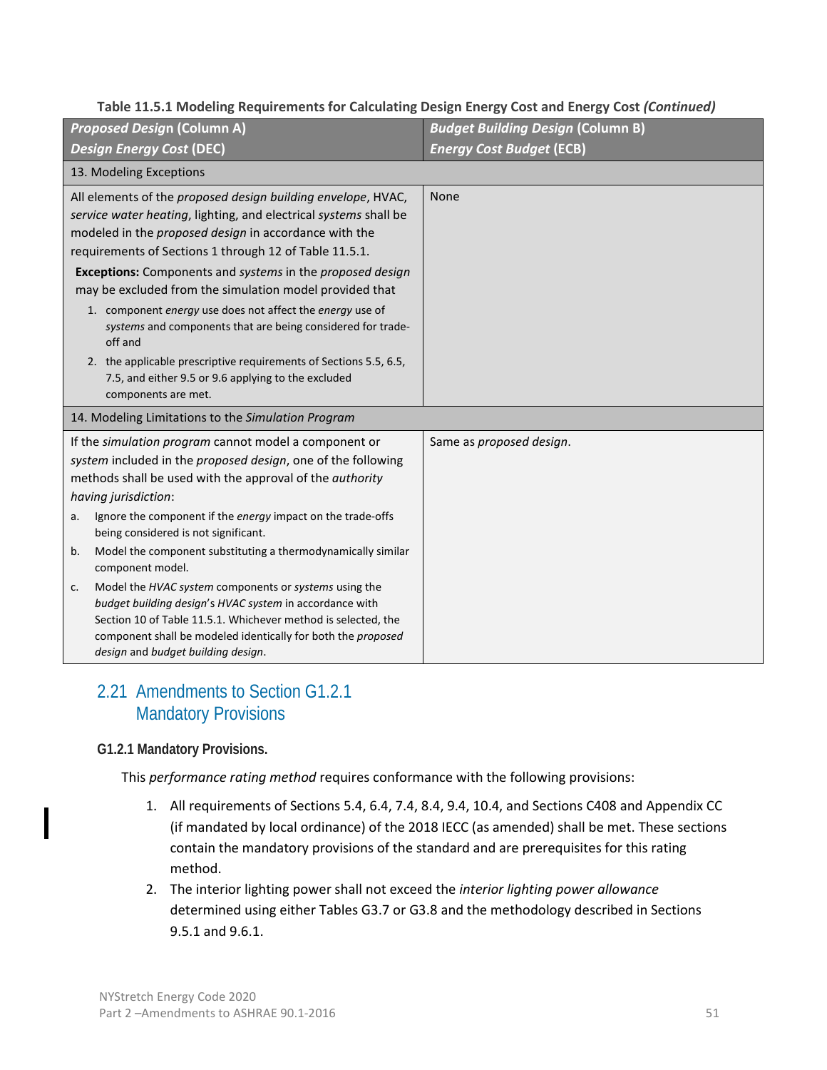**Table 11.5.1 Modeling Requirements for Calculating Design Energy Cost and Energy Cost *(Continued)***

| *Proposed Design* (Column A) *Design Energy Cost* (DEC) | *Budget Building Design* (Column B) *Energy Cost Budget* (ECB) |
|---|---|
| 13. Modeling Exceptions | |
| All elements of the *proposed design building envelope*, HVAC, *service water heating*, lighting, and electrical *systems* shall be modeled in the *proposed design* in accordance with the requirements of Sections 1 through 12 of Table 11.5.1. **Exceptions:** Components and *systems* in the *proposed design* may be excluded from the simulation model provided that 1. component *energy* use does not affect the *energy* use of *systems* and components that are being considered for trade-off and 2. the applicable prescriptive requirements of Sections 5.5, 6.5, 7.5, and either 9.5 or 9.6 applying to the excluded components are met. | None |
| 14. Modeling Limitations to the *Simulation Program* | |
| If the *simulation program* cannot model a component or *system* included in the *proposed design*, one of the following methods shall be used with the approval of the *authority having jurisdiction*: a. Ignore the component if the *energy* impact on the trade-offs being considered is not significant. b. Model the component substituting a thermodynamically similar component model. c. Model the *HVAC system* components or *systems* using the *budget building design*'s *HVAC system* in accordance with Section 10 of Table 11.5.1. Whichever method is selected, the component shall be modeled identically for both the *proposed design* and *budget building design*. | Same as *proposed design*. |

## 2.21 Amendments to Section G1.2.1 Mandatory Provisions

**G1.2.1 Mandatory Provisions.**

This *performance rating method* requires conformance with the following provisions:

1. All requirements of Sections 5.4, 6.4, 7.4, 8.4, 9.4, 10.4, and Sections C408 and Appendix CC (if mandated by local ordinance) of the 2018 IECC (as amended) shall be met. These sections contain the mandatory provisions of the standard and are prerequisites for this rating method.
2. The interior lighting power shall not exceed the *interior lighting power allowance* determined using either Tables G3.7 or G3.8 and the methodology described in Sections 9.5.1 and 9.6.1.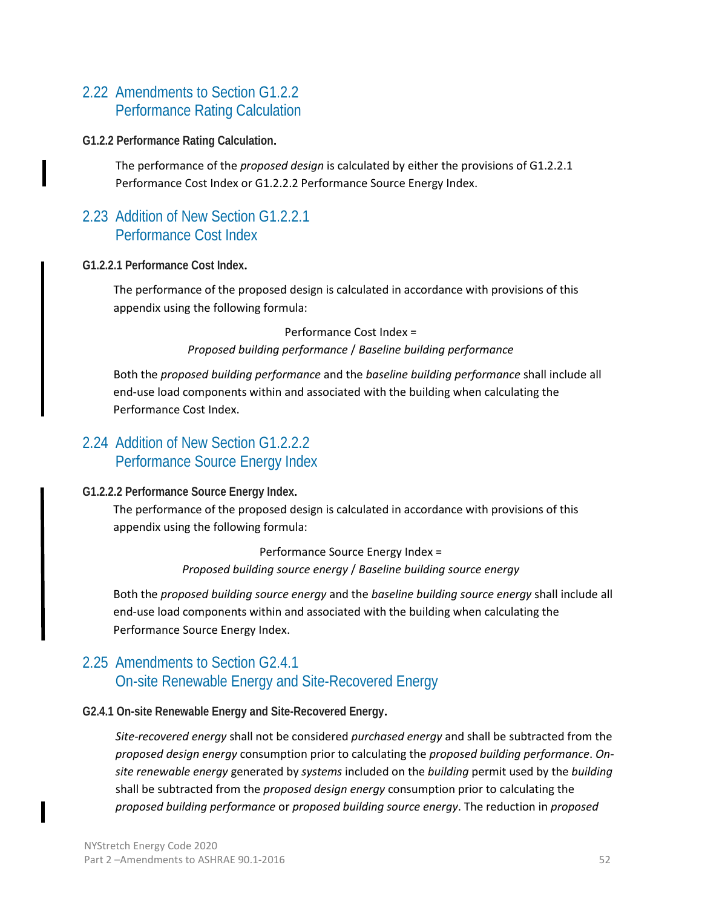## 2.22 Amendments to Section G1.2.2 Performance Rating Calculation

**G1.2.2 Performance Rating Calculation.**

The performance of the *proposed design* is calculated by either the provisions of G1.2.2.1 Performance Cost Index or G1.2.2.2 Performance Source Energy Index.

## 2.23 Addition of New Section G1.2.2.1 Performance Cost Index

**G1.2.2.1 Performance Cost Index.**

The performance of the proposed design is calculated in accordance with provisions of this appendix using the following formula:

Performance Cost Index =
*Proposed building performance* / *Baseline building performance*

Both the *proposed building performance* and the *baseline building performance* shall include all end-use load components within and associated with the building when calculating the Performance Cost Index.

## 2.24 Addition of New Section G1.2.2.2 Performance Source Energy Index

**G1.2.2.2 Performance Source Energy Index.**

The performance of the proposed design is calculated in accordance with provisions of this appendix using the following formula:

Performance Source Energy Index =
*Proposed building source energy* / *Baseline building source energy*

Both the *proposed building source energy* and the *baseline building source energy* shall include all end-use load components within and associated with the building when calculating the Performance Source Energy Index.

## 2.25 Amendments to Section G2.4.1 On-site Renewable Energy and Site-Recovered Energy

**G2.4.1 On-site Renewable Energy and Site-Recovered Energy.**

*Site-recovered energy* shall not be considered *purchased energy* and shall be subtracted from the *proposed design energy* consumption prior to calculating the *proposed building performance*. *On-site renewable energy* generated by *systems* included on the *building* permit used by the *building* shall be subtracted from the *proposed design energy* consumption prior to calculating the *proposed building performance* or *proposed building source energy*. The reduction in *proposed*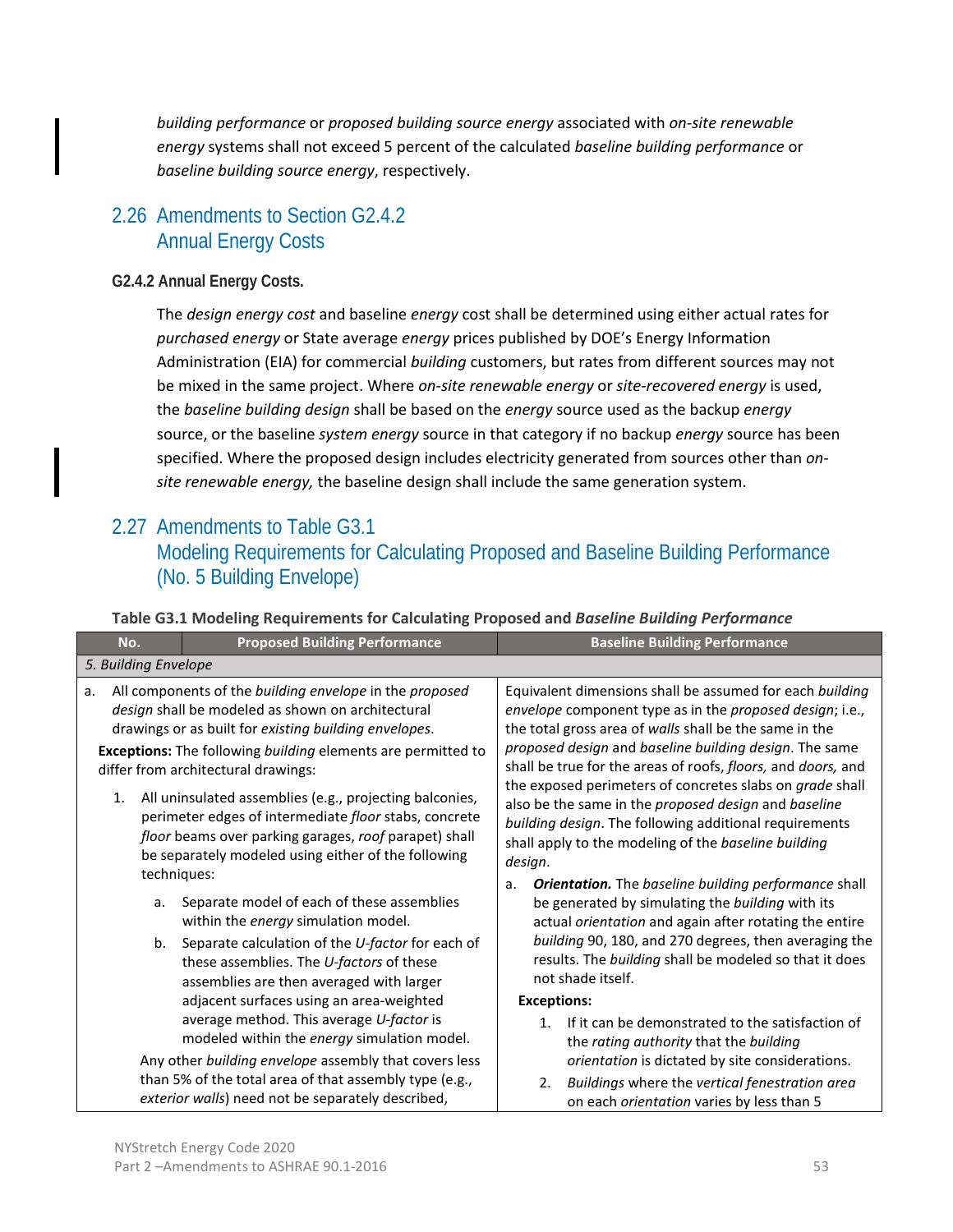*building performance* or *proposed building source energy* associated with *on-site renewable energy* systems shall not exceed 5 percent of the calculated *baseline building performance* or *baseline building source energy*, respectively.

## 2.26 Amendments to Section G2.4.2 Annual Energy Costs

**G2.4.2 Annual Energy Costs.**

The *design energy cost* and baseline *energy* cost shall be determined using either actual rates for *purchased energy* or State average *energy* prices published by DOE's Energy Information Administration (EIA) for commercial *building* customers, but rates from different sources may not be mixed in the same project. Where *on-site renewable energy* or *site-recovered energy* is used, the *baseline building design* shall be based on the *energy* source used as the backup *energy* source, or the baseline *system energy* source in that category if no backup *energy* source has been specified. Where the proposed design includes electricity generated from sources other than *on-site renewable energy,* the baseline design shall include the same generation system.

## 2.27 Amendments to Table G3.1 Modeling Requirements for Calculating Proposed and Baseline Building Performance (No. 5 Building Envelope)

**Table G3.1 Modeling Requirements for Calculating Proposed and *Baseline Building Performance***

| No. Proposed Building Performance | Baseline Building Performance |
|---|---|
| *5. Building Envelope* | |
| a. All components of the *building envelope* in the *proposed design* shall be modeled as shown on architectural drawings or as built for *existing building envelopes*.<br>**Exceptions:** The following *building* elements are permitted to differ from architectural drawings:<br>1. All uninsulated assemblies (e.g., projecting balconies, perimeter edges of intermediate *floor* stabs, concrete *floor* beams over parking garages, *roof* parapet) shall be separately modeled using either of the following techniques:<br>a. Separate model of each of these assemblies within the *energy* simulation model.<br>b. Separate calculation of the *U-factor* for each of these assemblies. The *U-factors* of these assemblies are then averaged with larger adjacent surfaces using an area-weighted average method. This average *U-factor* is modeled within the *energy* simulation model.<br>Any other *building envelope* assembly that covers less than 5% of the total area of that assembly type (e.g., *exterior walls*) need not be separately described, | Equivalent dimensions shall be assumed for each *building envelope* component type as in the *proposed design*; i.e., the total gross area of *walls* shall be the same in the *proposed design* and *baseline building design*. The same shall be true for the areas of roofs, *floors,* and *doors,* and the exposed perimeters of concretes slabs on *grade* shall also be the same in the *proposed design* and *baseline building design*. The following additional requirements shall apply to the modeling of the *baseline building design*.<br>a. ***Orientation.*** The *baseline building performance* shall be generated by simulating the *building* with its actual *orientation* and again after rotating the entire *building* 90, 180, and 270 degrees, then averaging the results. The *building* shall be modeled so that it does not shade itself.<br>**Exceptions:**<br>1. If it can be demonstrated to the satisfaction of the *rating authority* that the *building orientation* is dictated by site considerations.<br>2. *Buildings* where the *vertical fenestration area* on each *orientation* varies by less than 5 |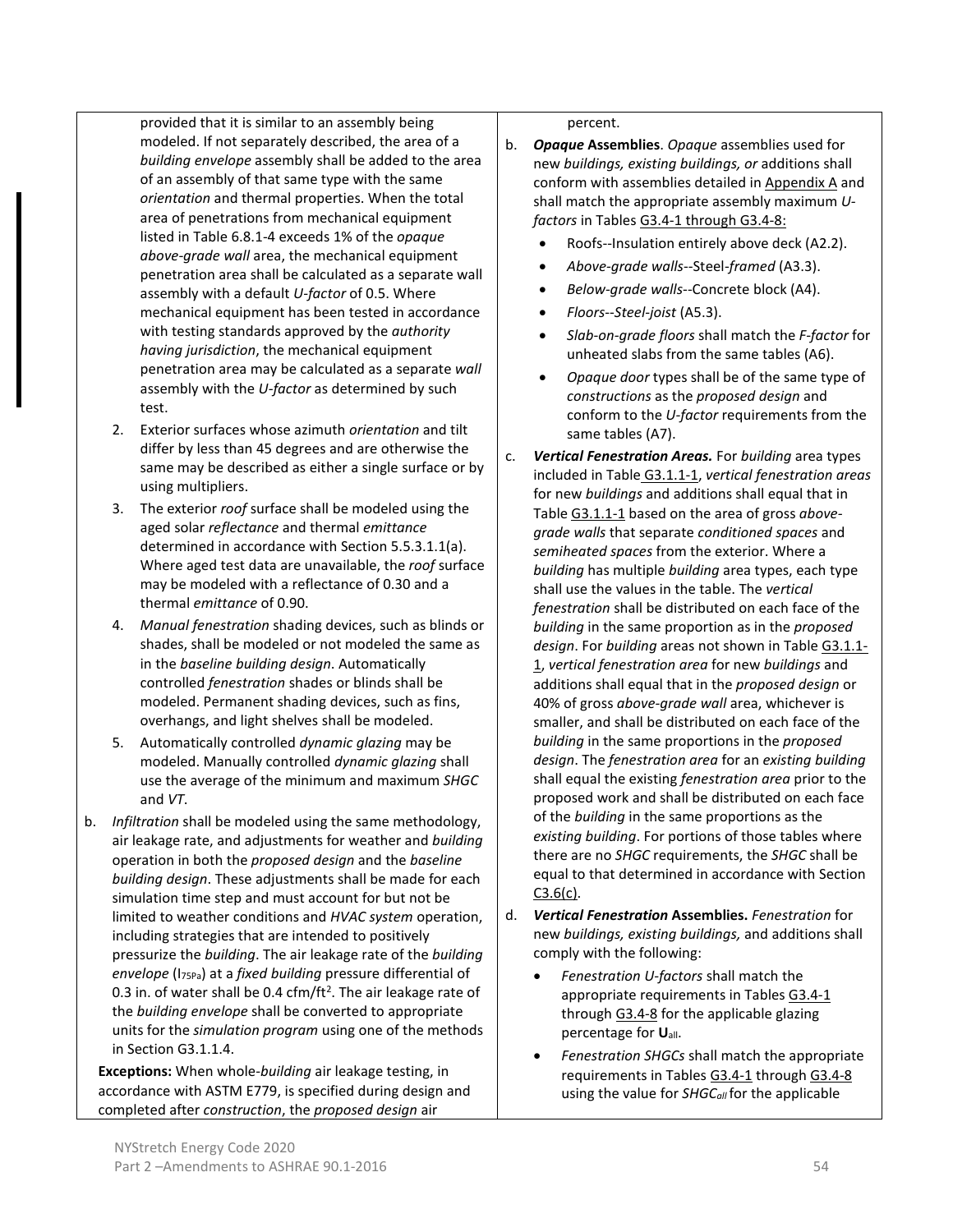provided that it is similar to an assembly being modeled. If not separately described, the area of a *building envelope* assembly shall be added to the area of an assembly of that same type with the same *orientation* and thermal properties. When the total area of penetrations from mechanical equipment listed in Table 6.8.1-4 exceeds 1% of the *opaque above-grade wall* area, the mechanical equipment penetration area shall be calculated as a separate wall assembly with a default *U-factor* of 0.5. Where mechanical equipment has been tested in accordance with testing standards approved by the *authority having jurisdiction*, the mechanical equipment penetration area may be calculated as a separate *wall* assembly with the *U-factor* as determined by such test.

2. Exterior surfaces whose azimuth *orientation* and tilt differ by less than 45 degrees and are otherwise the same may be described as either a single surface or by using multipliers.
3. The exterior *roof* surface shall be modeled using the aged solar *reflectance* and thermal *emittance* determined in accordance with Section 5.5.3.1.1(a). Where aged test data are unavailable, the *roof* surface may be modeled with a reflectance of 0.30 and a thermal *emittance* of 0.90.
4. *Manual fenestration* shading devices, such as blinds or shades, shall be modeled or not modeled the same as in the *baseline building design*. Automatically controlled *fenestration* shades or blinds shall be modeled. Permanent shading devices, such as fins, overhangs, and light shelves shall be modeled.
5. Automatically controlled *dynamic glazing* may be modeled. Manually controlled *dynamic glazing* shall use the average of the minimum and maximum *SHGC* and *VT*.

b. *Infiltration* shall be modeled using the same methodology, air leakage rate, and adjustments for weather and *building* operation in both the *proposed design* and the *baseline building design*. These adjustments shall be made for each simulation time step and must account for but not be limited to weather conditions and *HVAC system* operation, including strategies that are intended to positively pressurize the *building*. The air leakage rate of the *building envelope* ($I_{75Pa}$) at a *fixed building* pressure differential of 0.3 in. of water shall be 0.4 cfm/ft$^2$. The air leakage rate of the *building envelope* shall be converted to appropriate units for the *simulation program* using one of the methods in Section G3.1.1.4.

**Exceptions:** When whole-*building* air leakage testing, in accordance with ASTM E779, is specified during design and completed after *construction*, the *proposed design* air

percent.

b. ***Opaque* Assemblies**. *Opaque* assemblies used for new *buildings, existing buildings, or* additions shall conform with assemblies detailed in Appendix A and shall match the appropriate assembly maximum *U-factors* in Tables G3.4-1 through G3.4-8:
   - Roofs--Insulation entirely above deck (A2.2).
   - *Above-grade walls*--Steel-*framed* (A3.3).
   - *Below-grade walls*--Concrete block (A4).
   - *Floors--Steel-joist* (A5.3).
   - *Slab-on-grade floors* shall match the *F-factor* for unheated slabs from the same tables (A6).
   - *Opaque door* types shall be of the same type of *constructions* as the *proposed design* and conform to the *U-factor* requirements from the same tables (A7).

c. ***Vertical Fenestration Areas.*** For *building* area types included in Table G3.1.1-1, *vertical fenestration areas* for new *buildings* and additions shall equal that in Table G3.1.1-1 based on the area of gross *above-grade walls* that separate *conditioned spaces* and *semiheated spaces* from the exterior. Where a *building* has multiple *building* area types, each type shall use the values in the table. The *vertical fenestration* shall be distributed on each face of the *building* in the same proportion as in the *proposed design*. For *building* areas not shown in Table G3.1.1-1, *vertical fenestration area* for new *buildings* and additions shall equal that in the *proposed design* or 40% of gross *above-grade wall* area, whichever is smaller, and shall be distributed on each face of the *building* in the same proportions in the *proposed design*. The *fenestration area* for an *existing building* shall equal the existing *fenestration area* prior to the proposed work and shall be distributed on each face of the *building* in the same proportions as the *existing building*. For portions of those tables where there are no *SHGC* requirements, the *SHGC* shall be equal to that determined in accordance with Section C3.6(c).

d. ***Vertical Fenestration* Assemblies.** *Fenestration* for new *buildings, existing buildings,* and additions shall comply with the following:
   - *Fenestration U-factors* shall match the appropriate requirements in Tables G3.4-1 through G3.4-8 for the applicable glazing percentage for $\mathbf{U}_{all}$.
   - *Fenestration SHGCs* shall match the appropriate requirements in Tables G3.4-1 through G3.4-8 using the value for $SHGC_{all}$ for the applicable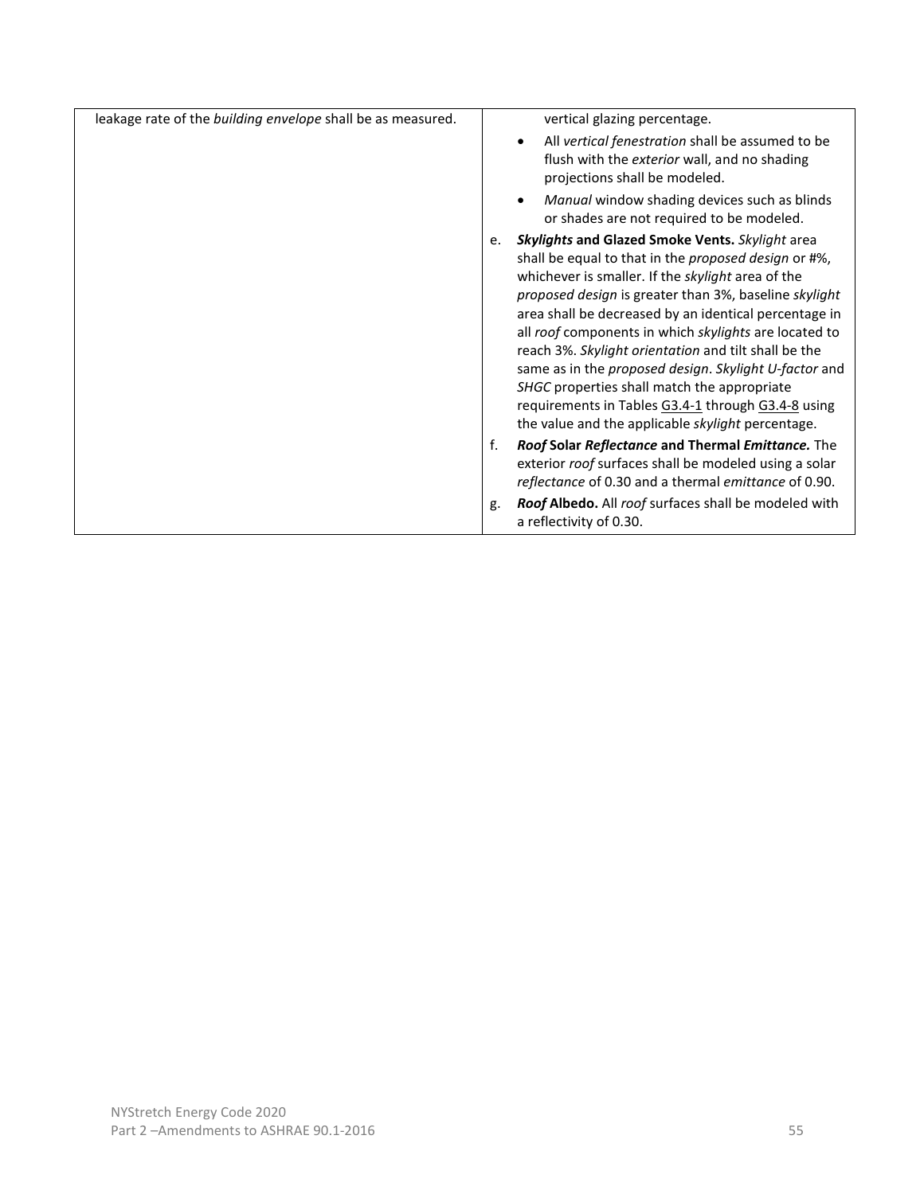| | |
|---|---|
| leakage rate of the *building envelope* shall be as measured. | vertical glazing percentage.<br>• All *vertical fenestration* shall be assumed to be flush with the *exterior* wall, and no shading projections shall be modeled.<br>• *Manual* window shading devices such as blinds or shades are not required to be modeled.<br>e. ***Skylights* and Glazed Smoke Vents.** *Skylight* area shall be equal to that in the *proposed design* or #%, whichever is smaller. If the *skylight* area of the *proposed design* is greater than 3%, baseline *skylight* area shall be decreased by an identical percentage in all *roof* components in which *skylights* are located to reach 3%. *Skylight orientation* and tilt shall be the same as in the *proposed design*. *Skylight U-factor* and *SHGC* properties shall match the appropriate requirements in Tables G3.4-1 through G3.4-8 using the value and the applicable *skylight* percentage.<br>f. ***Roof* Solar *Reflectance* and Thermal *Emittance.*** The exterior *roof* surfaces shall be modeled using a solar *reflectance* of 0.30 and a thermal *emittance* of 0.90.<br>g. ***Roof* Albedo.** All *roof* surfaces shall be modeled with a reflectivity of 0.30. |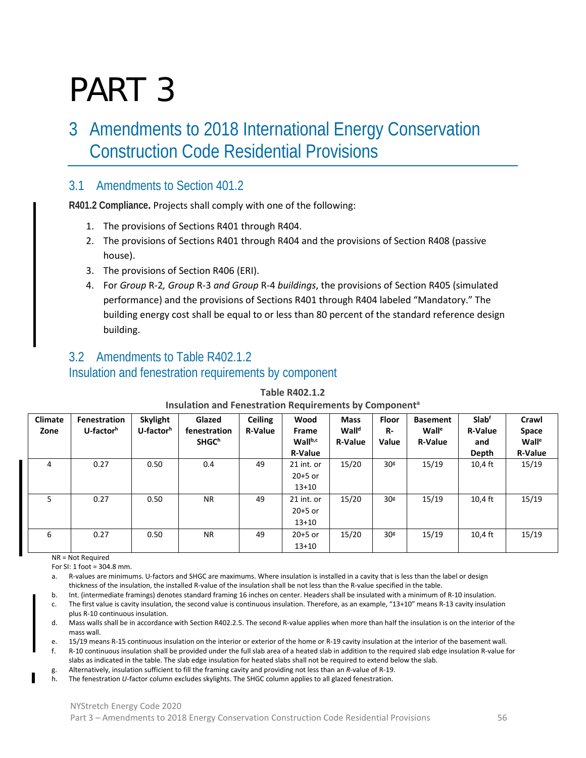# PART 3

# 3 Amendments to 2018 International Energy Conservation Construction Code Residential Provisions

## 3.1 Amendments to Section 401.2

**R401.2 Compliance.** Projects shall comply with one of the following:

1. The provisions of Sections R401 through R404.
2. The provisions of Sections R401 through R404 and the provisions of Section R408 (passive house).
3. The provisions of Section R406 (ERI).
4. For *Group* R-2*, Group* R-3 *and Group* R-4 *buildings*, the provisions of Section R405 (simulated performance) and the provisions of Sections R401 through R404 labeled "Mandatory." The building energy cost shall be equal to or less than 80 percent of the standard reference design building.

## 3.2 Amendments to Table R402.1.2
### Insulation and fenestration requirements by component

**Table R402.1.2**
**Insulation and Fenestration Requirements by Component[a]**

| Climate Zone | Fenestration U-factor[h] | Skylight U-factor[h] | Glazed fenestration SHGC[h] | Ceiling R-Value | Wood Frame Wall[b,c] R-Value | Mass Wall[d] R-Value | Floor R-Value | Basement Wall[e] R-Value | Slab[f] R-Value and Depth | Crawl Space Wall[e] R-Value |
|---|---|---|---|---|---|---|---|---|---|---|
| 4 | 0.27 | 0.50 | 0.4 | 49 | 21 int. or 20+5 or 13+10 | 15/20 | 30[g] | 15/19 | 10,4 ft | 15/19 |
| 5 | 0.27 | 0.50 | NR | 49 | 21 int. or 20+5 or 13+10 | 15/20 | 30[g] | 15/19 | 10,4 ft | 15/19 |
| 6 | 0.27 | 0.50 | NR | 49 | 20+5 or 13+10 | 15/20 | 30[g] | 15/19 | 10,4 ft | 15/19 |

NR = Not Required

For SI: 1 foot = 304.8 mm.

a. R-values are minimums. U-factors and SHGC are maximums. Where insulation is installed in a cavity that is less than the label or design thickness of the insulation, the installed R-value of the insulation shall be not less than the R-value specified in the table.

b. Int. (intermediate framings) denotes standard framing 16 inches on center. Headers shall be insulated with a minimum of R-10 insulation.

c. The first value is cavity insulation, the second value is continuous insulation. Therefore, as an example, "13+10" means R-13 cavity insulation plus R-10 continuous insulation.

d. Mass walls shall be in accordance with Section R402.2.5. The second R-value applies when more than half the insulation is on the interior of the mass wall.

e. 15/19 means R-15 continuous insulation on the interior or exterior of the home or R-19 cavity insulation at the interior of the basement wall.

f. R-10 continuous insulation shall be provided under the full slab area of a heated slab in addition to the required slab edge insulation R-value for slabs as indicated in the table. The slab edge insulation for heated slabs shall not be required to extend below the slab.

g. Alternatively, insulation sufficient to fill the framing cavity and providing not less than an *R*-value of R-19.

h. The fenestration *U*-factor column excludes skylights. The SHGC column applies to all glazed fenestration.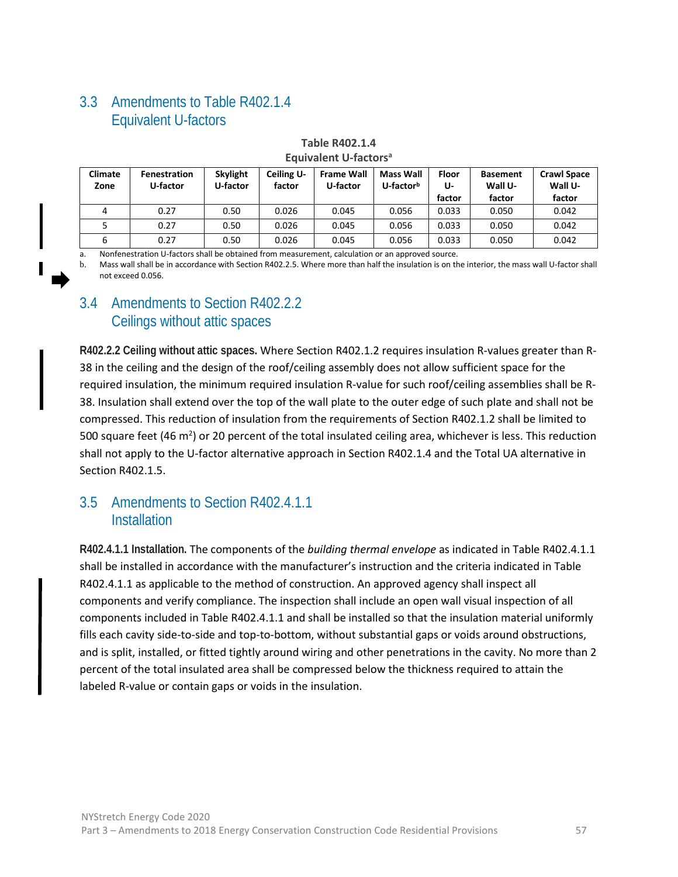## 3.3 Amendments to Table R402.1.4 Equivalent U-factors

**Table R402.1.4**
**Equivalent U-factors[a]**

| Climate Zone | Fenestration U-factor | Skylight U-factor | Ceiling U-factor | Frame Wall U-factor | Mass Wall U-factor[b] | Floor U-factor | Basement Wall U-factor | Crawl Space Wall U-factor |
|---|---|---|---|---|---|---|---|---|
| 4 | 0.27 | 0.50 | 0.026 | 0.045 | 0.056 | 0.033 | 0.050 | 0.042 |
| 5 | 0.27 | 0.50 | 0.026 | 0.045 | 0.056 | 0.033 | 0.050 | 0.042 |
| 6 | 0.27 | 0.50 | 0.026 | 0.045 | 0.056 | 0.033 | 0.050 | 0.042 |

a. Nonfenestration U-factors shall be obtained from measurement, calculation or an approved source.
b. Mass wall shall be in accordance with Section R402.2.5. Where more than half the insulation is on the interior, the mass wall U-factor shall not exceed 0.056.

## 3.4 Amendments to Section R402.2.2 Ceilings without attic spaces

**R402.2.2 Ceiling without attic spaces.** Where Section R402.1.2 requires insulation R-values greater than R-38 in the ceiling and the design of the roof/ceiling assembly does not allow sufficient space for the required insulation, the minimum required insulation R-value for such roof/ceiling assemblies shall be R-38. Insulation shall extend over the top of the wall plate to the outer edge of such plate and shall not be compressed. This reduction of insulation from the requirements of Section R402.1.2 shall be limited to 500 square feet (46 $m^2$) or 20 percent of the total insulated ceiling area, whichever is less. This reduction shall not apply to the U-factor alternative approach in Section R402.1.4 and the Total UA alternative in Section R402.1.5.

## 3.5 Amendments to Section R402.4.1.1 Installation

**R402.4.1.1 Installation.** The components of the *building thermal envelope* as indicated in Table R402.4.1.1 shall be installed in accordance with the manufacturer's instruction and the criteria indicated in Table R402.4.1.1 as applicable to the method of construction. An approved agency shall inspect all components and verify compliance. The inspection shall include an open wall visual inspection of all components included in Table R402.4.1.1 and shall be installed so that the insulation material uniformly fills each cavity side-to-side and top-to-bottom, without substantial gaps or voids around obstructions, and is split, installed, or fitted tightly around wiring and other penetrations in the cavity. No more than 2 percent of the total insulated area shall be compressed below the thickness required to attain the labeled R-value or contain gaps or voids in the insulation.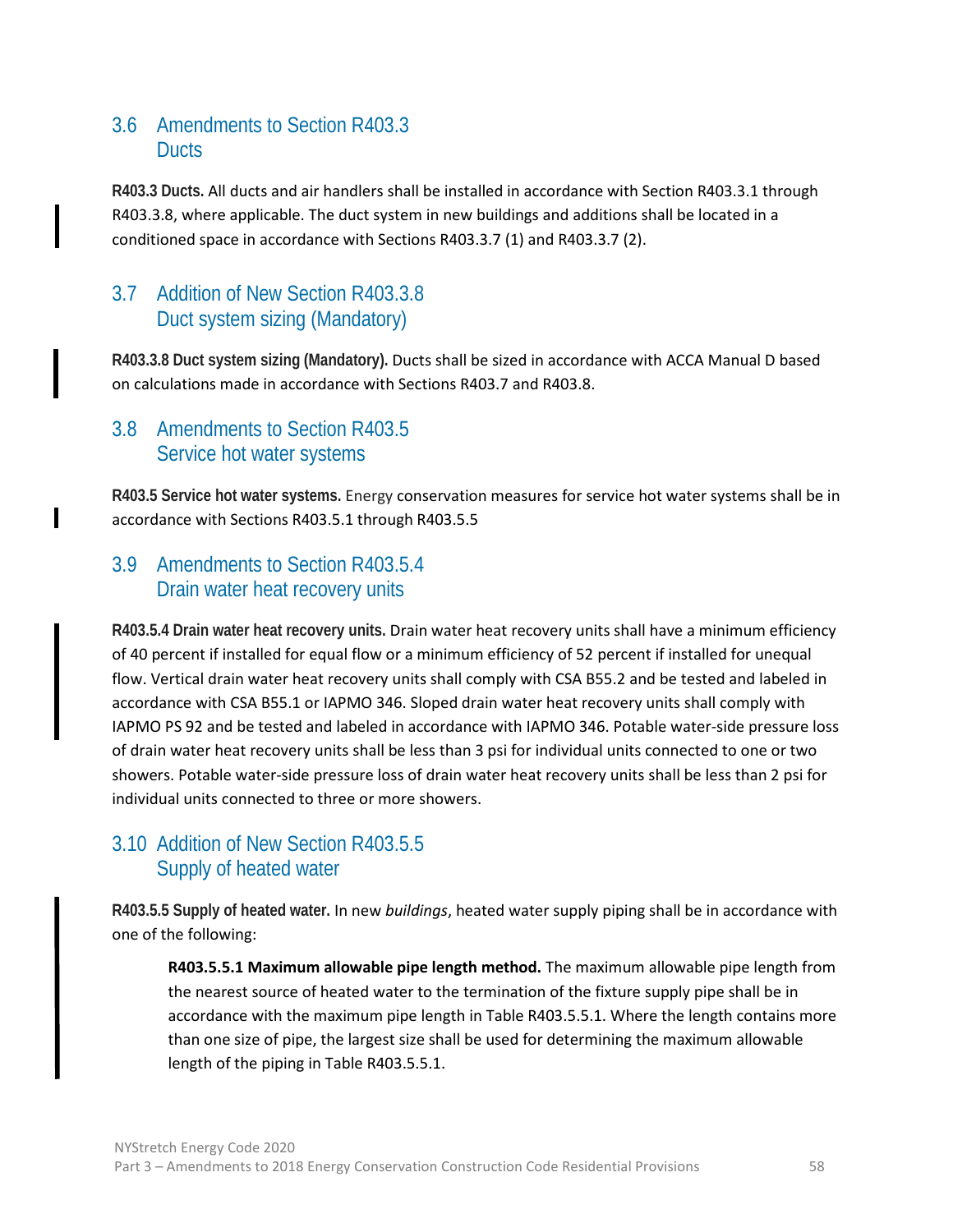## 3.6 Amendments to Section R403.3 Ducts

**R403.3 Ducts.** All ducts and air handlers shall be installed in accordance with Section R403.3.1 through R403.3.8, where applicable. The duct system in new buildings and additions shall be located in a conditioned space in accordance with Sections R403.3.7 (1) and R403.3.7 (2).

## 3.7 Addition of New Section R403.3.8 Duct system sizing (Mandatory)

**R403.3.8 Duct system sizing (Mandatory).** Ducts shall be sized in accordance with ACCA Manual D based on calculations made in accordance with Sections R403.7 and R403.8.

## 3.8 Amendments to Section R403.5 Service hot water systems

**R403.5 Service hot water systems.** Energy conservation measures for service hot water systems shall be in accordance with Sections R403.5.1 through R403.5.5

## 3.9 Amendments to Section R403.5.4 Drain water heat recovery units

**R403.5.4 Drain water heat recovery units.** Drain water heat recovery units shall have a minimum efficiency of 40 percent if installed for equal flow or a minimum efficiency of 52 percent if installed for unequal flow. Vertical drain water heat recovery units shall comply with CSA B55.2 and be tested and labeled in accordance with CSA B55.1 or IAPMO 346. Sloped drain water heat recovery units shall comply with IAPMO PS 92 and be tested and labeled in accordance with IAPMO 346. Potable water-side pressure loss of drain water heat recovery units shall be less than 3 psi for individual units connected to one or two showers. Potable water-side pressure loss of drain water heat recovery units shall be less than 2 psi for individual units connected to three or more showers.

## 3.10 Addition of New Section R403.5.5 Supply of heated water

**R403.5.5 Supply of heated water.** In new *buildings*, heated water supply piping shall be in accordance with one of the following:

> **R403.5.5.1 Maximum allowable pipe length method.** The maximum allowable pipe length from the nearest source of heated water to the termination of the fixture supply pipe shall be in accordance with the maximum pipe length in Table R403.5.5.1. Where the length contains more than one size of pipe, the largest size shall be used for determining the maximum allowable length of the piping in Table R403.5.5.1.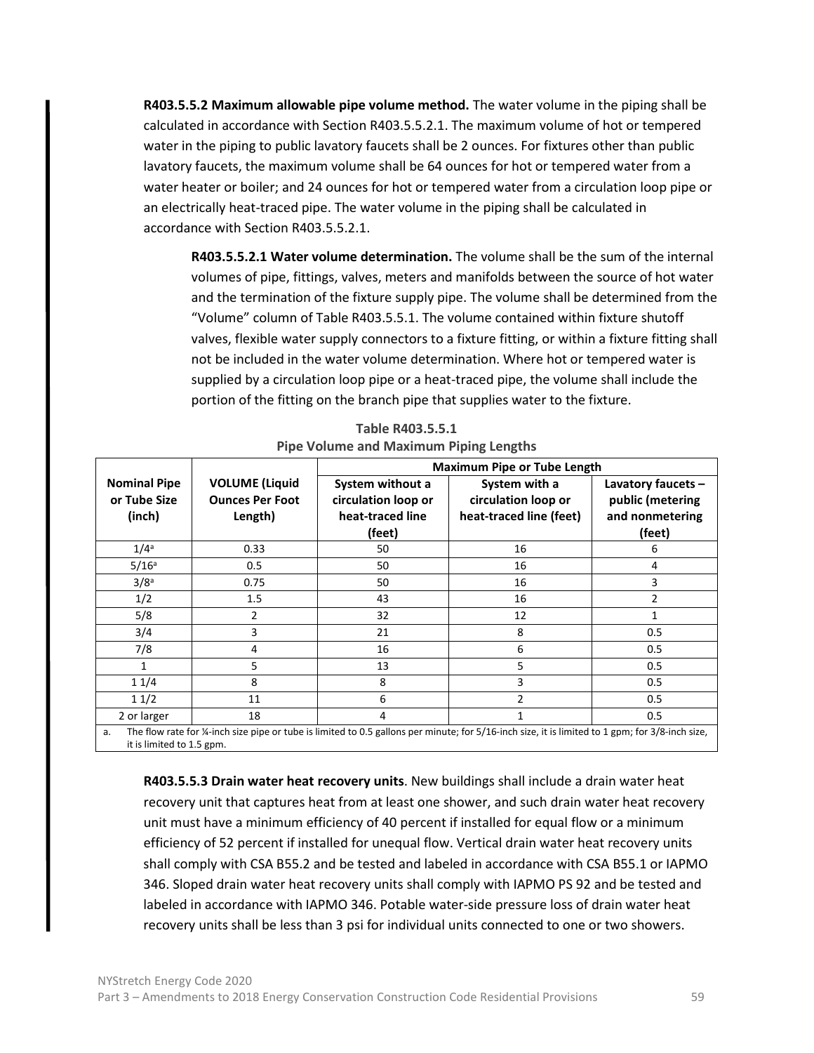**R403.5.5.2 Maximum allowable pipe volume method.** The water volume in the piping shall be calculated in accordance with Section R403.5.5.2.1. The maximum volume of hot or tempered water in the piping to public lavatory faucets shall be 2 ounces. For fixtures other than public lavatory faucets, the maximum volume shall be 64 ounces for hot or tempered water from a water heater or boiler; and 24 ounces for hot or tempered water from a circulation loop pipe or an electrically heat-traced pipe. The water volume in the piping shall be calculated in accordance with Section R403.5.5.2.1.

**R403.5.5.2.1 Water volume determination.** The volume shall be the sum of the internal volumes of pipe, fittings, valves, meters and manifolds between the source of hot water and the termination of the fixture supply pipe. The volume shall be determined from the "Volume" column of Table R403.5.5.1. The volume contained within fixture shutoff valves, flexible water supply connectors to a fixture fitting, or within a fixture fitting shall not be included in the water volume determination. Where hot or tempered water is supplied by a circulation loop pipe or a heat-traced pipe, the volume shall include the portion of the fitting on the branch pipe that supplies water to the fixture.

**Table R403.5.5.1**
**Pipe Volume and Maximum Piping Lengths**

| Nominal Pipe or Tube Size (inch) | VOLUME (Liquid Ounces Per Foot Length) | Maximum Pipe or Tube Length | | |
|---|---|---|---|---|
| | | System without a circulation loop or heat-traced line (feet) | System with a circulation loop or heat-traced line (feet) | Lavatory faucets – public (metering and nonmetering (feet) |
| 1/4[a] | 0.33 | 50 | 16 | 6 |
| 5/16[a] | 0.5 | 50 | 16 | 4 |
| 3/8[a] | 0.75 | 50 | 16 | 3 |
| 1/2 | 1.5 | 43 | 16 | 2 |
| 5/8 | 2 | 32 | 12 | 1 |
| 3/4 | 3 | 21 | 8 | 0.5 |
| 7/8 | 4 | 16 | 6 | 0.5 |
| 1 | 5 | 13 | 5 | 0.5 |
| 1 1/4 | 8 | 8 | 3 | 0.5 |
| 1 1/2 | 11 | 6 | 2 | 0.5 |
| 2 or larger | 18 | 4 | 1 | 0.5 |

a. The flow rate for ¼-inch size pipe or tube is limited to 0.5 gallons per minute; for 5/16-inch size, it is limited to 1 gpm; for 3/8-inch size, it is limited to 1.5 gpm.

**R403.5.5.3 Drain water heat recovery units**. New buildings shall include a drain water heat recovery unit that captures heat from at least one shower, and such drain water heat recovery unit must have a minimum efficiency of 40 percent if installed for equal flow or a minimum efficiency of 52 percent if installed for unequal flow. Vertical drain water heat recovery units shall comply with CSA B55.2 and be tested and labeled in accordance with CSA B55.1 or IAPMO 346. Sloped drain water heat recovery units shall comply with IAPMO PS 92 and be tested and labeled in accordance with IAPMO 346. Potable water-side pressure loss of drain water heat recovery units shall be less than 3 psi for individual units connected to one or two showers.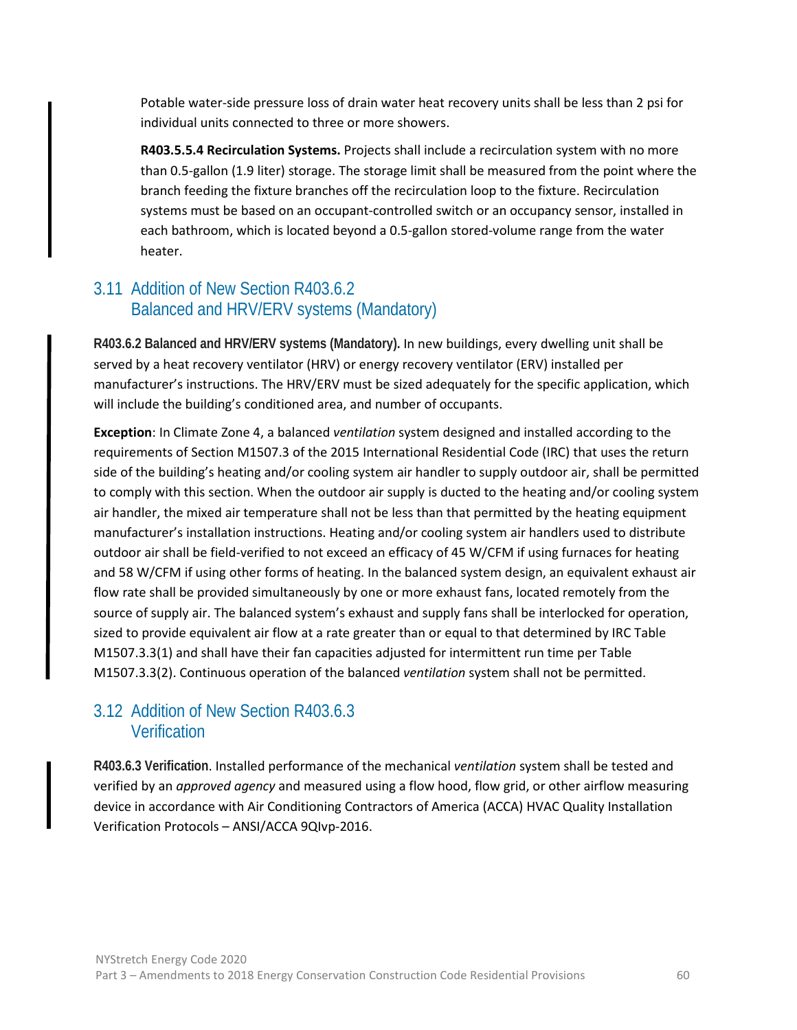Potable water-side pressure loss of drain water heat recovery units shall be less than 2 psi for individual units connected to three or more showers.

**R403.5.5.4 Recirculation Systems.** Projects shall include a recirculation system with no more than 0.5-gallon (1.9 liter) storage. The storage limit shall be measured from the point where the branch feeding the fixture branches off the recirculation loop to the fixture. Recirculation systems must be based on an occupant-controlled switch or an occupancy sensor, installed in each bathroom, which is located beyond a 0.5-gallon stored-volume range from the water heater.

## 3.11 Addition of New Section R403.6.2 Balanced and HRV/ERV systems (Mandatory)

**R403.6.2 Balanced and HRV/ERV systems (Mandatory).** In new buildings, every dwelling unit shall be served by a heat recovery ventilator (HRV) or energy recovery ventilator (ERV) installed per manufacturer's instructions. The HRV/ERV must be sized adequately for the specific application, which will include the building's conditioned area, and number of occupants.

**Exception**: In Climate Zone 4, a balanced *ventilation* system designed and installed according to the requirements of Section M1507.3 of the 2015 International Residential Code (IRC) that uses the return side of the building's heating and/or cooling system air handler to supply outdoor air, shall be permitted to comply with this section. When the outdoor air supply is ducted to the heating and/or cooling system air handler, the mixed air temperature shall not be less than that permitted by the heating equipment manufacturer's installation instructions. Heating and/or cooling system air handlers used to distribute outdoor air shall be field-verified to not exceed an efficacy of 45 W/CFM if using furnaces for heating and 58 W/CFM if using other forms of heating. In the balanced system design, an equivalent exhaust air flow rate shall be provided simultaneously by one or more exhaust fans, located remotely from the source of supply air. The balanced system's exhaust and supply fans shall be interlocked for operation, sized to provide equivalent air flow at a rate greater than or equal to that determined by IRC Table M1507.3.3(1) and shall have their fan capacities adjusted for intermittent run time per Table M1507.3.3(2). Continuous operation of the balanced *ventilation* system shall not be permitted.

## 3.12 Addition of New Section R403.6.3 Verification

**R403.6.3 Verification**. Installed performance of the mechanical *ventilation* system shall be tested and verified by an *approved agency* and measured using a flow hood, flow grid, or other airflow measuring device in accordance with Air Conditioning Contractors of America (ACCA) HVAC Quality Installation Verification Protocols – ANSI/ACCA 9QIvp-2016.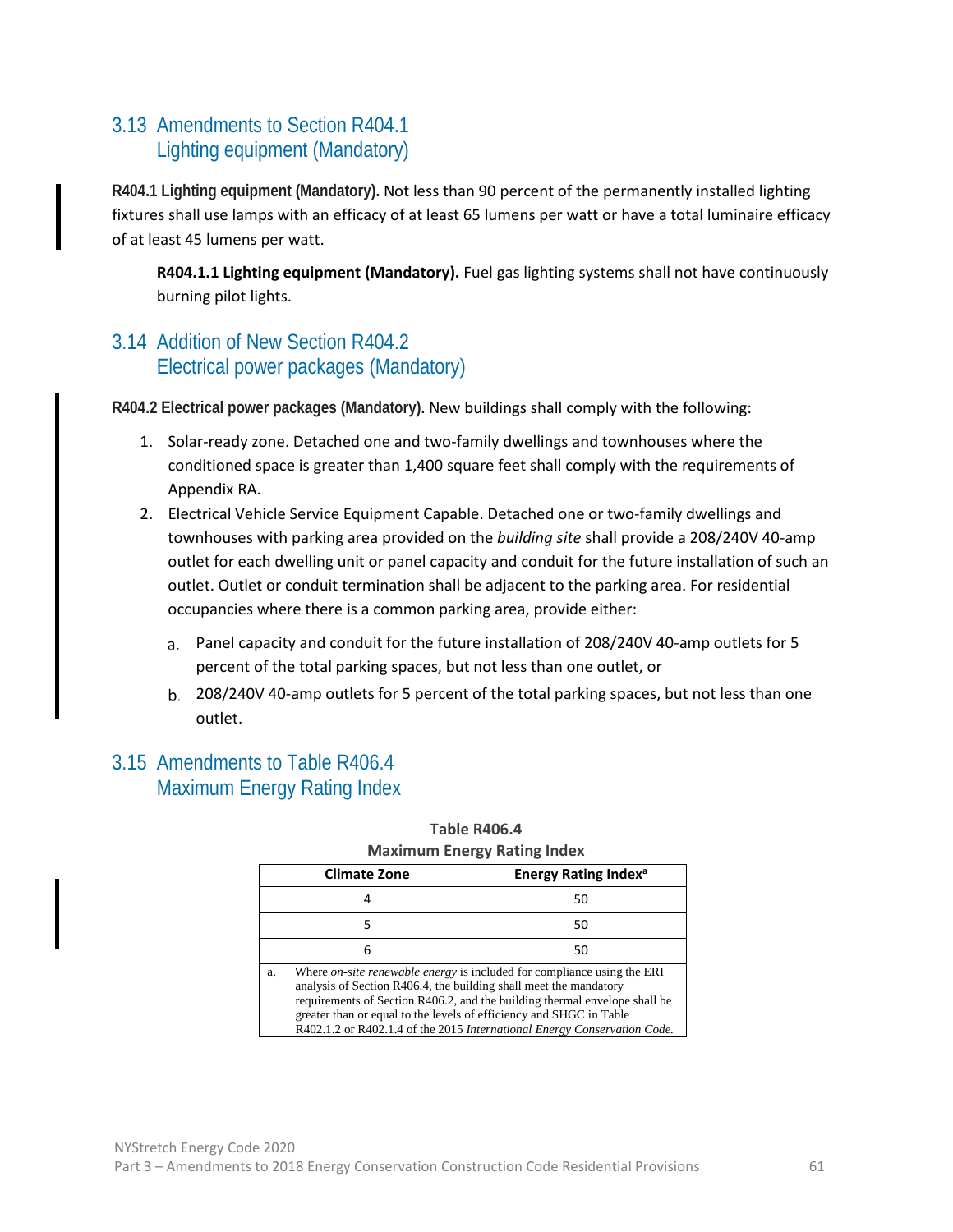## 3.13 Amendments to Section R404.1 Lighting equipment (Mandatory)

**R404.1 Lighting equipment (Mandatory).** Not less than 90 percent of the permanently installed lighting fixtures shall use lamps with an efficacy of at least 65 lumens per watt or have a total luminaire efficacy of at least 45 lumens per watt.

> **R404.1.1 Lighting equipment (Mandatory).** Fuel gas lighting systems shall not have continuously burning pilot lights.

## 3.14 Addition of New Section R404.2 Electrical power packages (Mandatory)

**R404.2 Electrical power packages (Mandatory).** New buildings shall comply with the following:

1. Solar-ready zone. Detached one and two-family dwellings and townhouses where the conditioned space is greater than 1,400 square feet shall comply with the requirements of Appendix RA.
2. Electrical Vehicle Service Equipment Capable. Detached one or two-family dwellings and townhouses with parking area provided on the *building site* shall provide a 208/240V 40-amp outlet for each dwelling unit or panel capacity and conduit for the future installation of such an outlet. Outlet or conduit termination shall be adjacent to the parking area. For residential occupancies where there is a common parking area, provide either:
   a. Panel capacity and conduit for the future installation of 208/240V 40-amp outlets for 5 percent of the total parking spaces, but not less than one outlet, or
   b. 208/240V 40-amp outlets for 5 percent of the total parking spaces, but not less than one outlet.

## 3.15 Amendments to Table R406.4 Maximum Energy Rating Index

**Table R406.4**
**Maximum Energy Rating Index**

| Climate Zone | Energy Rating Index[a] |
|---|---|
| 4 | 50 |
| 5 | 50 |
| 6 | 50 |

a. Where *on-site renewable energy* is included for compliance using the ERI analysis of Section R406.4, the building shall meet the mandatory requirements of Section R406.2, and the building thermal envelope shall be greater than or equal to the levels of efficiency and SHGC in Table R402.1.2 or R402.1.4 of the 2015 *International Energy Conservation Code.*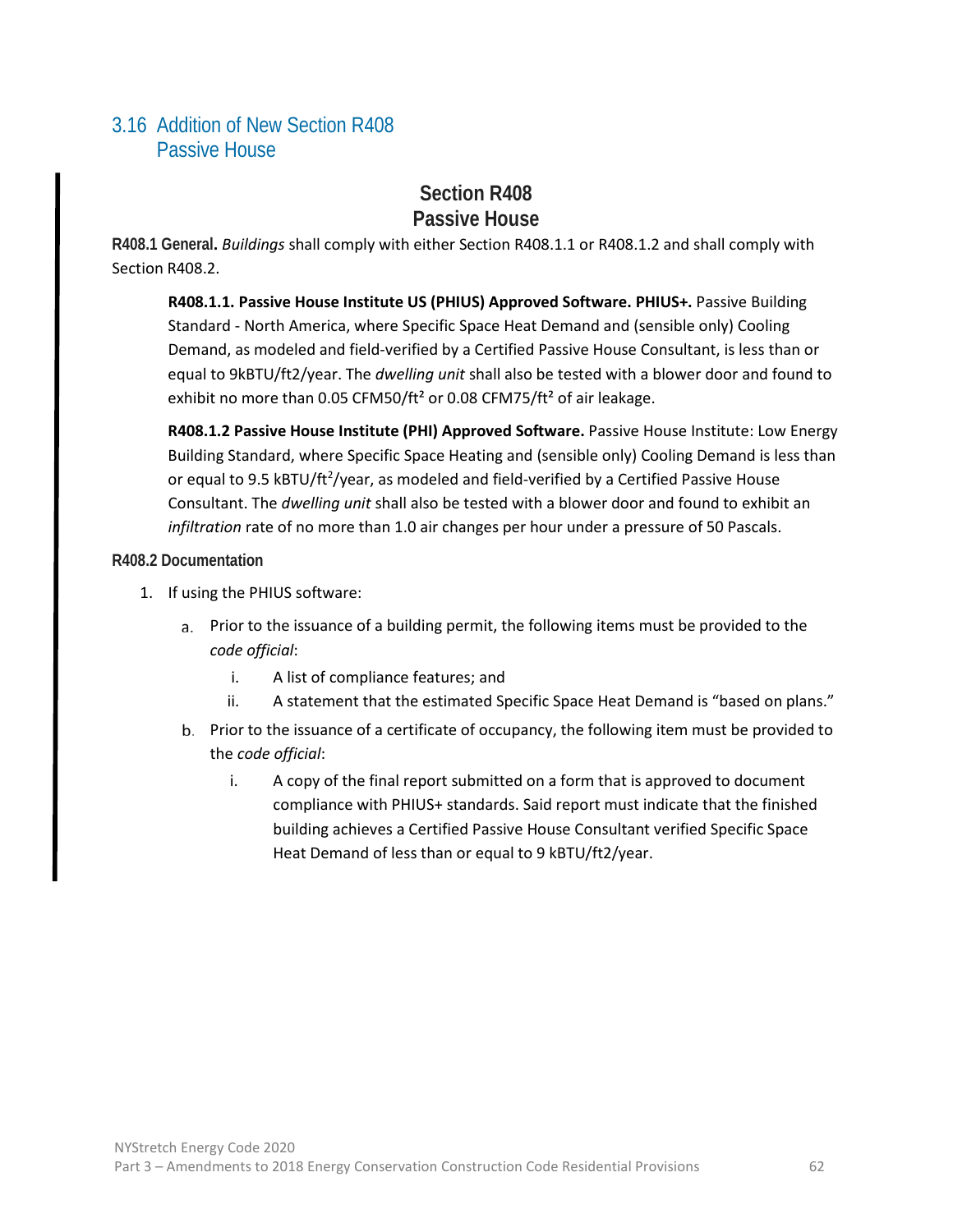## 3.16 Addition of New Section R408 Passive House

### Section R408
### Passive House

**R408.1 General.** *Buildings* shall comply with either Section R408.1.1 or R408.1.2 and shall comply with Section R408.2.

> **R408.1.1. Passive House Institute US (PHIUS) Approved Software. PHIUS+.** Passive Building Standard - North America, where Specific Space Heat Demand and (sensible only) Cooling Demand, as modeled and field-verified by a Certified Passive House Consultant, is less than or equal to 9kBTU/ft2/year. The *dwelling unit* shall also be tested with a blower door and found to exhibit no more than 0.05 CFM50/ft² or 0.08 CFM75/ft² of air leakage.
>
> **R408.1.2 Passive House Institute (PHI) Approved Software.** Passive House Institute: Low Energy Building Standard, where Specific Space Heating and (sensible only) Cooling Demand is less than or equal to 9.5 kBTU/ft$^2$/year, as modeled and field-verified by a Certified Passive House Consultant. The *dwelling unit* shall also be tested with a blower door and found to exhibit an *infiltration* rate of no more than 1.0 air changes per hour under a pressure of 50 Pascals.

**R408.2 Documentation**

1. If using the PHIUS software:
    a. Prior to the issuance of a building permit, the following items must be provided to the *code official*:
        i. A list of compliance features; and
        ii. A statement that the estimated Specific Space Heat Demand is "based on plans."
    b. Prior to the issuance of a certificate of occupancy, the following item must be provided to the *code official*:
        i. A copy of the final report submitted on a form that is approved to document compliance with PHIUS+ standards. Said report must indicate that the finished building achieves a Certified Passive House Consultant verified Specific Space Heat Demand of less than or equal to 9 kBTU/ft2/year.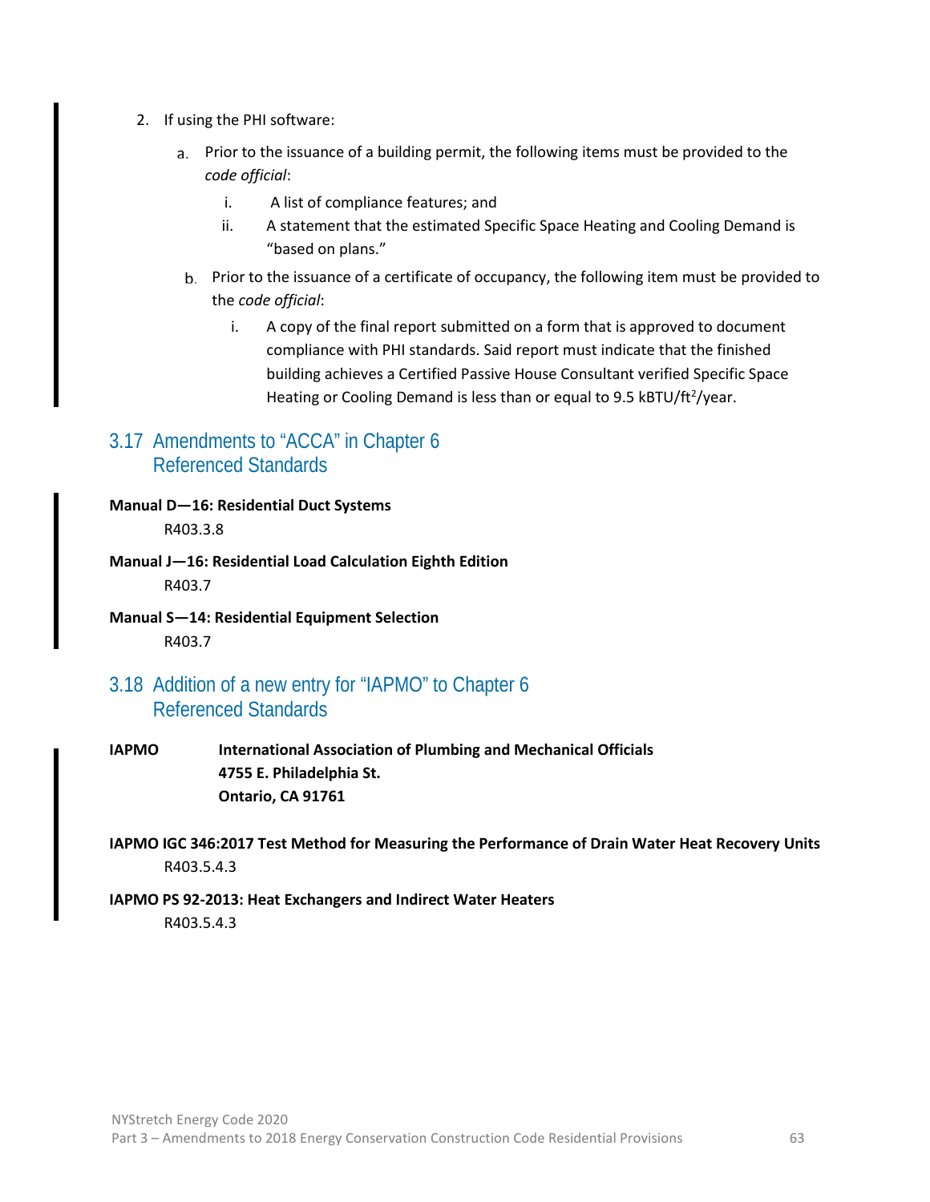2. If using the PHI software:

   a. Prior to the issuance of a building permit, the following items must be provided to the *code official*:

      i. A list of compliance features; and

      ii. A statement that the estimated Specific Space Heating and Cooling Demand is "based on plans."

   b. Prior to the issuance of a certificate of occupancy, the following item must be provided to the *code official*:

      i. A copy of the final report submitted on a form that is approved to document compliance with PHI standards. Said report must indicate that the finished building achieves a Certified Passive House Consultant verified Specific Space Heating or Cooling Demand is less than or equal to 9.5 kBTU/ft$^2$/year.

## 3.17 Amendments to "ACCA" in Chapter 6 Referenced Standards

**Manual D—16: Residential Duct Systems**

R403.3.8

**Manual J—16: Residential Load Calculation Eighth Edition**

R403.7

**Manual S—14: Residential Equipment Selection**

R403.7

## 3.18 Addition of a new entry for "IAPMO" to Chapter 6 Referenced Standards

**IAPMO** **International Association of Plumbing and Mechanical Officials**
**4755 E. Philadelphia St.**
**Ontario, CA 91761**

**IAPMO IGC 346:2017 Test Method for Measuring the Performance of Drain Water Heat Recovery Units**

R403.5.4.3

**IAPMO PS 92-2013: Heat Exchangers and Indirect Water Heaters**

R403.5.4.3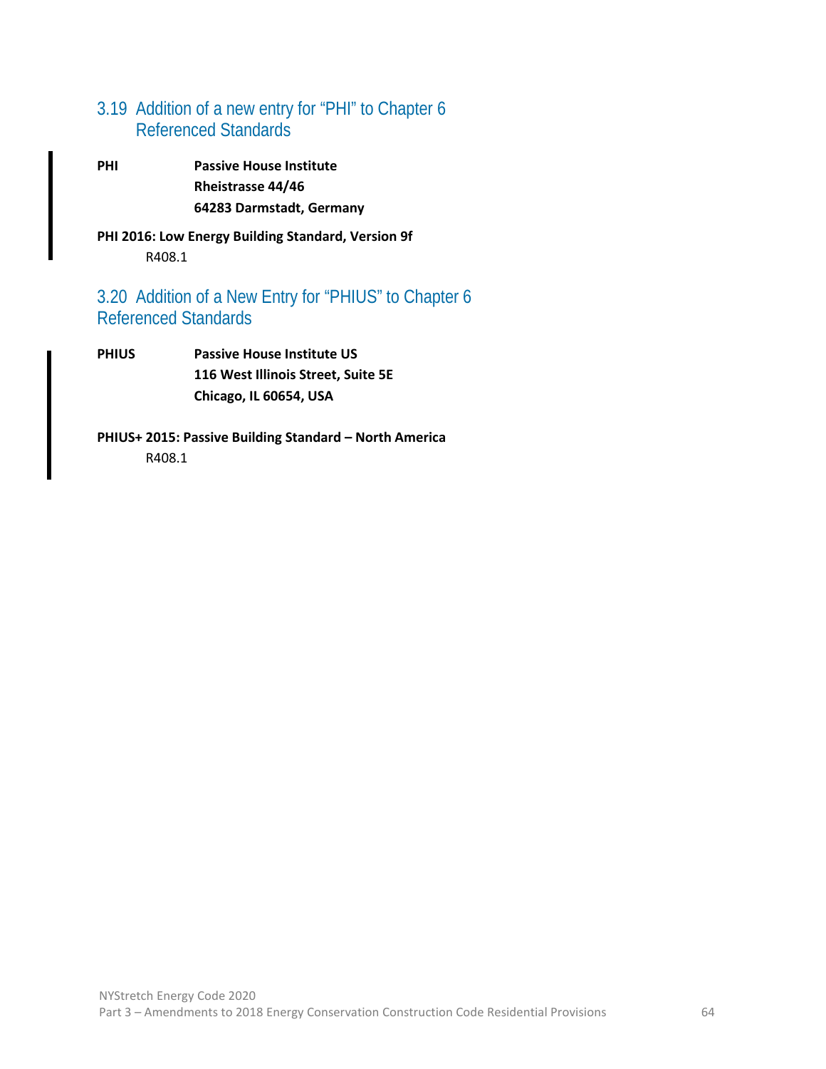## 3.19 Addition of a new entry for “PHI” to Chapter 6 Referenced Standards

**PHI** **Passive House Institute**
**Rheistrasse 44/46**
**64283 Darmstadt, Germany**

**PHI 2016: Low Energy Building Standard, Version 9f**

R408.1

## 3.20 Addition of a New Entry for “PHIUS” to Chapter 6 Referenced Standards

**PHIUS** **Passive House Institute US**
**116 West Illinois Street, Suite 5E**
**Chicago, IL 60654, USA**

**PHIUS+ 2015: Passive Building Standard – North America**

R408.1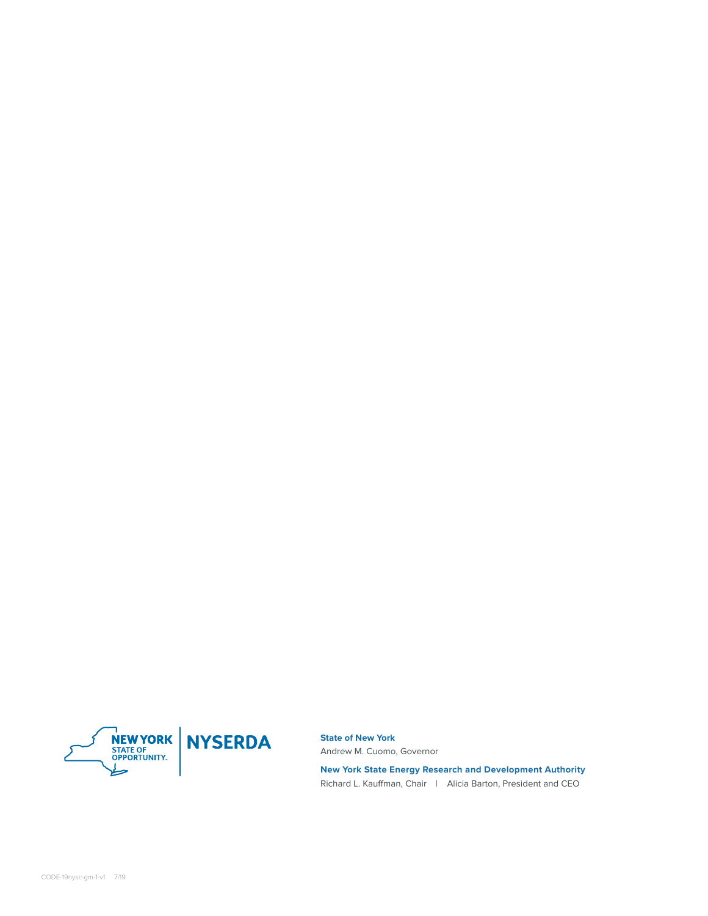NEW YORK
STATE OF
OPPORTUNITY.

NYSERDA

**State of New York**
Andrew M. Cuomo, Governor

**New York State Energy Research and Development Authority**
Richard L. Kauffman, Chair | Alicia Barton, President and CEO

CODE-19nysc-gm-1-v1 7/19